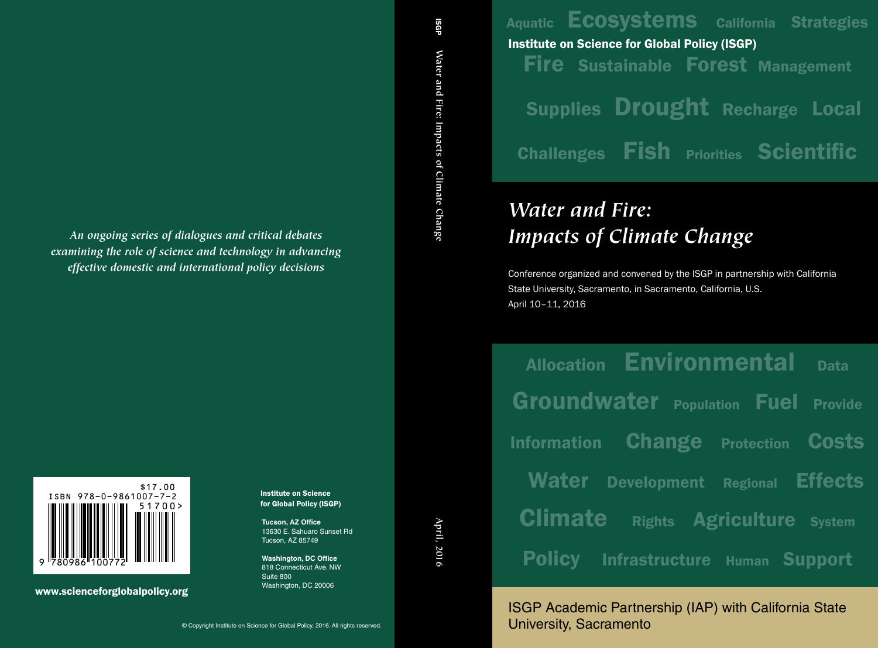# Water and Fire: Impacts of Climate Change

**Institute on Science for Global Policy (ISGP)**

Aquatic Ecosystems California Strategies
Fire Sustainable Forest Management
Supplies Drought Recharge Local
Challenges Fish Priorities Scientific

Conference organized and convened by the ISGP in partnership with California State University, Sacramento, in Sacramento, California, U.S.
April 10–11, 2016

Allocation Environmental Data
Groundwater Population Fuel Provide
Information Change Protection Costs
Water Development Regional Effects
Climate Rights Agriculture System
Policy Infrastructure Human Support

ISGP Academic Partnership (IAP) with California State University, Sacramento

ISGP — Water and Fire: Impacts of Climate Change — April, 2016

*An ongoing series of dialogues and critical debates examining the role of science and technology in advancing effective domestic and international policy decisions*

$17.00
ISBN 978-0-9861007-7-2
51700>
9 780986 100772

www.scienceforglobalpolicy.org

**Institute on Science for Global Policy (ISGP)**

**Tucson, AZ Office**
13630 E. Sahuaro Sunset Rd
Tucson, AZ 85749

**Washington, DC Office**
818 Connecticut Ave. NW
Suite 800
Washington, DC 20006

© Copyright Institute on Science for Global Policy, 2016. All rights reserved.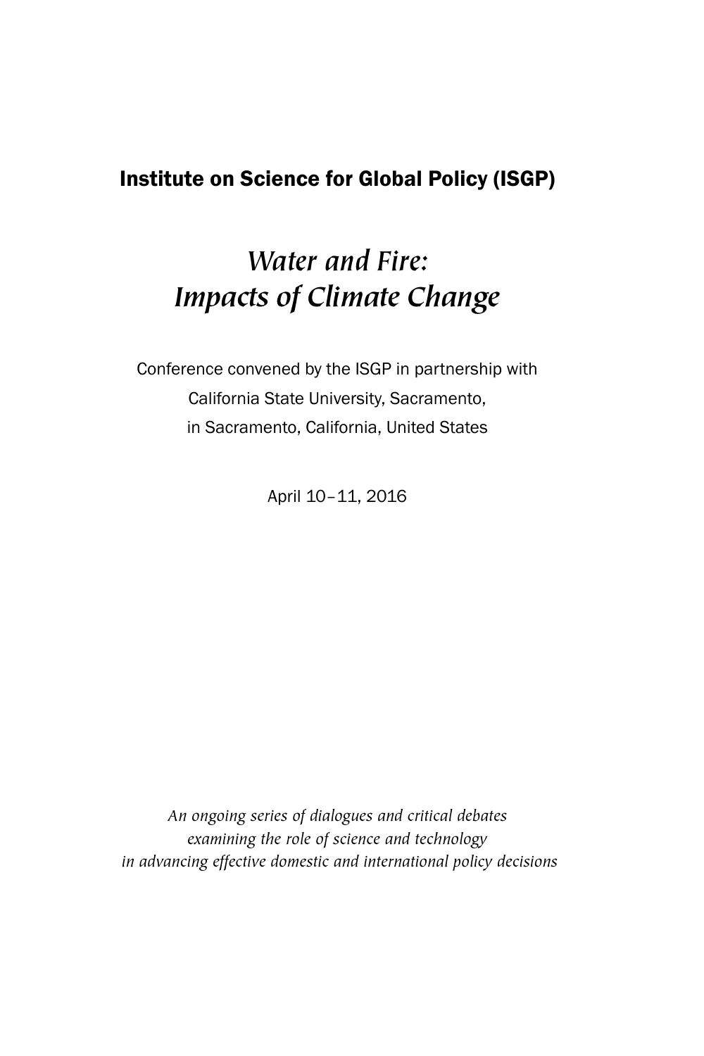## Institute on Science for Global Policy (ISGP)

# *Water and Fire: Impacts of Climate Change*

Conference convened by the ISGP in partnership with
California State University, Sacramento,
in Sacramento, California, United States

April 10–11, 2016

*An ongoing series of dialogues and critical debates examining the role of science and technology in advancing effective domestic and international policy decisions*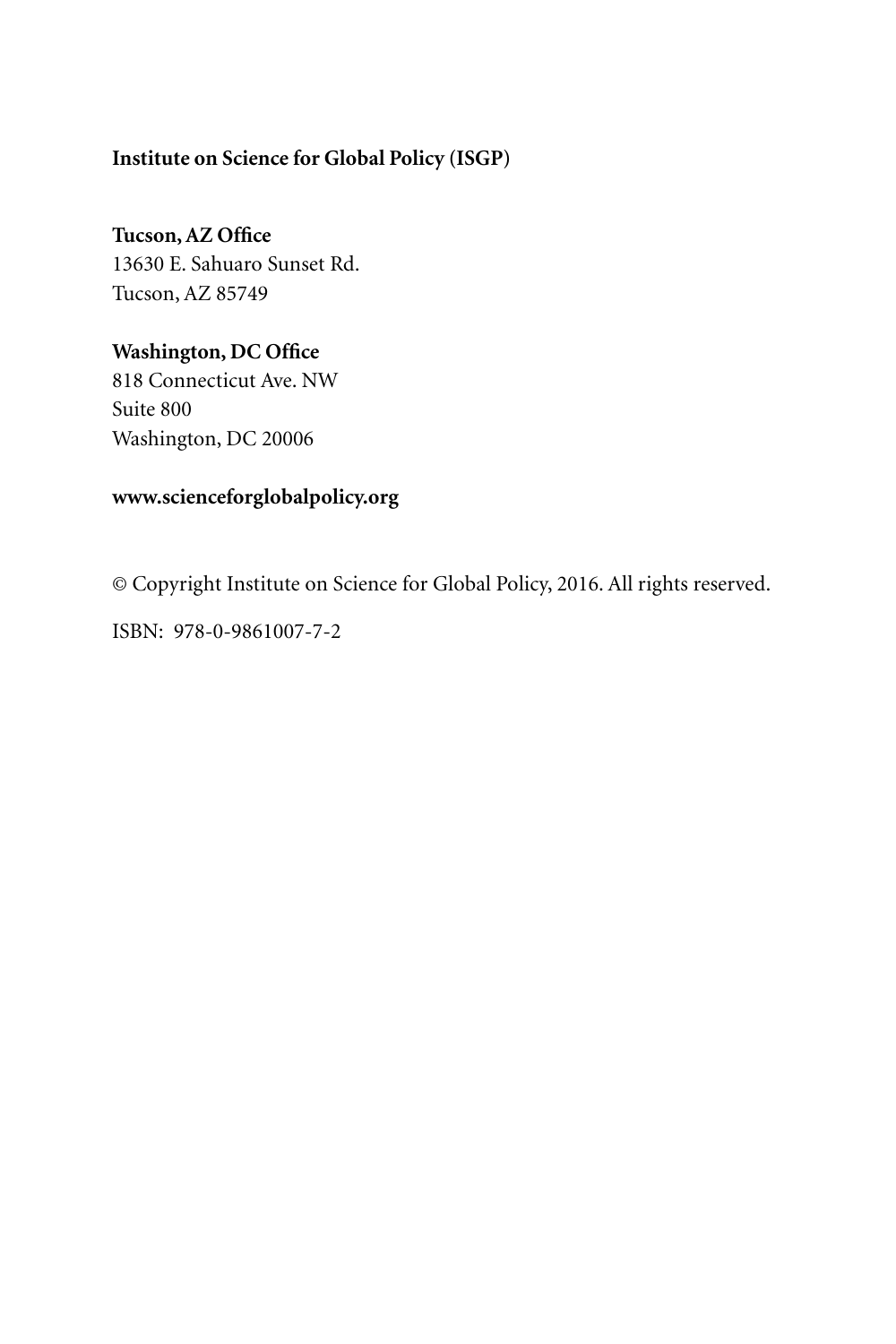**Institute on Science for Global Policy (ISGP)**

**Tucson, AZ Office**
13630 E. Sahuaro Sunset Rd.
Tucson, AZ 85749

**Washington, DC Office**
818 Connecticut Ave. NW
Suite 800
Washington, DC 20006

**www.scienceforglobalpolicy.org**

© Copyright Institute on Science for Global Policy, 2016. All rights reserved.

ISBN: 978-0-9861007-7-2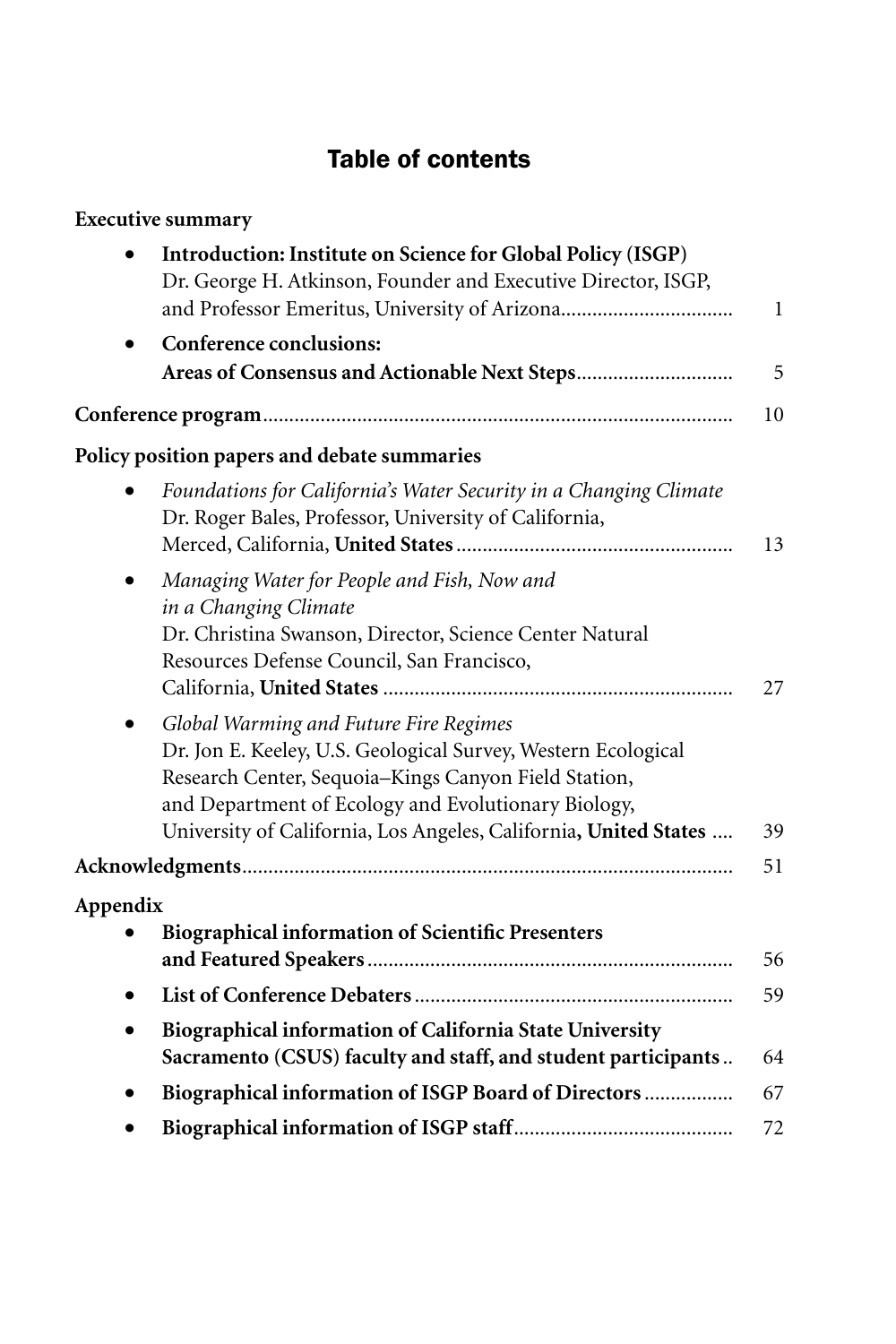## Table of contents

**Executive summary**

- **Introduction: Institute on Science for Global Policy (ISGP)**
  Dr. George H. Atkinson, Founder and Executive Director, ISGP, and Professor Emeritus, University of Arizona................................ 1
- **Conference conclusions: Areas of Consensus and Actionable Next Steps**............................. 5

**Conference program**........................................................................................ 10

**Policy position papers and debate summaries**

- *Foundations for California's Water Security in a Changing Climate*
  Dr. Roger Bales, Professor, University of California, Merced, California, **United States**.................................................... 13
- *Managing Water for People and Fish, Now and in a Changing Climate*
  Dr. Christina Swanson, Director, Science Center Natural Resources Defense Council, San Francisco, California, **United States** .................................................................. 27
- *Global Warming and Future Fire Regimes*
  Dr. Jon E. Keeley, U.S. Geological Survey, Western Ecological Research Center, Sequoia–Kings Canyon Field Station, and Department of Ecology and Evolutionary Biology, University of California, Los Angeles, California**, United States** .... 39

**Acknowledgments**............................................................................................ 51

**Appendix**

- **Biographical information of Scientific Presenters and Featured Speakers**..................................................................... 56
- **List of Conference Debaters**............................................................ 59
- **Biographical information of California State University Sacramento (CSUS) faculty and staff, and student participants**.. 64
- **Biographical information of ISGP Board of Directors**................ 67
- **Biographical information of ISGP staff**......................................... 72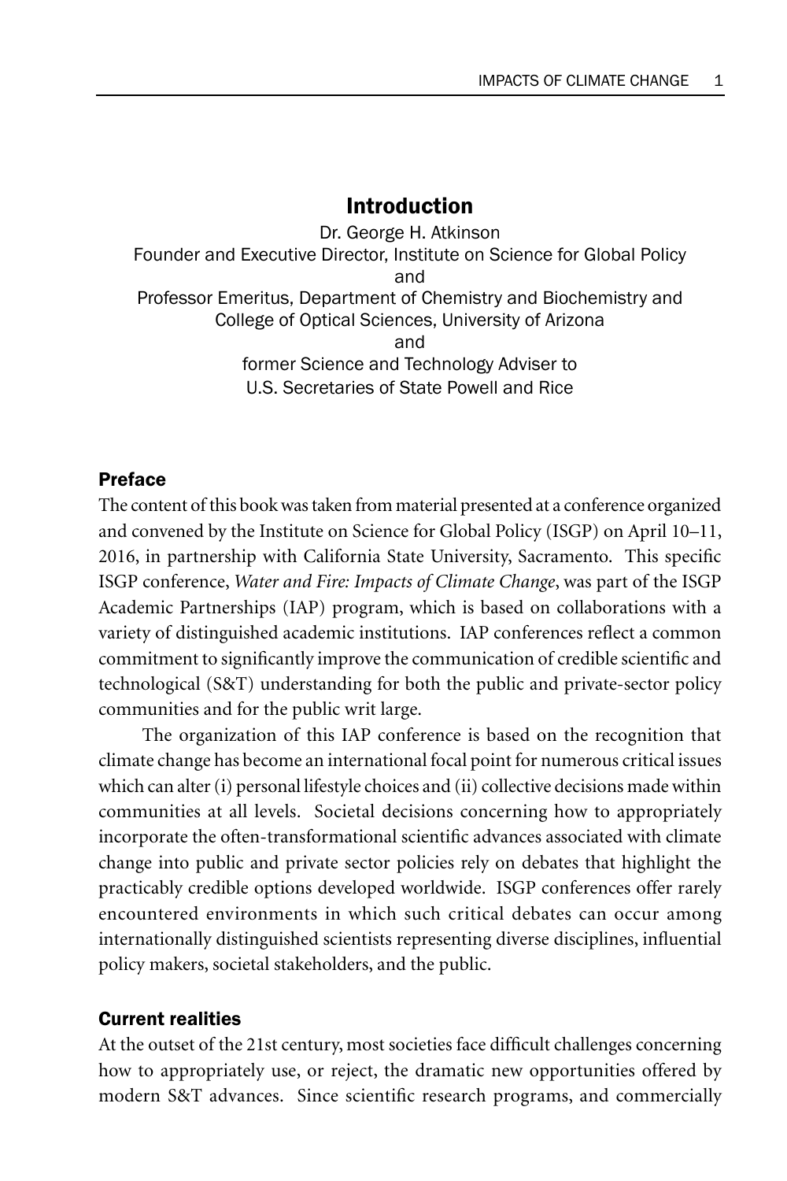## Introduction

Dr. George H. Atkinson
Founder and Executive Director, Institute on Science for Global Policy
and
Professor Emeritus, Department of Chemistry and Biochemistry and College of Optical Sciences, University of Arizona
and
former Science and Technology Adviser to U.S. Secretaries of State Powell and Rice

### Preface

The content of this book was taken from material presented at a conference organized and convened by the Institute on Science for Global Policy (ISGP) on April 10–11, 2016, in partnership with California State University, Sacramento. This specific ISGP conference, *Water and Fire: Impacts of Climate Change*, was part of the ISGP Academic Partnerships (IAP) program, which is based on collaborations with a variety of distinguished academic institutions. IAP conferences reflect a common commitment to significantly improve the communication of credible scientific and technological (S&T) understanding for both the public and private-sector policy communities and for the public writ large.

The organization of this IAP conference is based on the recognition that climate change has become an international focal point for numerous critical issues which can alter (i) personal lifestyle choices and (ii) collective decisions made within communities at all levels. Societal decisions concerning how to appropriately incorporate the often-transformational scientific advances associated with climate change into public and private sector policies rely on debates that highlight the practicably credible options developed worldwide. ISGP conferences offer rarely encountered environments in which such critical debates can occur among internationally distinguished scientists representing diverse disciplines, influential policy makers, societal stakeholders, and the public.

### Current realities

At the outset of the 21st century, most societies face difficult challenges concerning how to appropriately use, or reject, the dramatic new opportunities offered by modern S&T advances. Since scientific research programs, and commercially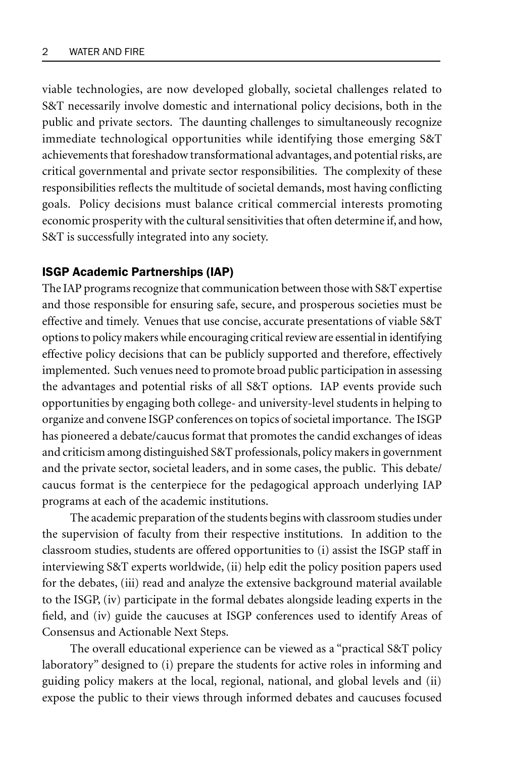viable technologies, are now developed globally, societal challenges related to S&T necessarily involve domestic and international policy decisions, both in the public and private sectors. The daunting challenges to simultaneously recognize immediate technological opportunities while identifying those emerging S&T achievements that foreshadow transformational advantages, and potential risks, are critical governmental and private sector responsibilities. The complexity of these responsibilities reflects the multitude of societal demands, most having conflicting goals. Policy decisions must balance critical commercial interests promoting economic prosperity with the cultural sensitivities that often determine if, and how, S&T is successfully integrated into any society.

## ISGP Academic Partnerships (IAP)

The IAP programs recognize that communication between those with S&T expertise and those responsible for ensuring safe, secure, and prosperous societies must be effective and timely. Venues that use concise, accurate presentations of viable S&T options to policy makers while encouraging critical review are essential in identifying effective policy decisions that can be publicly supported and therefore, effectively implemented. Such venues need to promote broad public participation in assessing the advantages and potential risks of all S&T options. IAP events provide such opportunities by engaging both college- and university-level students in helping to organize and convene ISGP conferences on topics of societal importance. The ISGP has pioneered a debate/caucus format that promotes the candid exchanges of ideas and criticism among distinguished S&T professionals, policy makers in government and the private sector, societal leaders, and in some cases, the public. This debate/caucus format is the centerpiece for the pedagogical approach underlying IAP programs at each of the academic institutions.

The academic preparation of the students begins with classroom studies under the supervision of faculty from their respective institutions. In addition to the classroom studies, students are offered opportunities to (i) assist the ISGP staff in interviewing S&T experts worldwide, (ii) help edit the policy position papers used for the debates, (iii) read and analyze the extensive background material available to the ISGP, (iv) participate in the formal debates alongside leading experts in the field, and (iv) guide the caucuses at ISGP conferences used to identify Areas of Consensus and Actionable Next Steps.

The overall educational experience can be viewed as a "practical S&T policy laboratory" designed to (i) prepare the students for active roles in informing and guiding policy makers at the local, regional, national, and global levels and (ii) expose the public to their views through informed debates and caucuses focused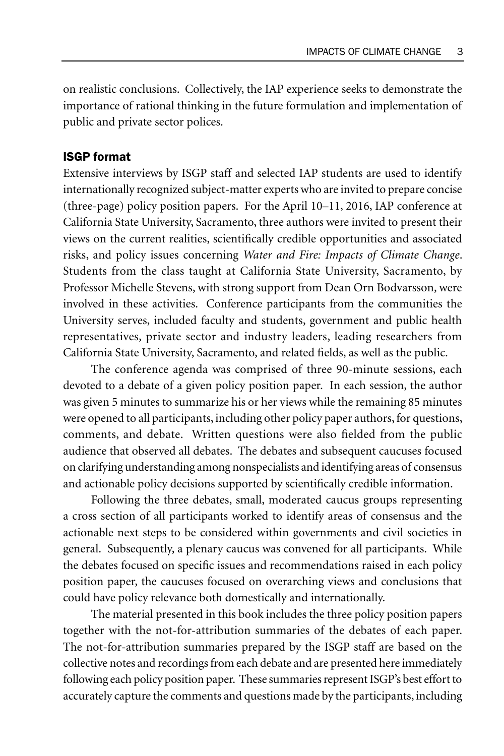on realistic conclusions. Collectively, the IAP experience seeks to demonstrate the importance of rational thinking in the future formulation and implementation of public and private sector polices.

### ISGP format

Extensive interviews by ISGP staff and selected IAP students are used to identify internationally recognized subject-matter experts who are invited to prepare concise (three-page) policy position papers. For the April 10–11, 2016, IAP conference at California State University, Sacramento, three authors were invited to present their views on the current realities, scientifically credible opportunities and associated risks, and policy issues concerning *Water and Fire: Impacts of Climate Change*. Students from the class taught at California State University, Sacramento, by Professor Michelle Stevens, with strong support from Dean Orn Bodvarsson, were involved in these activities. Conference participants from the communities the University serves, included faculty and students, government and public health representatives, private sector and industry leaders, leading researchers from California State University, Sacramento, and related fields, as well as the public.

The conference agenda was comprised of three 90-minute sessions, each devoted to a debate of a given policy position paper. In each session, the author was given 5 minutes to summarize his or her views while the remaining 85 minutes were opened to all participants, including other policy paper authors, for questions, comments, and debate. Written questions were also fielded from the public audience that observed all debates. The debates and subsequent caucuses focused on clarifying understanding among nonspecialists and identifying areas of consensus and actionable policy decisions supported by scientifically credible information.

Following the three debates, small, moderated caucus groups representing a cross section of all participants worked to identify areas of consensus and the actionable next steps to be considered within governments and civil societies in general. Subsequently, a plenary caucus was convened for all participants. While the debates focused on specific issues and recommendations raised in each policy position paper, the caucuses focused on overarching views and conclusions that could have policy relevance both domestically and internationally.

The material presented in this book includes the three policy position papers together with the not-for-attribution summaries of the debates of each paper. The not-for-attribution summaries prepared by the ISGP staff are based on the collective notes and recordings from each debate and are presented here immediately following each policy position paper. These summaries represent ISGP's best effort to accurately capture the comments and questions made by the participants, including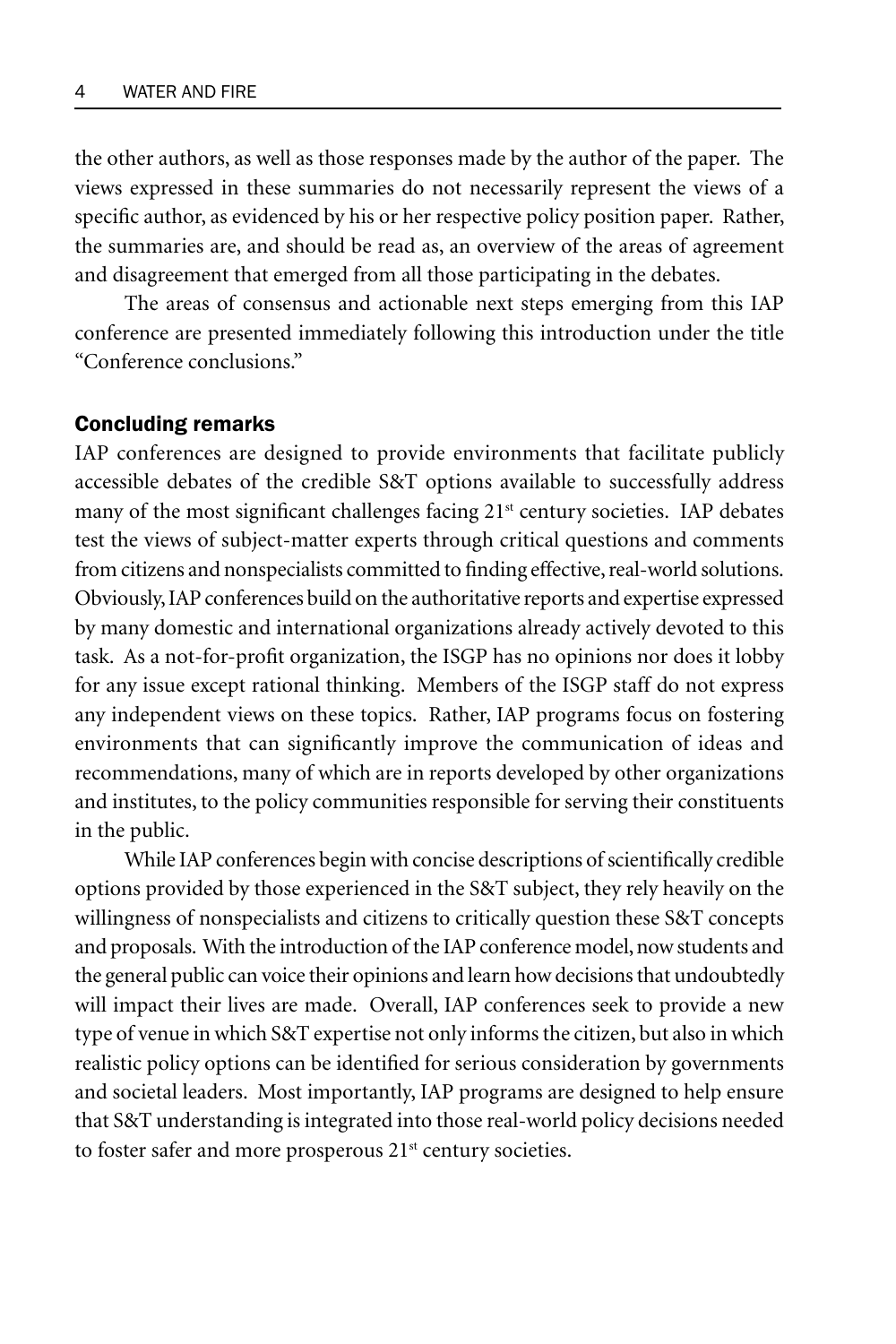the other authors, as well as those responses made by the author of the paper. The views expressed in these summaries do not necessarily represent the views of a specific author, as evidenced by his or her respective policy position paper. Rather, the summaries are, and should be read as, an overview of the areas of agreement and disagreement that emerged from all those participating in the debates.

The areas of consensus and actionable next steps emerging from this IAP conference are presented immediately following this introduction under the title "Conference conclusions."

## Concluding remarks

IAP conferences are designed to provide environments that facilitate publicly accessible debates of the credible S&T options available to successfully address many of the most significant challenges facing 21st century societies. IAP debates test the views of subject-matter experts through critical questions and comments from citizens and nonspecialists committed to finding effective, real-world solutions. Obviously, IAP conferences build on the authoritative reports and expertise expressed by many domestic and international organizations already actively devoted to this task. As a not-for-profit organization, the ISGP has no opinions nor does it lobby for any issue except rational thinking. Members of the ISGP staff do not express any independent views on these topics. Rather, IAP programs focus on fostering environments that can significantly improve the communication of ideas and recommendations, many of which are in reports developed by other organizations and institutes, to the policy communities responsible for serving their constituents in the public.

While IAP conferences begin with concise descriptions of scientifically credible options provided by those experienced in the S&T subject, they rely heavily on the willingness of nonspecialists and citizens to critically question these S&T concepts and proposals. With the introduction of the IAP conference model, now students and the general public can voice their opinions and learn how decisions that undoubtedly will impact their lives are made. Overall, IAP conferences seek to provide a new type of venue in which S&T expertise not only informs the citizen, but also in which realistic policy options can be identified for serious consideration by governments and societal leaders. Most importantly, IAP programs are designed to help ensure that S&T understanding is integrated into those real-world policy decisions needed to foster safer and more prosperous 21st century societies.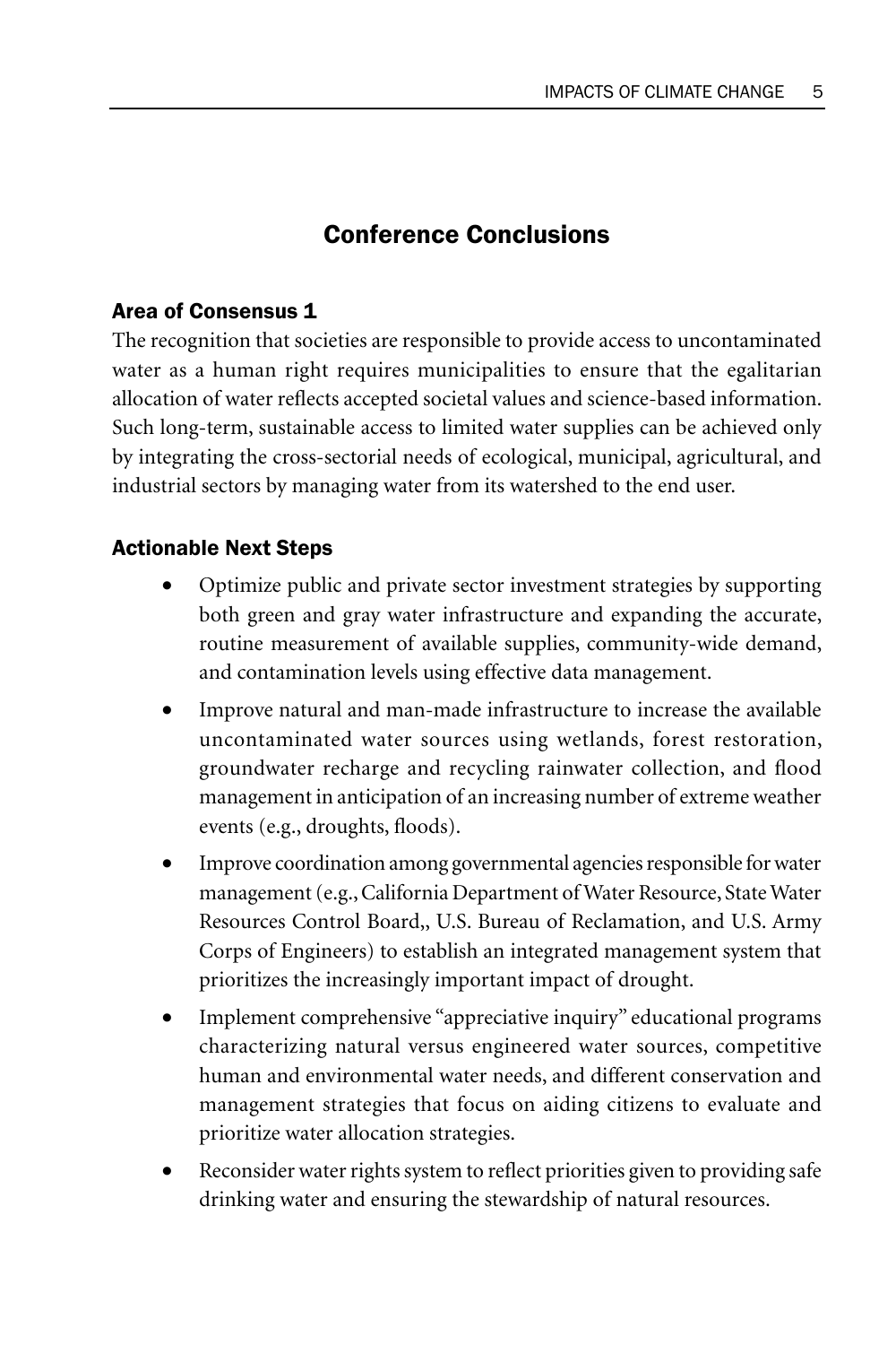## Conference Conclusions

### Area of Consensus 1

The recognition that societies are responsible to provide access to uncontaminated water as a human right requires municipalities to ensure that the egalitarian allocation of water reflects accepted societal values and science-based information. Such long-term, sustainable access to limited water supplies can be achieved only by integrating the cross-sectorial needs of ecological, municipal, agricultural, and industrial sectors by managing water from its watershed to the end user.

### Actionable Next Steps

- Optimize public and private sector investment strategies by supporting both green and gray water infrastructure and expanding the accurate, routine measurement of available supplies, community-wide demand, and contamination levels using effective data management.
- Improve natural and man-made infrastructure to increase the available uncontaminated water sources using wetlands, forest restoration, groundwater recharge and recycling rainwater collection, and flood management in anticipation of an increasing number of extreme weather events (e.g., droughts, floods).
- Improve coordination among governmental agencies responsible for water management (e.g., California Department of Water Resource, State Water Resources Control Board,, U.S. Bureau of Reclamation, and U.S. Army Corps of Engineers) to establish an integrated management system that prioritizes the increasingly important impact of drought.
- Implement comprehensive "appreciative inquiry" educational programs characterizing natural versus engineered water sources, competitive human and environmental water needs, and different conservation and management strategies that focus on aiding citizens to evaluate and prioritize water allocation strategies.
- Reconsider water rights system to reflect priorities given to providing safe drinking water and ensuring the stewardship of natural resources.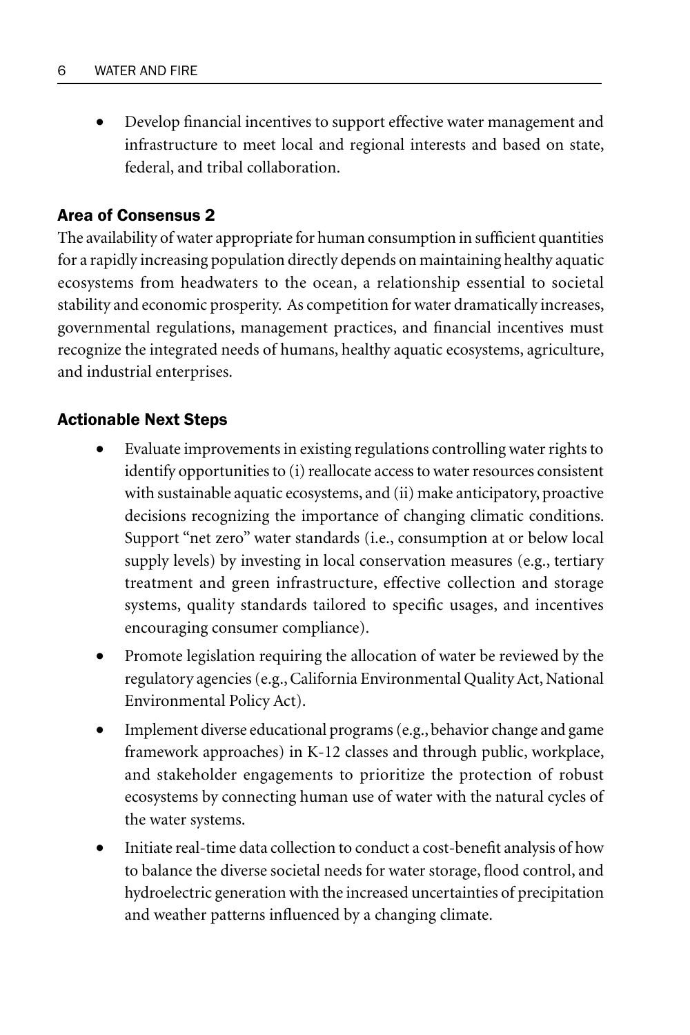- Develop financial incentives to support effective water management and infrastructure to meet local and regional interests and based on state, federal, and tribal collaboration.

### Area of Consensus 2

The availability of water appropriate for human consumption in sufficient quantities for a rapidly increasing population directly depends on maintaining healthy aquatic ecosystems from headwaters to the ocean, a relationship essential to societal stability and economic prosperity. As competition for water dramatically increases, governmental regulations, management practices, and financial incentives must recognize the integrated needs of humans, healthy aquatic ecosystems, agriculture, and industrial enterprises.

### Actionable Next Steps

- Evaluate improvements in existing regulations controlling water rights to identify opportunities to (i) reallocate access to water resources consistent with sustainable aquatic ecosystems, and (ii) make anticipatory, proactive decisions recognizing the importance of changing climatic conditions. Support "net zero" water standards (i.e., consumption at or below local supply levels) by investing in local conservation measures (e.g., tertiary treatment and green infrastructure, effective collection and storage systems, quality standards tailored to specific usages, and incentives encouraging consumer compliance).
- Promote legislation requiring the allocation of water be reviewed by the regulatory agencies (e.g., California Environmental Quality Act, National Environmental Policy Act).
- Implement diverse educational programs (e.g., behavior change and game framework approaches) in K-12 classes and through public, workplace, and stakeholder engagements to prioritize the protection of robust ecosystems by connecting human use of water with the natural cycles of the water systems.
- Initiate real-time data collection to conduct a cost-benefit analysis of how to balance the diverse societal needs for water storage, flood control, and hydroelectric generation with the increased uncertainties of precipitation and weather patterns influenced by a changing climate.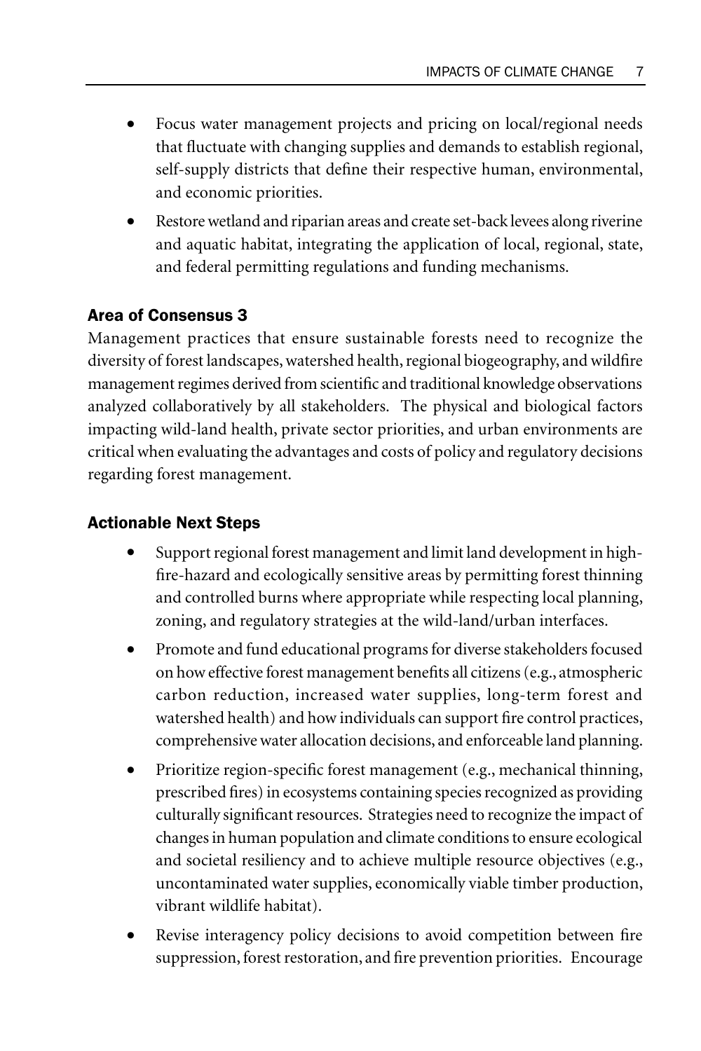- Focus water management projects and pricing on local/regional needs that fluctuate with changing supplies and demands to establish regional, self-supply districts that define their respective human, environmental, and economic priorities.
- Restore wetland and riparian areas and create set-back levees along riverine and aquatic habitat, integrating the application of local, regional, state, and federal permitting regulations and funding mechanisms.

### Area of Consensus 3

Management practices that ensure sustainable forests need to recognize the diversity of forest landscapes, watershed health, regional biogeography, and wildfire management regimes derived from scientific and traditional knowledge observations analyzed collaboratively by all stakeholders. The physical and biological factors impacting wild-land health, private sector priorities, and urban environments are critical when evaluating the advantages and costs of policy and regulatory decisions regarding forest management.

### Actionable Next Steps

- Support regional forest management and limit land development in high-fire-hazard and ecologically sensitive areas by permitting forest thinning and controlled burns where appropriate while respecting local planning, zoning, and regulatory strategies at the wild-land/urban interfaces.
- Promote and fund educational programs for diverse stakeholders focused on how effective forest management benefits all citizens (e.g., atmospheric carbon reduction, increased water supplies, long-term forest and watershed health) and how individuals can support fire control practices, comprehensive water allocation decisions, and enforceable land planning.
- Prioritize region-specific forest management (e.g., mechanical thinning, prescribed fires) in ecosystems containing species recognized as providing culturally significant resources. Strategies need to recognize the impact of changes in human population and climate conditions to ensure ecological and societal resiliency and to achieve multiple resource objectives (e.g., uncontaminated water supplies, economically viable timber production, vibrant wildlife habitat).
- Revise interagency policy decisions to avoid competition between fire suppression, forest restoration, and fire prevention priorities. Encourage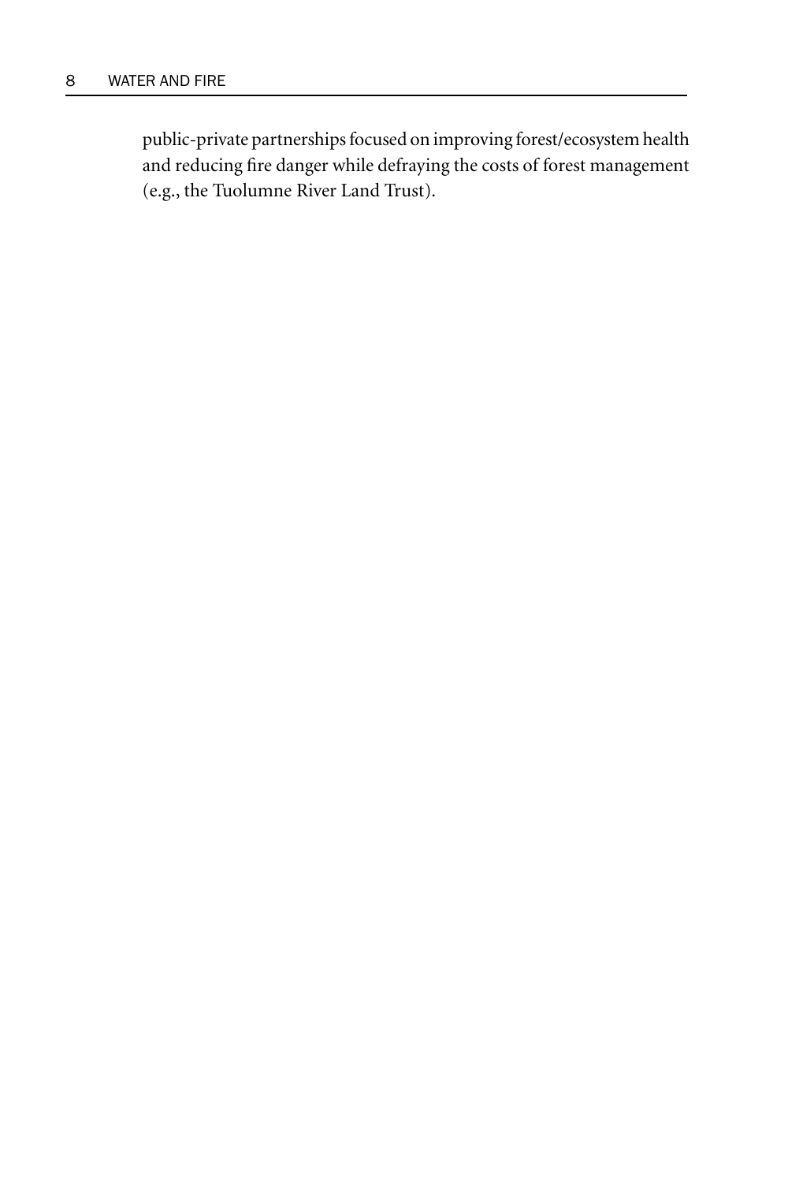public-private partnerships focused on improving forest/ecosystem health and reducing fire danger while defraying the costs of forest management (e.g., the Tuolumne River Land Trust).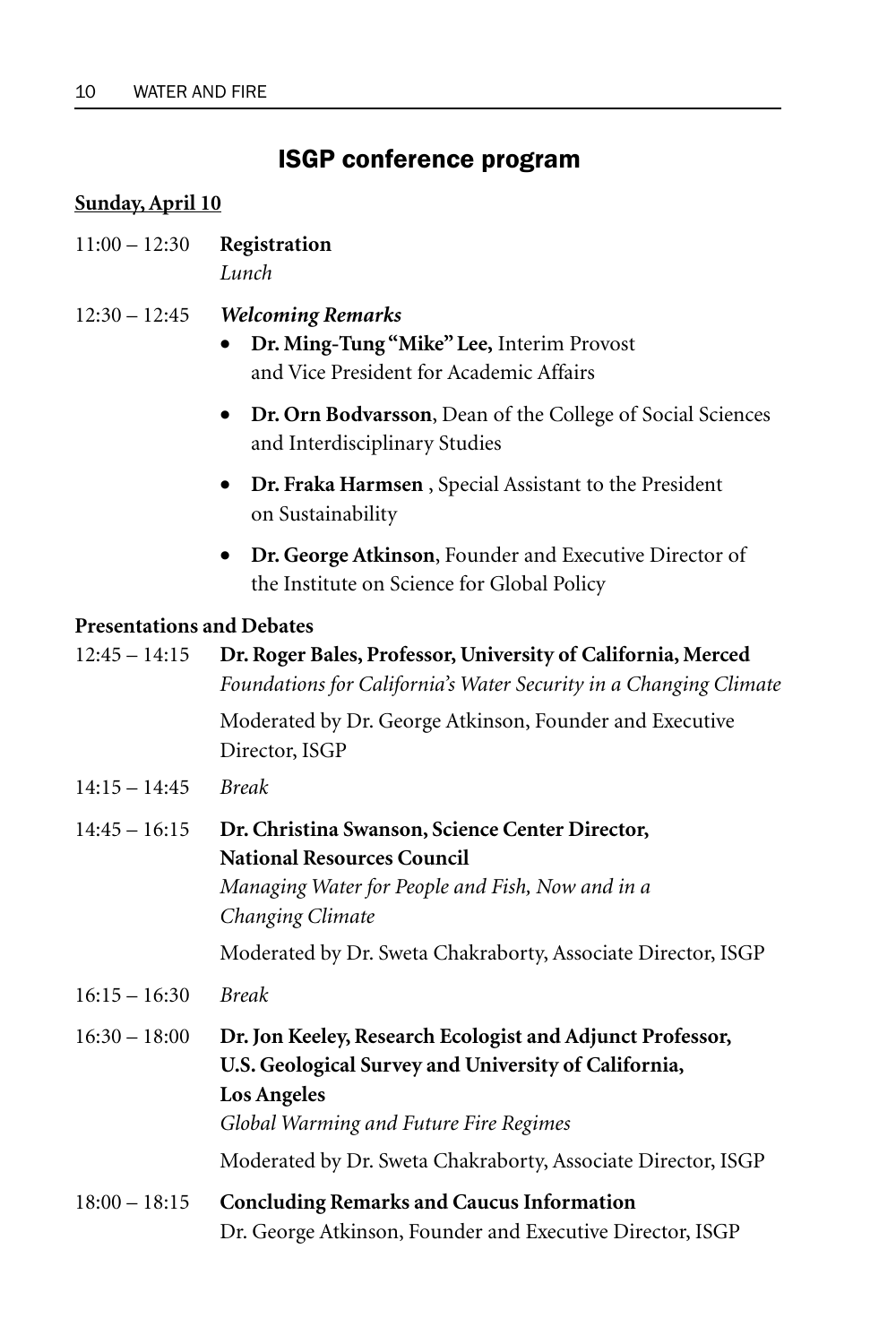## ISGP conference program

**Sunday, April 10**

11:00 – 12:30 **Registration**
*Lunch*

12:30 – 12:45 ***Welcoming Remarks***

- **Dr. Ming-Tung "Mike" Lee,** Interim Provost and Vice President for Academic Affairs
- **Dr. Orn Bodvarsson**, Dean of the College of Social Sciences and Interdisciplinary Studies
- **Dr. Fraka Harmsen** , Special Assistant to the President on Sustainability
- **Dr. George Atkinson**, Founder and Executive Director of the Institute on Science for Global Policy

**Presentations and Debates**

12:45 – 14:15 **Dr. Roger Bales, Professor, University of California, Merced**
*Foundations for California's Water Security in a Changing Climate*
Moderated by Dr. George Atkinson, Founder and Executive Director, ISGP

14:15 – 14:45 *Break*

14:45 – 16:15 **Dr. Christina Swanson, Science Center Director, National Resources Council**
*Managing Water for People and Fish, Now and in a Changing Climate*
Moderated by Dr. Sweta Chakraborty, Associate Director, ISGP

16:15 – 16:30 *Break*

16:30 – 18:00 **Dr. Jon Keeley, Research Ecologist and Adjunct Professor, U.S. Geological Survey and University of California, Los Angeles**
*Global Warming and Future Fire Regimes*
Moderated by Dr. Sweta Chakraborty, Associate Director, ISGP

18:00 – 18:15 **Concluding Remarks and Caucus Information**
Dr. George Atkinson, Founder and Executive Director, ISGP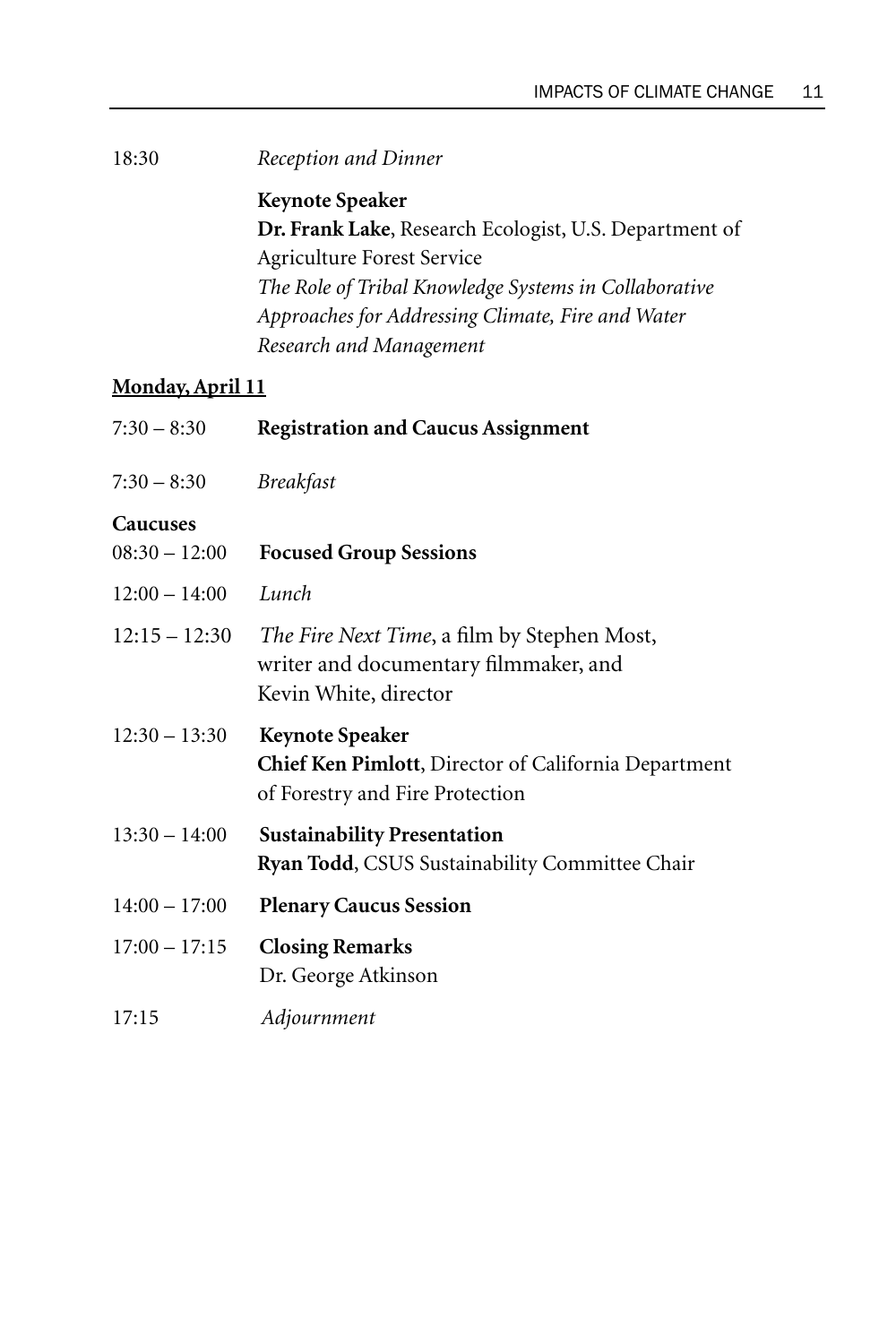18:30 *Reception and Dinner*

**Keynote Speaker**
**Dr. Frank Lake**, Research Ecologist, U.S. Department of Agriculture Forest Service
*The Role of Tribal Knowledge Systems in Collaborative Approaches for Addressing Climate, Fire and Water Research and Management*

**<u>Monday, April 11</u>**

7:30 – 8:30 **Registration and Caucus Assignment**

7:30 – 8:30 *Breakfast*

**Caucuses**

08:30 – 12:00 **Focused Group Sessions**

12:00 – 14:00 *Lunch*

12:15 – 12:30 *The Fire Next Time*, a film by Stephen Most, writer and documentary filmmaker, and Kevin White, director

12:30 – 13:30 **Keynote Speaker**
**Chief Ken Pimlott**, Director of California Department of Forestry and Fire Protection

13:30 – 14:00 **Sustainability Presentation**
**Ryan Todd**, CSUS Sustainability Committee Chair

14:00 – 17:00 **Plenary Caucus Session**

17:00 – 17:15 **Closing Remarks**
Dr. George Atkinson

17:15 *Adjournment*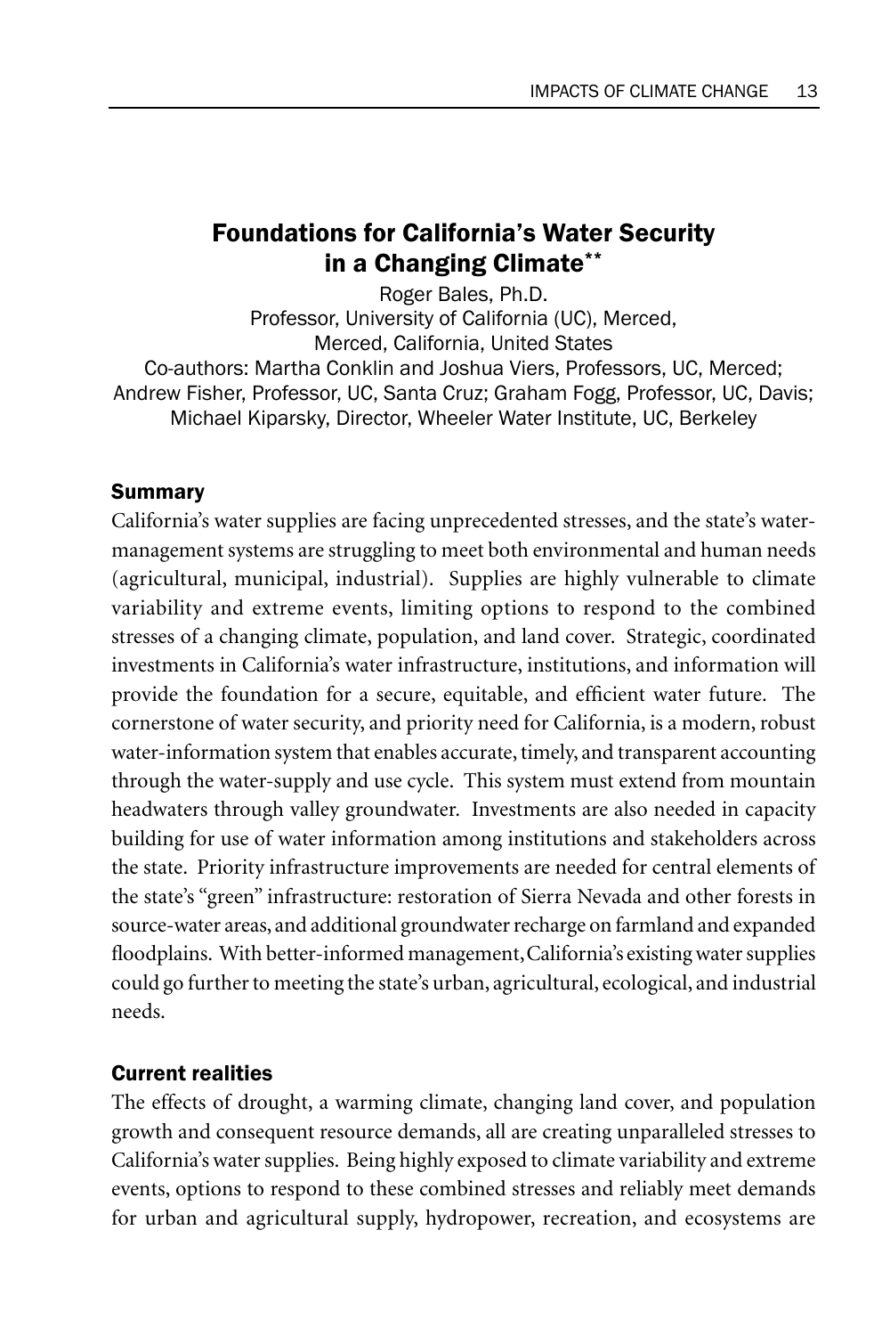## Foundations for California's Water Security in a Changing Climate**

Roger Bales, Ph.D.
Professor, University of California (UC), Merced,
Merced, California, United States
Co-authors: Martha Conklin and Joshua Viers, Professors, UC, Merced;
Andrew Fisher, Professor, UC, Santa Cruz; Graham Fogg, Professor, UC, Davis;
Michael Kiparsky, Director, Wheeler Water Institute, UC, Berkeley

### Summary

California's water supplies are facing unprecedented stresses, and the state's water-management systems are struggling to meet both environmental and human needs (agricultural, municipal, industrial). Supplies are highly vulnerable to climate variability and extreme events, limiting options to respond to the combined stresses of a changing climate, population, and land cover. Strategic, coordinated investments in California's water infrastructure, institutions, and information will provide the foundation for a secure, equitable, and efficient water future. The cornerstone of water security, and priority need for California, is a modern, robust water-information system that enables accurate, timely, and transparent accounting through the water-supply and use cycle. This system must extend from mountain headwaters through valley groundwater. Investments are also needed in capacity building for use of water information among institutions and stakeholders across the state. Priority infrastructure improvements are needed for central elements of the state's "green" infrastructure: restoration of Sierra Nevada and other forests in source-water areas, and additional groundwater recharge on farmland and expanded floodplains. With better-informed management, California's existing water supplies could go further to meeting the state's urban, agricultural, ecological, and industrial needs.

### Current realities

The effects of drought, a warming climate, changing land cover, and population growth and consequent resource demands, all are creating unparalleled stresses to California's water supplies. Being highly exposed to climate variability and extreme events, options to respond to these combined stresses and reliably meet demands for urban and agricultural supply, hydropower, recreation, and ecosystems are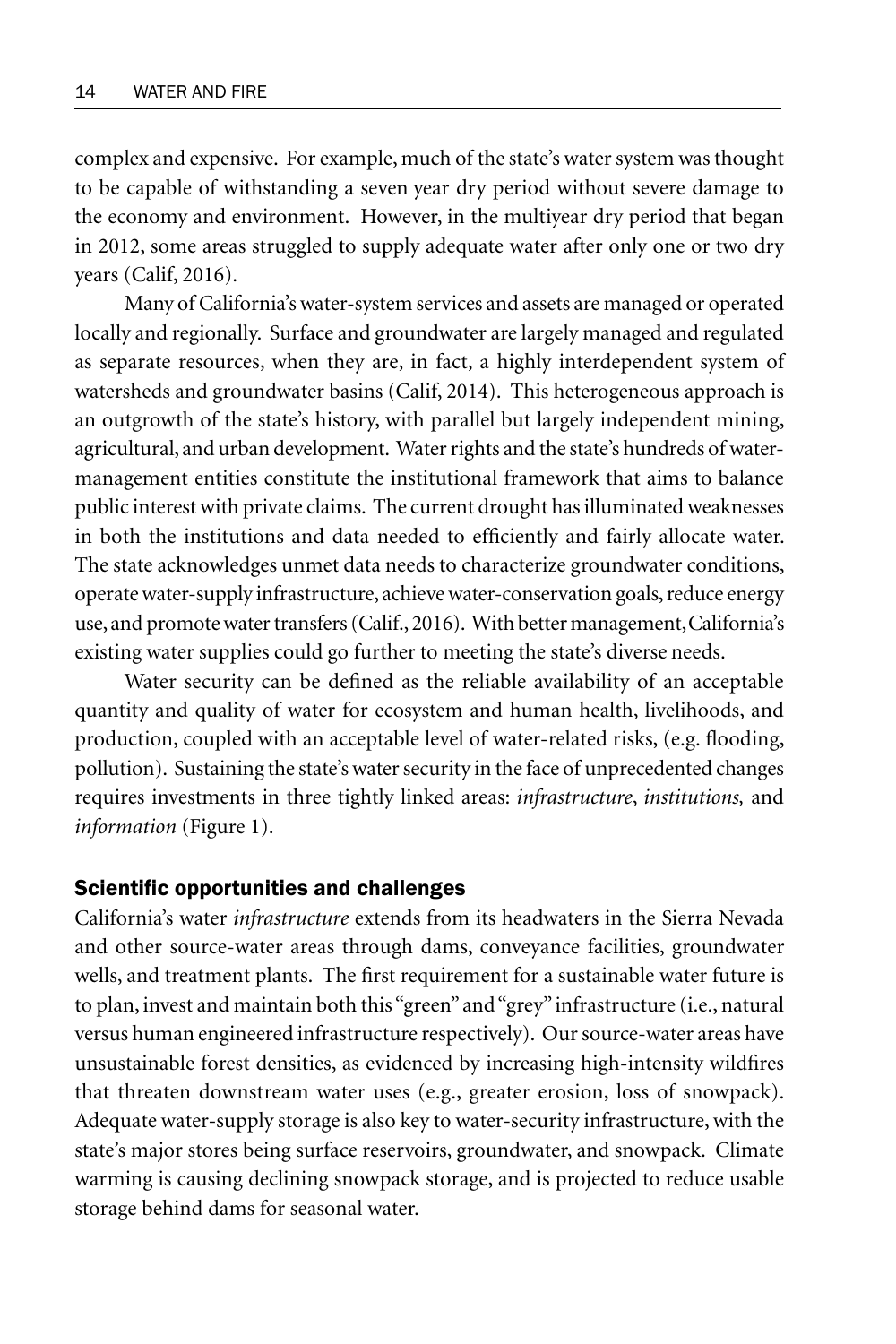complex and expensive. For example, much of the state's water system was thought to be capable of withstanding a seven year dry period without severe damage to the economy and environment. However, in the multiyear dry period that began in 2012, some areas struggled to supply adequate water after only one or two dry years (Calif, 2016).

Many of California's water-system services and assets are managed or operated locally and regionally. Surface and groundwater are largely managed and regulated as separate resources, when they are, in fact, a highly interdependent system of watersheds and groundwater basins (Calif, 2014). This heterogeneous approach is an outgrowth of the state's history, with parallel but largely independent mining, agricultural, and urban development. Water rights and the state's hundreds of water-management entities constitute the institutional framework that aims to balance public interest with private claims. The current drought has illuminated weaknesses in both the institutions and data needed to efficiently and fairly allocate water. The state acknowledges unmet data needs to characterize groundwater conditions, operate water-supply infrastructure, achieve water-conservation goals, reduce energy use, and promote water transfers (Calif., 2016). With better management, California's existing water supplies could go further to meeting the state's diverse needs.

Water security can be defined as the reliable availability of an acceptable quantity and quality of water for ecosystem and human health, livelihoods, and production, coupled with an acceptable level of water-related risks, (e.g. flooding, pollution). Sustaining the state's water security in the face of unprecedented changes requires investments in three tightly linked areas: *infrastructure*, *institutions,* and *information* (Figure 1).

## Scientific opportunities and challenges

California's water *infrastructure* extends from its headwaters in the Sierra Nevada and other source-water areas through dams, conveyance facilities, groundwater wells, and treatment plants. The first requirement for a sustainable water future is to plan, invest and maintain both this "green" and "grey" infrastructure (i.e., natural versus human engineered infrastructure respectively). Our source-water areas have unsustainable forest densities, as evidenced by increasing high-intensity wildfires that threaten downstream water uses (e.g., greater erosion, loss of snowpack). Adequate water-supply storage is also key to water-security infrastructure, with the state's major stores being surface reservoirs, groundwater, and snowpack. Climate warming is causing declining snowpack storage, and is projected to reduce usable storage behind dams for seasonal water.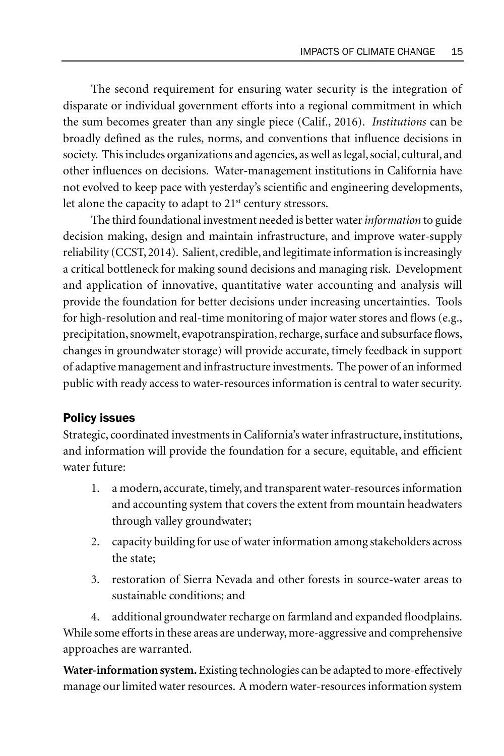The second requirement for ensuring water security is the integration of disparate or individual government efforts into a regional commitment in which the sum becomes greater than any single piece (Calif., 2016). *Institutions* can be broadly defined as the rules, norms, and conventions that influence decisions in society. This includes organizations and agencies, as well as legal, social, cultural, and other influences on decisions. Water-management institutions in California have not evolved to keep pace with yesterday's scientific and engineering developments, let alone the capacity to adapt to 21st century stressors.

The third foundational investment needed is better water *information* to guide decision making, design and maintain infrastructure, and improve water-supply reliability (CCST, 2014). Salient, credible, and legitimate information is increasingly a critical bottleneck for making sound decisions and managing risk. Development and application of innovative, quantitative water accounting and analysis will provide the foundation for better decisions under increasing uncertainties. Tools for high-resolution and real-time monitoring of major water stores and flows (e.g., precipitation, snowmelt, evapotranspiration, recharge, surface and subsurface flows, changes in groundwater storage) will provide accurate, timely feedback in support of adaptive management and infrastructure investments. The power of an informed public with ready access to water-resources information is central to water security.

### Policy issues

Strategic, coordinated investments in California's water infrastructure, institutions, and information will provide the foundation for a secure, equitable, and efficient water future:

1. a modern, accurate, timely, and transparent water-resources information and accounting system that covers the extent from mountain headwaters through valley groundwater;
2. capacity building for use of water information among stakeholders across the state;
3. restoration of Sierra Nevada and other forests in source-water areas to sustainable conditions; and
4. additional groundwater recharge on farmland and expanded floodplains.

While some efforts in these areas are underway, more-aggressive and comprehensive approaches are warranted.

**Water-information system.** Existing technologies can be adapted to more-effectively manage our limited water resources. A modern water-resources information system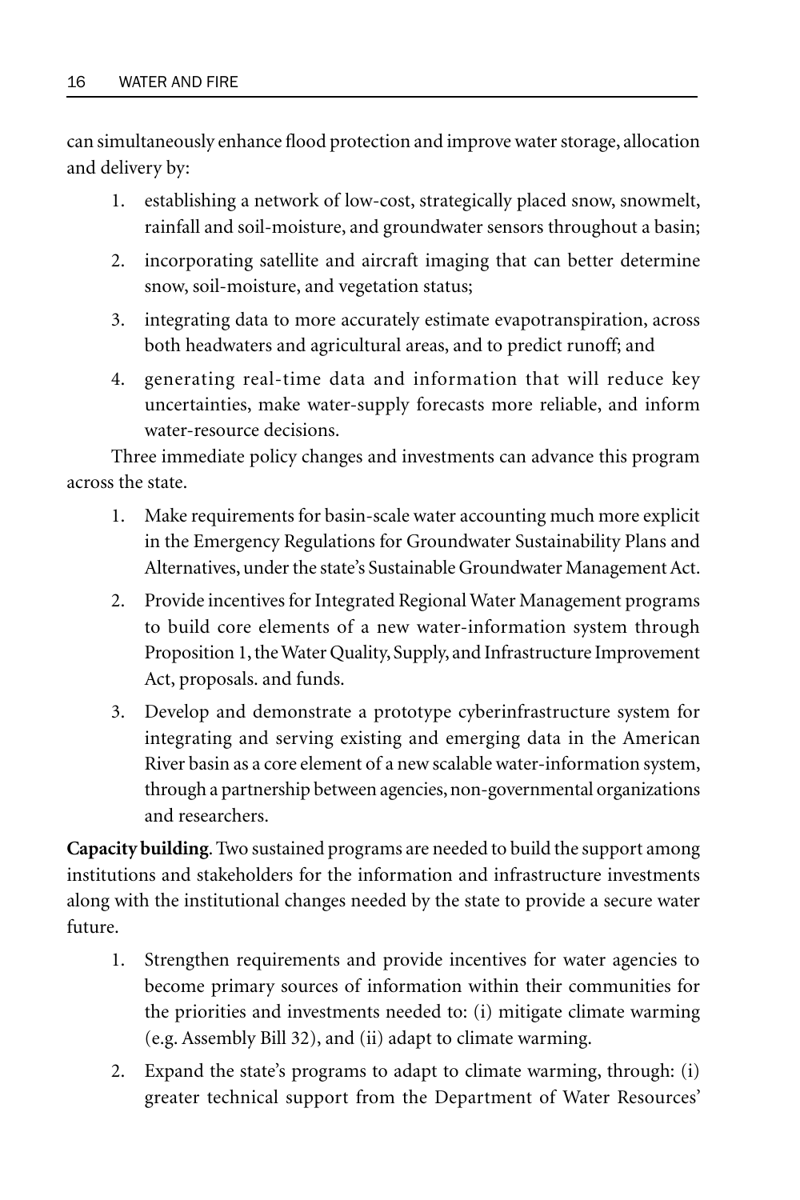can simultaneously enhance flood protection and improve water storage, allocation and delivery by:

1. establishing a network of low-cost, strategically placed snow, snowmelt, rainfall and soil-moisture, and groundwater sensors throughout a basin;
2. incorporating satellite and aircraft imaging that can better determine snow, soil-moisture, and vegetation status;
3. integrating data to more accurately estimate evapotranspiration, across both headwaters and agricultural areas, and to predict runoff; and
4. generating real-time data and information that will reduce key uncertainties, make water-supply forecasts more reliable, and inform water-resource decisions.

Three immediate policy changes and investments can advance this program across the state.

1. Make requirements for basin-scale water accounting much more explicit in the Emergency Regulations for Groundwater Sustainability Plans and Alternatives, under the state's Sustainable Groundwater Management Act.
2. Provide incentives for Integrated Regional Water Management programs to build core elements of a new water-information system through Proposition 1, the Water Quality, Supply, and Infrastructure Improvement Act, proposals. and funds.
3. Develop and demonstrate a prototype cyberinfrastructure system for integrating and serving existing and emerging data in the American River basin as a core element of a new scalable water-information system, through a partnership between agencies, non-governmental organizations and researchers.

**Capacity building**. Two sustained programs are needed to build the support among institutions and stakeholders for the information and infrastructure investments along with the institutional changes needed by the state to provide a secure water future.

1. Strengthen requirements and provide incentives for water agencies to become primary sources of information within their communities for the priorities and investments needed to: (i) mitigate climate warming (e.g. Assembly Bill 32), and (ii) adapt to climate warming.
2. Expand the state's programs to adapt to climate warming, through: (i) greater technical support from the Department of Water Resources'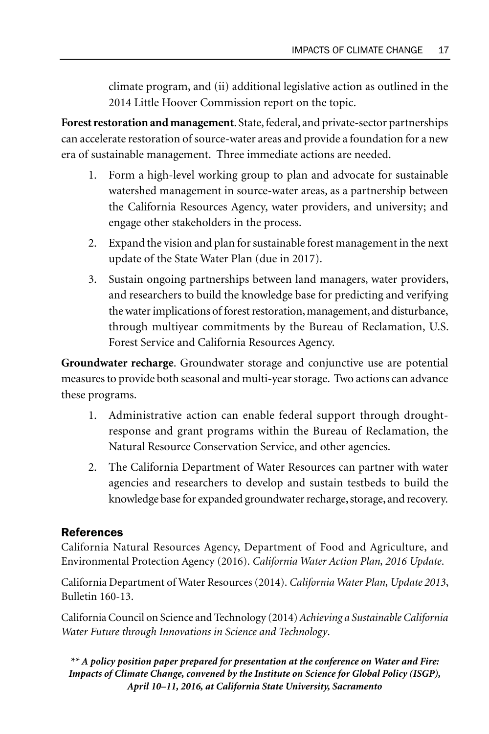climate program, and (ii) additional legislative action as outlined in the 2014 Little Hoover Commission report on the topic.

**Forest restoration and management**. State, federal, and private-sector partnerships can accelerate restoration of source-water areas and provide a foundation for a new era of sustainable management. Three immediate actions are needed.

1. Form a high-level working group to plan and advocate for sustainable watershed management in source-water areas, as a partnership between the California Resources Agency, water providers, and university; and engage other stakeholders in the process.
2. Expand the vision and plan for sustainable forest management in the next update of the State Water Plan (due in 2017).
3. Sustain ongoing partnerships between land managers, water providers, and researchers to build the knowledge base for predicting and verifying the water implications of forest restoration, management, and disturbance, through multiyear commitments by the Bureau of Reclamation, U.S. Forest Service and California Resources Agency.

**Groundwater recharge**. Groundwater storage and conjunctive use are potential measures to provide both seasonal and multi-year storage. Two actions can advance these programs.

1. Administrative action can enable federal support through drought-response and grant programs within the Bureau of Reclamation, the Natural Resource Conservation Service, and other agencies.
2. The California Department of Water Resources can partner with water agencies and researchers to develop and sustain testbeds to build the knowledge base for expanded groundwater recharge, storage, and recovery.

## References

California Natural Resources Agency, Department of Food and Agriculture, and Environmental Protection Agency (2016). *California Water Action Plan, 2016 Update*.

California Department of Water Resources (2014). *California Water Plan, Update 2013*, Bulletin 160-13.

California Council on Science and Technology (2014) *Achieving a Sustainable California Water Future through Innovations in Science and Technology*.

***\*\* A policy position paper prepared for presentation at the conference on Water and Fire: Impacts of Climate Change, convened by the Institute on Science for Global Policy (ISGP), April 10–11, 2016, at California State University, Sacramento***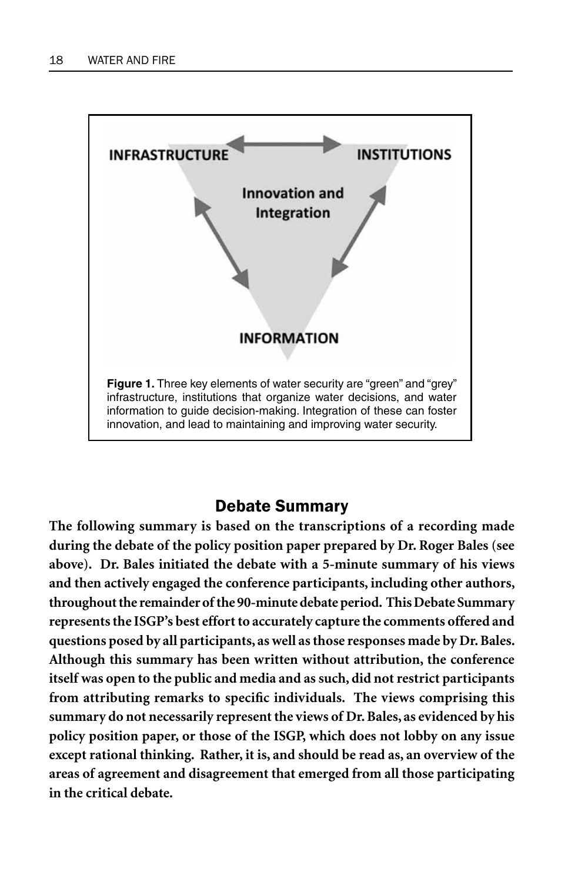INFRASTRUCTURE

INSTITUTIONS

Innovation and Integration

INFORMATION

**Figure 1.** Three key elements of water security are "green" and "grey" infrastructure, institutions that organize water decisions, and water information to guide decision-making. Integration of these can foster innovation, and lead to maintaining and improving water security.

## Debate Summary

**The following summary is based on the transcriptions of a recording made during the debate of the policy position paper prepared by Dr. Roger Bales (see above). Dr. Bales initiated the debate with a 5-minute summary of his views and then actively engaged the conference participants, including other authors, throughout the remainder of the 90-minute debate period. This Debate Summary represents the ISGP's best effort to accurately capture the comments offered and questions posed by all participants, as well as those responses made by Dr. Bales. Although this summary has been written without attribution, the conference itself was open to the public and media and as such, did not restrict participants from attributing remarks to specific individuals. The views comprising this summary do not necessarily represent the views of Dr. Bales, as evidenced by his policy position paper, or those of the ISGP, which does not lobby on any issue except rational thinking. Rather, it is, and should be read as, an overview of the areas of agreement and disagreement that emerged from all those participating in the critical debate.**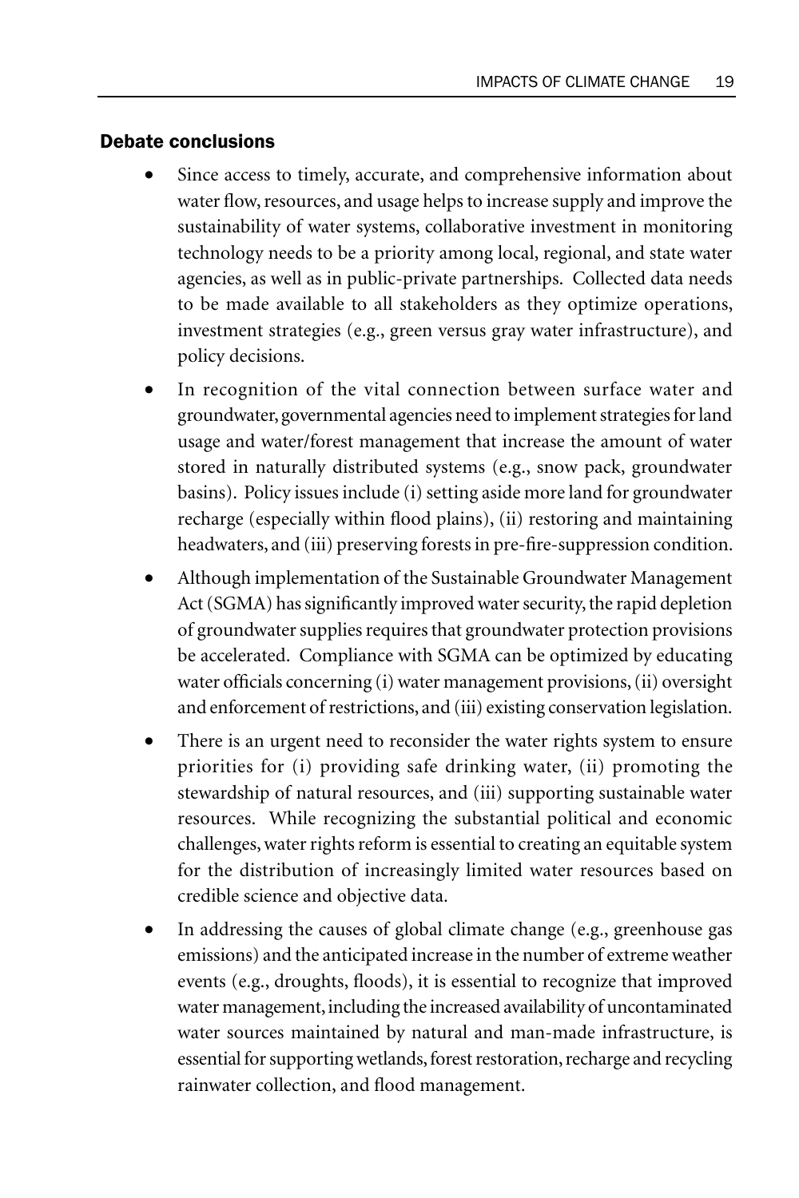## Debate conclusions

- Since access to timely, accurate, and comprehensive information about water flow, resources, and usage helps to increase supply and improve the sustainability of water systems, collaborative investment in monitoring technology needs to be a priority among local, regional, and state water agencies, as well as in public-private partnerships. Collected data needs to be made available to all stakeholders as they optimize operations, investment strategies (e.g., green versus gray water infrastructure), and policy decisions.
- In recognition of the vital connection between surface water and groundwater, governmental agencies need to implement strategies for land usage and water/forest management that increase the amount of water stored in naturally distributed systems (e.g., snow pack, groundwater basins). Policy issues include (i) setting aside more land for groundwater recharge (especially within flood plains), (ii) restoring and maintaining headwaters, and (iii) preserving forests in pre-fire-suppression condition.
- Although implementation of the Sustainable Groundwater Management Act (SGMA) has significantly improved water security, the rapid depletion of groundwater supplies requires that groundwater protection provisions be accelerated. Compliance with SGMA can be optimized by educating water officials concerning (i) water management provisions, (ii) oversight and enforcement of restrictions, and (iii) existing conservation legislation.
- There is an urgent need to reconsider the water rights system to ensure priorities for (i) providing safe drinking water, (ii) promoting the stewardship of natural resources, and (iii) supporting sustainable water resources. While recognizing the substantial political and economic challenges, water rights reform is essential to creating an equitable system for the distribution of increasingly limited water resources based on credible science and objective data.
- In addressing the causes of global climate change (e.g., greenhouse gas emissions) and the anticipated increase in the number of extreme weather events (e.g., droughts, floods), it is essential to recognize that improved water management, including the increased availability of uncontaminated water sources maintained by natural and man-made infrastructure, is essential for supporting wetlands, forest restoration, recharge and recycling rainwater collection, and flood management.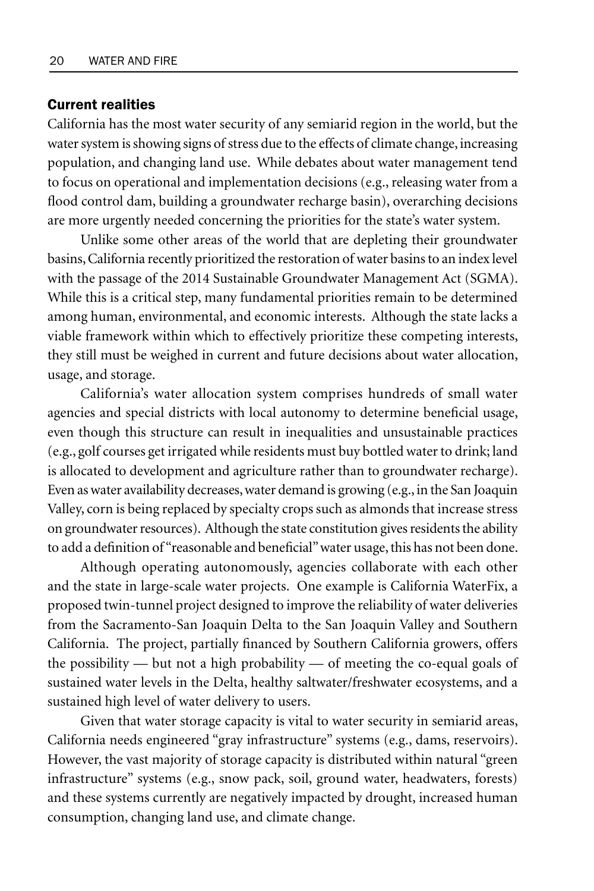## Current realities

California has the most water security of any semiarid region in the world, but the water system is showing signs of stress due to the effects of climate change, increasing population, and changing land use. While debates about water management tend to focus on operational and implementation decisions (e.g., releasing water from a flood control dam, building a groundwater recharge basin), overarching decisions are more urgently needed concerning the priorities for the state's water system.

Unlike some other areas of the world that are depleting their groundwater basins, California recently prioritized the restoration of water basins to an index level with the passage of the 2014 Sustainable Groundwater Management Act (SGMA). While this is a critical step, many fundamental priorities remain to be determined among human, environmental, and economic interests. Although the state lacks a viable framework within which to effectively prioritize these competing interests, they still must be weighed in current and future decisions about water allocation, usage, and storage.

California's water allocation system comprises hundreds of small water agencies and special districts with local autonomy to determine beneficial usage, even though this structure can result in inequalities and unsustainable practices (e.g., golf courses get irrigated while residents must buy bottled water to drink; land is allocated to development and agriculture rather than to groundwater recharge). Even as water availability decreases, water demand is growing (e.g., in the San Joaquin Valley, corn is being replaced by specialty crops such as almonds that increase stress on groundwater resources). Although the state constitution gives residents the ability to add a definition of "reasonable and beneficial" water usage, this has not been done.

Although operating autonomously, agencies collaborate with each other and the state in large-scale water projects. One example is California WaterFix, a proposed twin-tunnel project designed to improve the reliability of water deliveries from the Sacramento-San Joaquin Delta to the San Joaquin Valley and Southern California. The project, partially financed by Southern California growers, offers the possibility — but not a high probability — of meeting the co-equal goals of sustained water levels in the Delta, healthy saltwater/freshwater ecosystems, and a sustained high level of water delivery to users.

Given that water storage capacity is vital to water security in semiarid areas, California needs engineered "gray infrastructure" systems (e.g., dams, reservoirs). However, the vast majority of storage capacity is distributed within natural "green infrastructure" systems (e.g., snow pack, soil, ground water, headwaters, forests) and these systems currently are negatively impacted by drought, increased human consumption, changing land use, and climate change.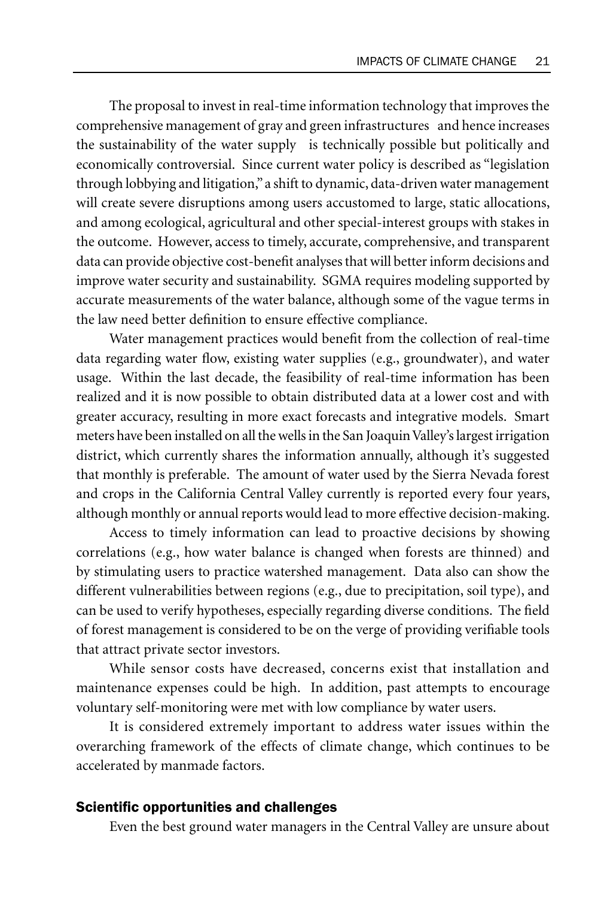The proposal to invest in real-time information technology that improves the comprehensive management of gray and green infrastructures and hence increases the sustainability of the water supply is technically possible but politically and economically controversial. Since current water policy is described as "legislation through lobbying and litigation," a shift to dynamic, data-driven water management will create severe disruptions among users accustomed to large, static allocations, and among ecological, agricultural and other special-interest groups with stakes in the outcome. However, access to timely, accurate, comprehensive, and transparent data can provide objective cost-benefit analyses that will better inform decisions and improve water security and sustainability. SGMA requires modeling supported by accurate measurements of the water balance, although some of the vague terms in the law need better definition to ensure effective compliance.

Water management practices would benefit from the collection of real-time data regarding water flow, existing water supplies (e.g., groundwater), and water usage. Within the last decade, the feasibility of real-time information has been realized and it is now possible to obtain distributed data at a lower cost and with greater accuracy, resulting in more exact forecasts and integrative models. Smart meters have been installed on all the wells in the San Joaquin Valley's largest irrigation district, which currently shares the information annually, although it's suggested that monthly is preferable. The amount of water used by the Sierra Nevada forest and crops in the California Central Valley currently is reported every four years, although monthly or annual reports would lead to more effective decision-making.

Access to timely information can lead to proactive decisions by showing correlations (e.g., how water balance is changed when forests are thinned) and by stimulating users to practice watershed management. Data also can show the different vulnerabilities between regions (e.g., due to precipitation, soil type), and can be used to verify hypotheses, especially regarding diverse conditions. The field of forest management is considered to be on the verge of providing verifiable tools that attract private sector investors.

While sensor costs have decreased, concerns exist that installation and maintenance expenses could be high. In addition, past attempts to encourage voluntary self-monitoring were met with low compliance by water users.

It is considered extremely important to address water issues within the overarching framework of the effects of climate change, which continues to be accelerated by manmade factors.

### Scientific opportunities and challenges

Even the best ground water managers in the Central Valley are unsure about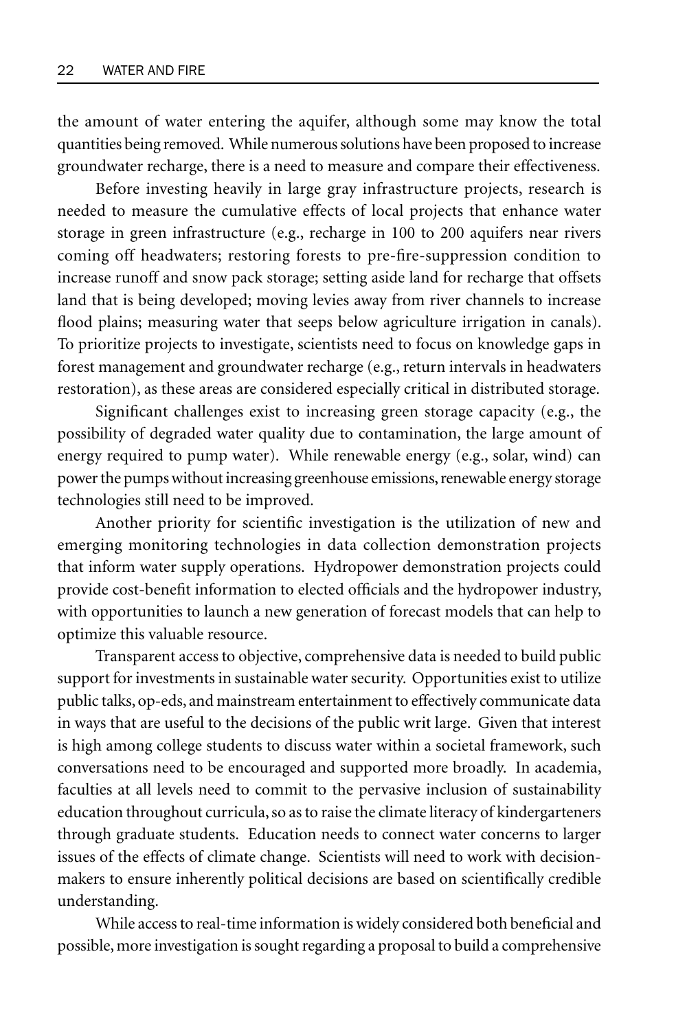the amount of water entering the aquifer, although some may know the total quantities being removed. While numerous solutions have been proposed to increase groundwater recharge, there is a need to measure and compare their effectiveness.

Before investing heavily in large gray infrastructure projects, research is needed to measure the cumulative effects of local projects that enhance water storage in green infrastructure (e.g., recharge in 100 to 200 aquifers near rivers coming off headwaters; restoring forests to pre-fire-suppression condition to increase runoff and snow pack storage; setting aside land for recharge that offsets land that is being developed; moving levies away from river channels to increase flood plains; measuring water that seeps below agriculture irrigation in canals). To prioritize projects to investigate, scientists need to focus on knowledge gaps in forest management and groundwater recharge (e.g., return intervals in headwaters restoration), as these areas are considered especially critical in distributed storage.

Significant challenges exist to increasing green storage capacity (e.g., the possibility of degraded water quality due to contamination, the large amount of energy required to pump water). While renewable energy (e.g., solar, wind) can power the pumps without increasing greenhouse emissions, renewable energy storage technologies still need to be improved.

Another priority for scientific investigation is the utilization of new and emerging monitoring technologies in data collection demonstration projects that inform water supply operations. Hydropower demonstration projects could provide cost-benefit information to elected officials and the hydropower industry, with opportunities to launch a new generation of forecast models that can help to optimize this valuable resource.

Transparent access to objective, comprehensive data is needed to build public support for investments in sustainable water security. Opportunities exist to utilize public talks, op-eds, and mainstream entertainment to effectively communicate data in ways that are useful to the decisions of the public writ large. Given that interest is high among college students to discuss water within a societal framework, such conversations need to be encouraged and supported more broadly. In academia, faculties at all levels need to commit to the pervasive inclusion of sustainability education throughout curricula, so as to raise the climate literacy of kindergarteners through graduate students. Education needs to connect water concerns to larger issues of the effects of climate change. Scientists will need to work with decision-makers to ensure inherently political decisions are based on scientifically credible understanding.

While access to real-time information is widely considered both beneficial and possible, more investigation is sought regarding a proposal to build a comprehensive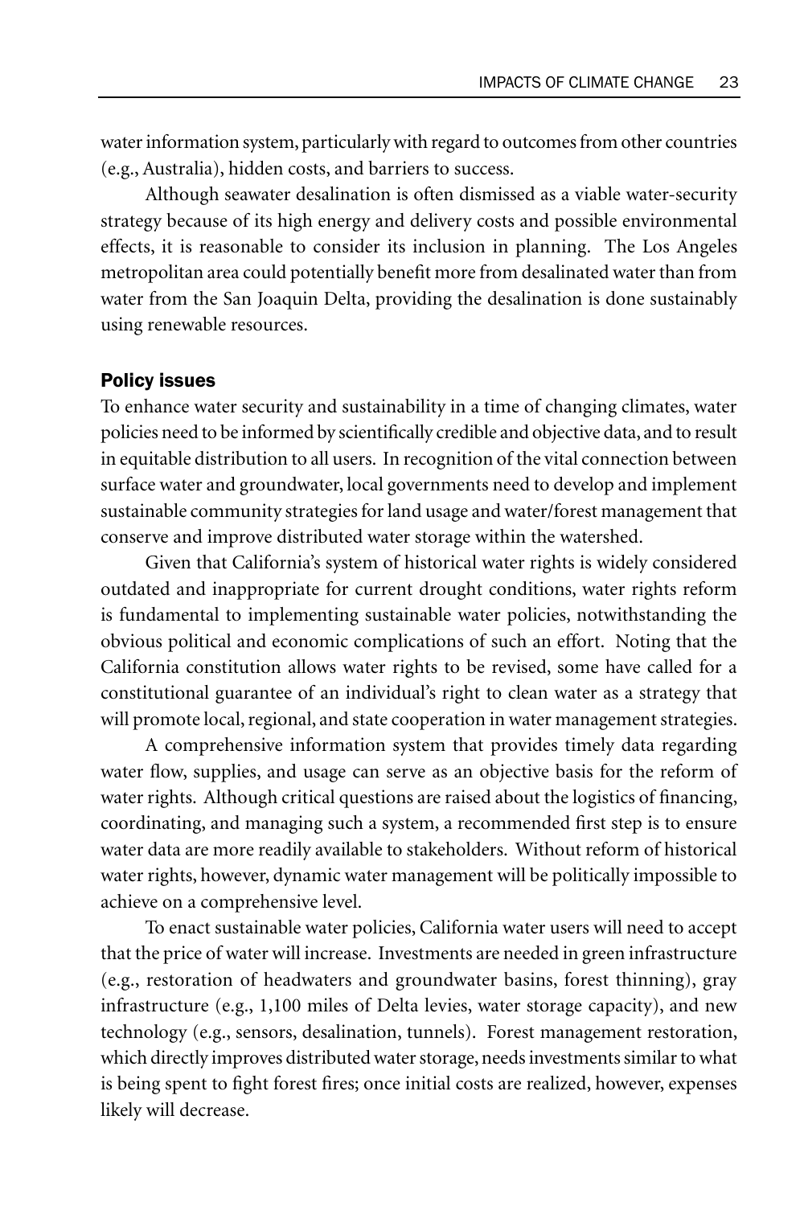water information system, particularly with regard to outcomes from other countries (e.g., Australia), hidden costs, and barriers to success.

Although seawater desalination is often dismissed as a viable water-security strategy because of its high energy and delivery costs and possible environmental effects, it is reasonable to consider its inclusion in planning. The Los Angeles metropolitan area could potentially benefit more from desalinated water than from water from the San Joaquin Delta, providing the desalination is done sustainably using renewable resources.

### Policy issues

To enhance water security and sustainability in a time of changing climates, water policies need to be informed by scientifically credible and objective data, and to result in equitable distribution to all users. In recognition of the vital connection between surface water and groundwater, local governments need to develop and implement sustainable community strategies for land usage and water/forest management that conserve and improve distributed water storage within the watershed.

Given that California's system of historical water rights is widely considered outdated and inappropriate for current drought conditions, water rights reform is fundamental to implementing sustainable water policies, notwithstanding the obvious political and economic complications of such an effort. Noting that the California constitution allows water rights to be revised, some have called for a constitutional guarantee of an individual's right to clean water as a strategy that will promote local, regional, and state cooperation in water management strategies.

A comprehensive information system that provides timely data regarding water flow, supplies, and usage can serve as an objective basis for the reform of water rights. Although critical questions are raised about the logistics of financing, coordinating, and managing such a system, a recommended first step is to ensure water data are more readily available to stakeholders. Without reform of historical water rights, however, dynamic water management will be politically impossible to achieve on a comprehensive level.

To enact sustainable water policies, California water users will need to accept that the price of water will increase. Investments are needed in green infrastructure (e.g., restoration of headwaters and groundwater basins, forest thinning), gray infrastructure (e.g., 1,100 miles of Delta levies, water storage capacity), and new technology (e.g., sensors, desalination, tunnels). Forest management restoration, which directly improves distributed water storage, needs investments similar to what is being spent to fight forest fires; once initial costs are realized, however, expenses likely will decrease.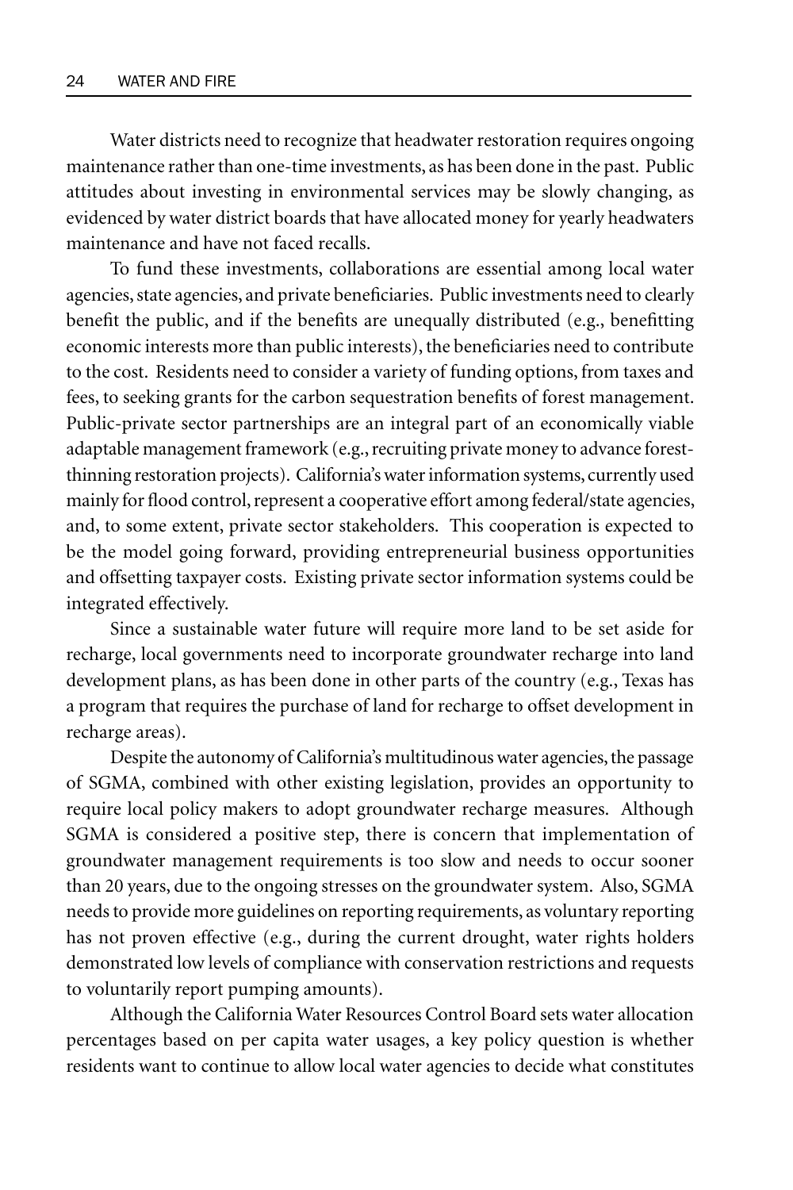Water districts need to recognize that headwater restoration requires ongoing maintenance rather than one-time investments, as has been done in the past. Public attitudes about investing in environmental services may be slowly changing, as evidenced by water district boards that have allocated money for yearly headwaters maintenance and have not faced recalls.

To fund these investments, collaborations are essential among local water agencies, state agencies, and private beneficiaries. Public investments need to clearly benefit the public, and if the benefits are unequally distributed (e.g., benefitting economic interests more than public interests), the beneficiaries need to contribute to the cost. Residents need to consider a variety of funding options, from taxes and fees, to seeking grants for the carbon sequestration benefits of forest management. Public-private sector partnerships are an integral part of an economically viable adaptable management framework (e.g., recruiting private money to advance forest-thinning restoration projects). California's water information systems, currently used mainly for flood control, represent a cooperative effort among federal/state agencies, and, to some extent, private sector stakeholders. This cooperation is expected to be the model going forward, providing entrepreneurial business opportunities and offsetting taxpayer costs. Existing private sector information systems could be integrated effectively.

Since a sustainable water future will require more land to be set aside for recharge, local governments need to incorporate groundwater recharge into land development plans, as has been done in other parts of the country (e.g., Texas has a program that requires the purchase of land for recharge to offset development in recharge areas).

Despite the autonomy of California's multitudinous water agencies, the passage of SGMA, combined with other existing legislation, provides an opportunity to require local policy makers to adopt groundwater recharge measures. Although SGMA is considered a positive step, there is concern that implementation of groundwater management requirements is too slow and needs to occur sooner than 20 years, due to the ongoing stresses on the groundwater system. Also, SGMA needs to provide more guidelines on reporting requirements, as voluntary reporting has not proven effective (e.g., during the current drought, water rights holders demonstrated low levels of compliance with conservation restrictions and requests to voluntarily report pumping amounts).

Although the California Water Resources Control Board sets water allocation percentages based on per capita water usages, a key policy question is whether residents want to continue to allow local water agencies to decide what constitutes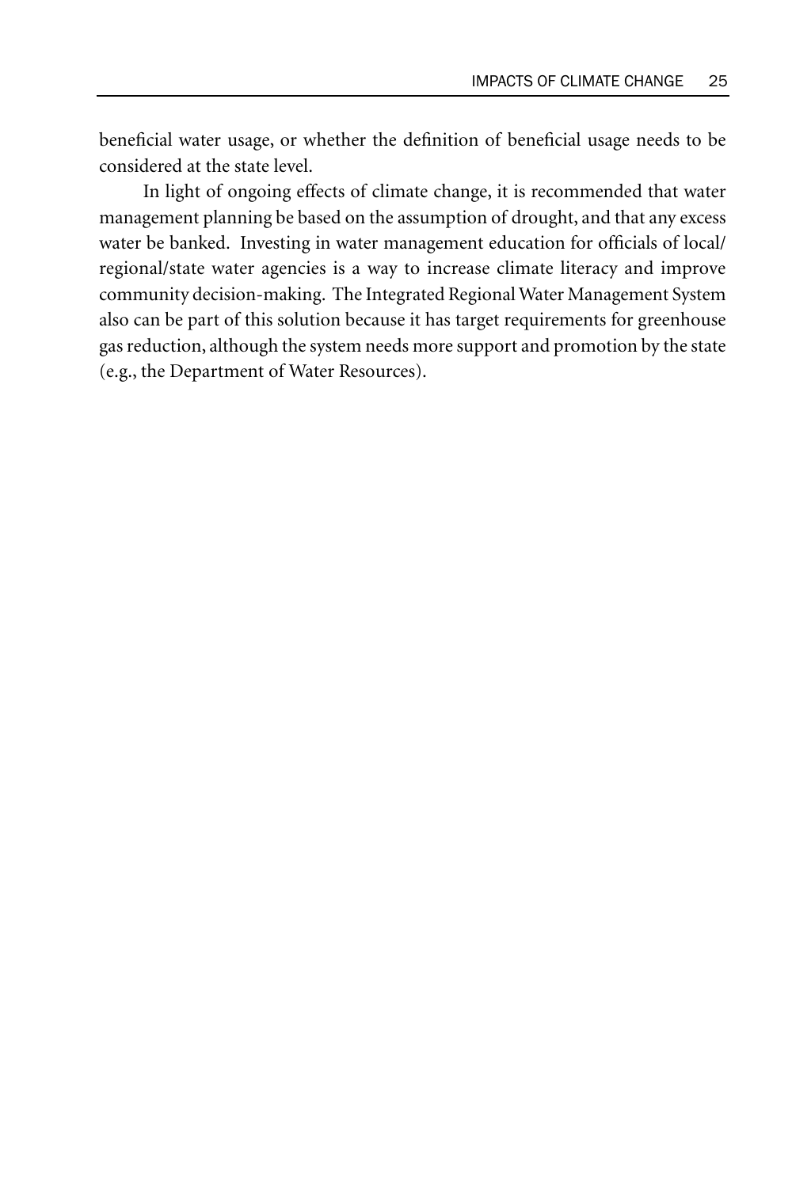beneficial water usage, or whether the definition of beneficial usage needs to be considered at the state level.

In light of ongoing effects of climate change, it is recommended that water management planning be based on the assumption of drought, and that any excess water be banked. Investing in water management education for officials of local/regional/state water agencies is a way to increase climate literacy and improve community decision-making. The Integrated Regional Water Management System also can be part of this solution because it has target requirements for greenhouse gas reduction, although the system needs more support and promotion by the state (e.g., the Department of Water Resources).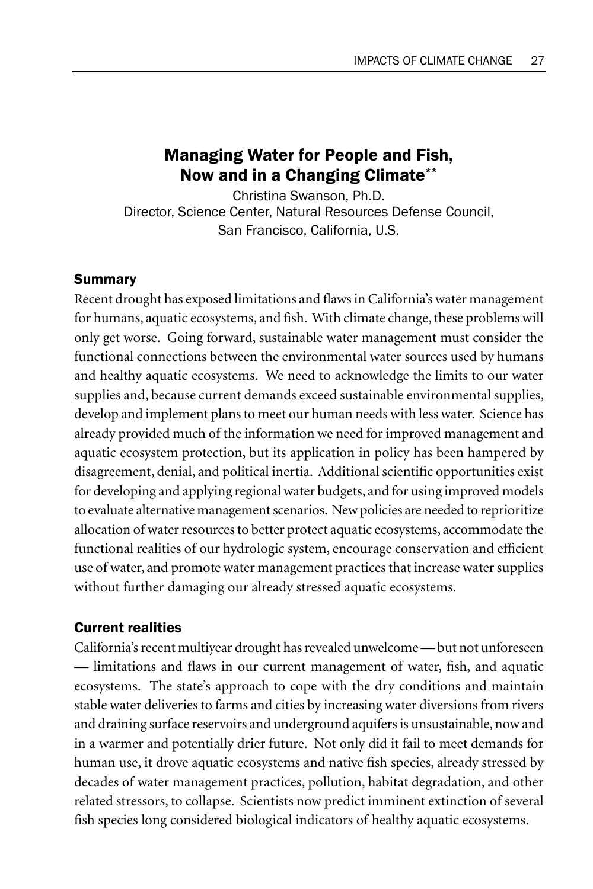## Managing Water for People and Fish, Now and in a Changing Climate**

Christina Swanson, Ph.D.
Director, Science Center, Natural Resources Defense Council,
San Francisco, California, U.S.

### Summary

Recent drought has exposed limitations and flaws in California's water management for humans, aquatic ecosystems, and fish. With climate change, these problems will only get worse. Going forward, sustainable water management must consider the functional connections between the environmental water sources used by humans and healthy aquatic ecosystems. We need to acknowledge the limits to our water supplies and, because current demands exceed sustainable environmental supplies, develop and implement plans to meet our human needs with less water. Science has already provided much of the information we need for improved management and aquatic ecosystem protection, but its application in policy has been hampered by disagreement, denial, and political inertia. Additional scientific opportunities exist for developing and applying regional water budgets, and for using improved models to evaluate alternative management scenarios. New policies are needed to reprioritize allocation of water resources to better protect aquatic ecosystems, accommodate the functional realities of our hydrologic system, encourage conservation and efficient use of water, and promote water management practices that increase water supplies without further damaging our already stressed aquatic ecosystems.

### Current realities

California's recent multiyear drought has revealed unwelcome — but not unforeseen — limitations and flaws in our current management of water, fish, and aquatic ecosystems. The state's approach to cope with the dry conditions and maintain stable water deliveries to farms and cities by increasing water diversions from rivers and draining surface reservoirs and underground aquifers is unsustainable, now and in a warmer and potentially drier future. Not only did it fail to meet demands for human use, it drove aquatic ecosystems and native fish species, already stressed by decades of water management practices, pollution, habitat degradation, and other related stressors, to collapse. Scientists now predict imminent extinction of several fish species long considered biological indicators of healthy aquatic ecosystems.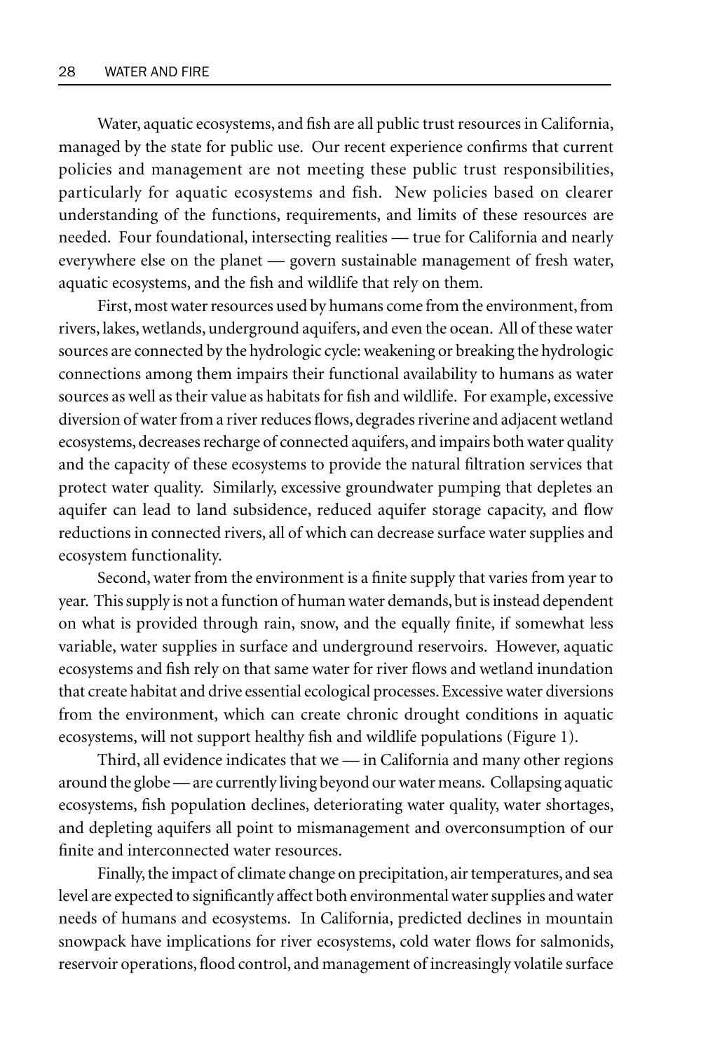Water, aquatic ecosystems, and fish are all public trust resources in California, managed by the state for public use. Our recent experience confirms that current policies and management are not meeting these public trust responsibilities, particularly for aquatic ecosystems and fish. New policies based on clearer understanding of the functions, requirements, and limits of these resources are needed. Four foundational, intersecting realities — true for California and nearly everywhere else on the planet — govern sustainable management of fresh water, aquatic ecosystems, and the fish and wildlife that rely on them.

First, most water resources used by humans come from the environment, from rivers, lakes, wetlands, underground aquifers, and even the ocean. All of these water sources are connected by the hydrologic cycle: weakening or breaking the hydrologic connections among them impairs their functional availability to humans as water sources as well as their value as habitats for fish and wildlife. For example, excessive diversion of water from a river reduces flows, degrades riverine and adjacent wetland ecosystems, decreases recharge of connected aquifers, and impairs both water quality and the capacity of these ecosystems to provide the natural filtration services that protect water quality. Similarly, excessive groundwater pumping that depletes an aquifer can lead to land subsidence, reduced aquifer storage capacity, and flow reductions in connected rivers, all of which can decrease surface water supplies and ecosystem functionality.

Second, water from the environment is a finite supply that varies from year to year. This supply is not a function of human water demands, but is instead dependent on what is provided through rain, snow, and the equally finite, if somewhat less variable, water supplies in surface and underground reservoirs. However, aquatic ecosystems and fish rely on that same water for river flows and wetland inundation that create habitat and drive essential ecological processes. Excessive water diversions from the environment, which can create chronic drought conditions in aquatic ecosystems, will not support healthy fish and wildlife populations (Figure 1).

Third, all evidence indicates that we — in California and many other regions around the globe — are currently living beyond our water means. Collapsing aquatic ecosystems, fish population declines, deteriorating water quality, water shortages, and depleting aquifers all point to mismanagement and overconsumption of our finite and interconnected water resources.

Finally, the impact of climate change on precipitation, air temperatures, and sea level are expected to significantly affect both environmental water supplies and water needs of humans and ecosystems. In California, predicted declines in mountain snowpack have implications for river ecosystems, cold water flows for salmonids, reservoir operations, flood control, and management of increasingly volatile surface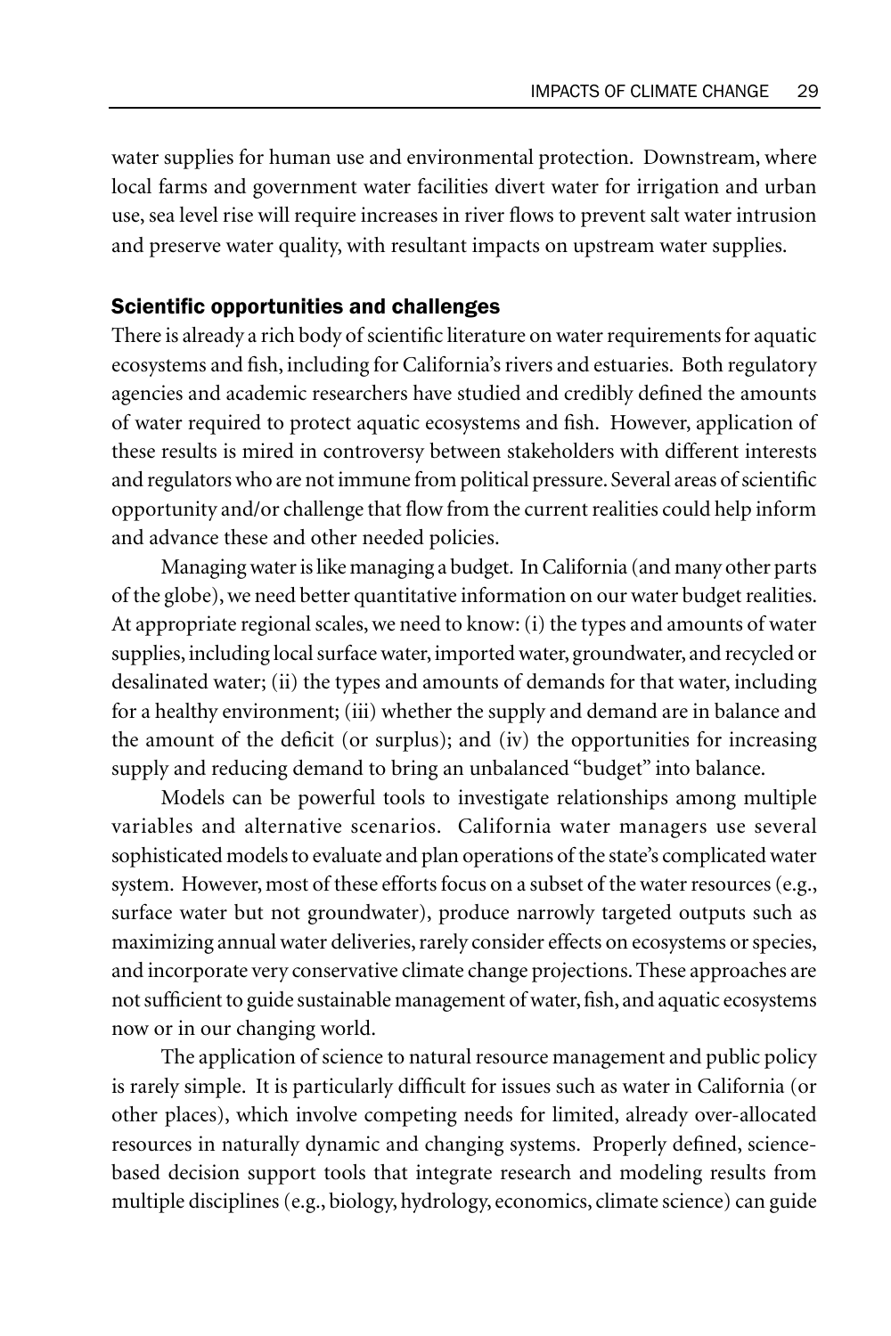water supplies for human use and environmental protection. Downstream, where local farms and government water facilities divert water for irrigation and urban use, sea level rise will require increases in river flows to prevent salt water intrusion and preserve water quality, with resultant impacts on upstream water supplies.

### Scientific opportunities and challenges

There is already a rich body of scientific literature on water requirements for aquatic ecosystems and fish, including for California's rivers and estuaries. Both regulatory agencies and academic researchers have studied and credibly defined the amounts of water required to protect aquatic ecosystems and fish. However, application of these results is mired in controversy between stakeholders with different interests and regulators who are not immune from political pressure. Several areas of scientific opportunity and/or challenge that flow from the current realities could help inform and advance these and other needed policies.

Managing water is like managing a budget. In California (and many other parts of the globe), we need better quantitative information on our water budget realities. At appropriate regional scales, we need to know: (i) the types and amounts of water supplies, including local surface water, imported water, groundwater, and recycled or desalinated water; (ii) the types and amounts of demands for that water, including for a healthy environment; (iii) whether the supply and demand are in balance and the amount of the deficit (or surplus); and (iv) the opportunities for increasing supply and reducing demand to bring an unbalanced "budget" into balance.

Models can be powerful tools to investigate relationships among multiple variables and alternative scenarios. California water managers use several sophisticated models to evaluate and plan operations of the state's complicated water system. However, most of these efforts focus on a subset of the water resources (e.g., surface water but not groundwater), produce narrowly targeted outputs such as maximizing annual water deliveries, rarely consider effects on ecosystems or species, and incorporate very conservative climate change projections. These approaches are not sufficient to guide sustainable management of water, fish, and aquatic ecosystems now or in our changing world.

The application of science to natural resource management and public policy is rarely simple. It is particularly difficult for issues such as water in California (or other places), which involve competing needs for limited, already over-allocated resources in naturally dynamic and changing systems. Properly defined, science-based decision support tools that integrate research and modeling results from multiple disciplines (e.g., biology, hydrology, economics, climate science) can guide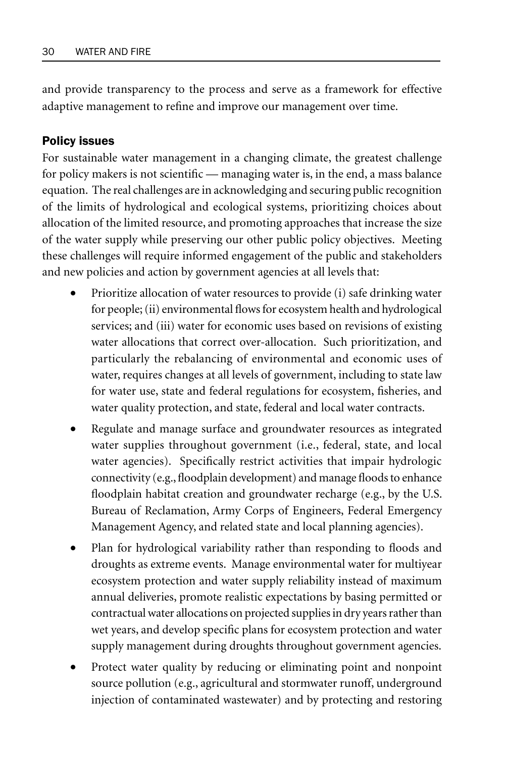and provide transparency to the process and serve as a framework for effective adaptive management to refine and improve our management over time.

## Policy issues

For sustainable water management in a changing climate, the greatest challenge for policy makers is not scientific — managing water is, in the end, a mass balance equation. The real challenges are in acknowledging and securing public recognition of the limits of hydrological and ecological systems, prioritizing choices about allocation of the limited resource, and promoting approaches that increase the size of the water supply while preserving our other public policy objectives. Meeting these challenges will require informed engagement of the public and stakeholders and new policies and action by government agencies at all levels that:

- Prioritize allocation of water resources to provide (i) safe drinking water for people; (ii) environmental flows for ecosystem health and hydrological services; and (iii) water for economic uses based on revisions of existing water allocations that correct over-allocation. Such prioritization, and particularly the rebalancing of environmental and economic uses of water, requires changes at all levels of government, including to state law for water use, state and federal regulations for ecosystem, fisheries, and water quality protection, and state, federal and local water contracts.
- Regulate and manage surface and groundwater resources as integrated water supplies throughout government (i.e., federal, state, and local water agencies). Specifically restrict activities that impair hydrologic connectivity (e.g., floodplain development) and manage floods to enhance floodplain habitat creation and groundwater recharge (e.g., by the U.S. Bureau of Reclamation, Army Corps of Engineers, Federal Emergency Management Agency, and related state and local planning agencies).
- Plan for hydrological variability rather than responding to floods and droughts as extreme events. Manage environmental water for multiyear ecosystem protection and water supply reliability instead of maximum annual deliveries, promote realistic expectations by basing permitted or contractual water allocations on projected supplies in dry years rather than wet years, and develop specific plans for ecosystem protection and water supply management during droughts throughout government agencies.
- Protect water quality by reducing or eliminating point and nonpoint source pollution (e.g., agricultural and stormwater runoff, underground injection of contaminated wastewater) and by protecting and restoring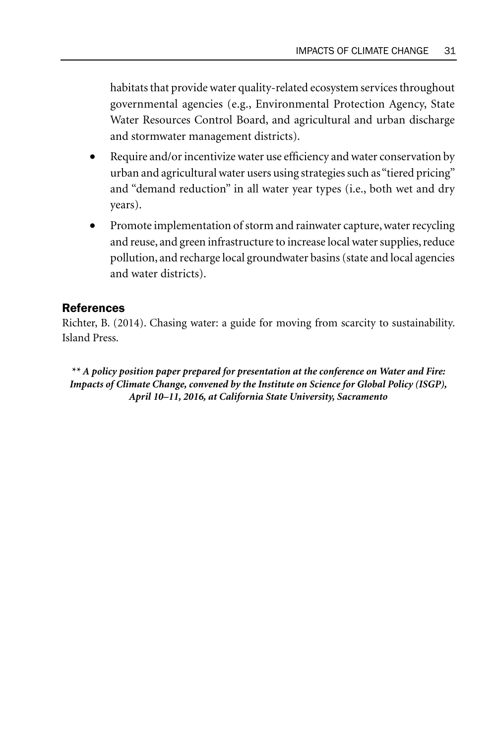habitats that provide water quality-related ecosystem services throughout governmental agencies (e.g., Environmental Protection Agency, State Water Resources Control Board, and agricultural and urban discharge and stormwater management districts).

- Require and/or incentivize water use efficiency and water conservation by urban and agricultural water users using strategies such as "tiered pricing" and "demand reduction" in all water year types (i.e., both wet and dry years).
- Promote implementation of storm and rainwater capture, water recycling and reuse, and green infrastructure to increase local water supplies, reduce pollution, and recharge local groundwater basins (state and local agencies and water districts).

## References

Richter, B. (2014). Chasing water: a guide for moving from scarcity to sustainability. Island Press.

***\*\* A policy position paper prepared for presentation at the conference on Water and Fire: Impacts of Climate Change, convened by the Institute on Science for Global Policy (ISGP), April 10–11, 2016, at California State University, Sacramento***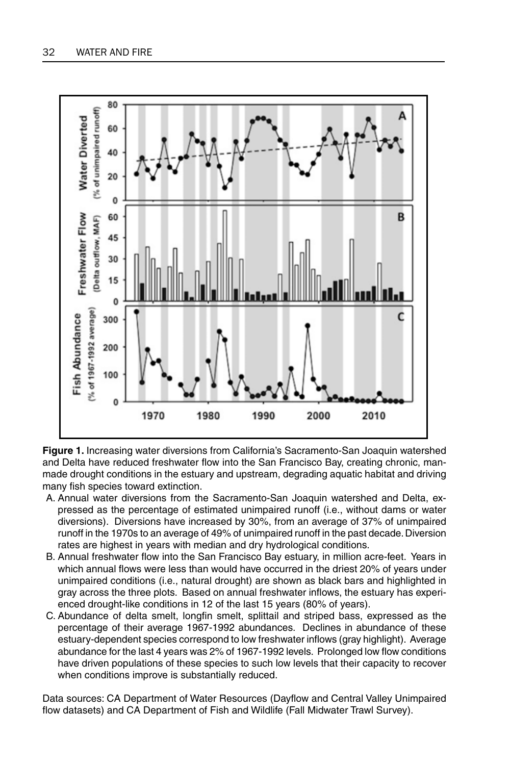**Figure 1.** Increasing water diversions from California's Sacramento-San Joaquin watershed and Delta have reduced freshwater flow into the San Francisco Bay, creating chronic, man-made drought conditions in the estuary and upstream, degrading aquatic habitat and driving many fish species toward extinction.

A. Annual water diversions from the Sacramento-San Joaquin watershed and Delta, expressed as the percentage of estimated unimpaired runoff (i.e., without dams or water diversions). Diversions have increased by 30%, from an average of 37% of unimpaired runoff in the 1970s to an average of 49% of unimpaired runoff in the past decade. Diversion rates are highest in years with median and dry hydrological conditions.

B. Annual freshwater flow into the San Francisco Bay estuary, in million acre-feet. Years in which annual flows were less than would have occurred in the driest 20% of years under unimpaired conditions (i.e., natural drought) are shown as black bars and highlighted in gray across the three plots. Based on annual freshwater inflows, the estuary has experienced drought-like conditions in 12 of the last 15 years (80% of years).

C. Abundance of delta smelt, longfin smelt, splittail and striped bass, expressed as the percentage of their average 1967-1992 abundances. Declines in abundance of these estuary-dependent species correspond to low freshwater inflows (gray highlight). Average abundance for the last 4 years was 2% of 1967-1992 levels. Prolonged low flow conditions have driven populations of these species to such low levels that their capacity to recover when conditions improve is substantially reduced.

Data sources: CA Department of Water Resources (Dayflow and Central Valley Unimpaired flow datasets) and CA Department of Fish and Wildlife (Fall Midwater Trawl Survey).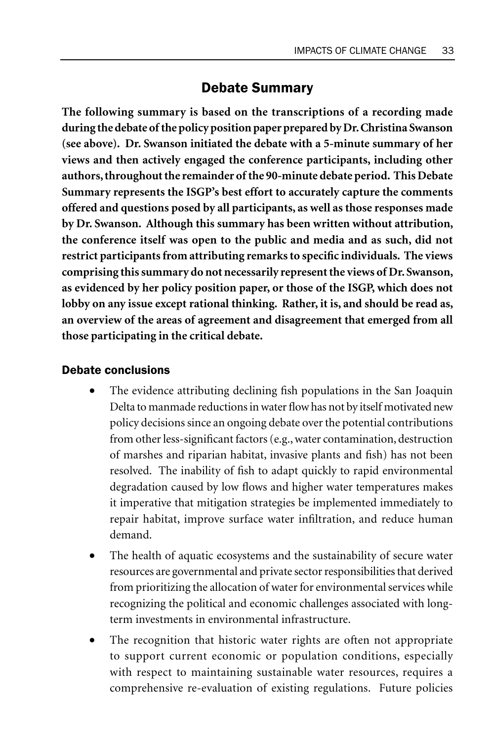## Debate Summary

**The following summary is based on the transcriptions of a recording made during the debate of the policy position paper prepared by Dr. Christina Swanson (see above). Dr. Swanson initiated the debate with a 5-minute summary of her views and then actively engaged the conference participants, including other authors, throughout the remainder of the 90-minute debate period. This Debate Summary represents the ISGP's best effort to accurately capture the comments offered and questions posed by all participants, as well as those responses made by Dr. Swanson. Although this summary has been written without attribution, the conference itself was open to the public and media and as such, did not restrict participants from attributing remarks to specific individuals. The views comprising this summary do not necessarily represent the views of Dr. Swanson, as evidenced by her policy position paper, or those of the ISGP, which does not lobby on any issue except rational thinking. Rather, it is, and should be read as, an overview of the areas of agreement and disagreement that emerged from all those participating in the critical debate.**

### Debate conclusions

- The evidence attributing declining fish populations in the San Joaquin Delta to manmade reductions in water flow has not by itself motivated new policy decisions since an ongoing debate over the potential contributions from other less-significant factors (e.g., water contamination, destruction of marshes and riparian habitat, invasive plants and fish) has not been resolved. The inability of fish to adapt quickly to rapid environmental degradation caused by low flows and higher water temperatures makes it imperative that mitigation strategies be implemented immediately to repair habitat, improve surface water infiltration, and reduce human demand.
- The health of aquatic ecosystems and the sustainability of secure water resources are governmental and private sector responsibilities that derived from prioritizing the allocation of water for environmental services while recognizing the political and economic challenges associated with long-term investments in environmental infrastructure.
- The recognition that historic water rights are often not appropriate to support current economic or population conditions, especially with respect to maintaining sustainable water resources, requires a comprehensive re-evaluation of existing regulations. Future policies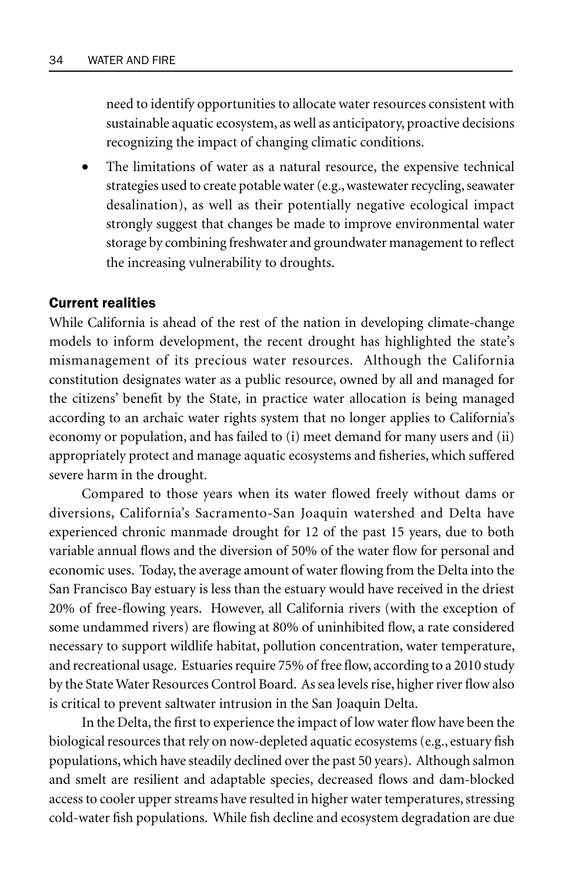need to identify opportunities to allocate water resources consistent with sustainable aquatic ecosystem, as well as anticipatory, proactive decisions recognizing the impact of changing climatic conditions.

- The limitations of water as a natural resource, the expensive technical strategies used to create potable water (e.g., wastewater recycling, seawater desalination), as well as their potentially negative ecological impact strongly suggest that changes be made to improve environmental water storage by combining freshwater and groundwater management to reflect the increasing vulnerability to droughts.

### Current realities

While California is ahead of the rest of the nation in developing climate-change models to inform development, the recent drought has highlighted the state's mismanagement of its precious water resources. Although the California constitution designates water as a public resource, owned by all and managed for the citizens' benefit by the State, in practice water allocation is being managed according to an archaic water rights system that no longer applies to California's economy or population, and has failed to (i) meet demand for many users and (ii) appropriately protect and manage aquatic ecosystems and fisheries, which suffered severe harm in the drought.

Compared to those years when its water flowed freely without dams or diversions, California's Sacramento-San Joaquin watershed and Delta have experienced chronic manmade drought for 12 of the past 15 years, due to both variable annual flows and the diversion of 50% of the water flow for personal and economic uses. Today, the average amount of water flowing from the Delta into the San Francisco Bay estuary is less than the estuary would have received in the driest 20% of free-flowing years. However, all California rivers (with the exception of some undammed rivers) are flowing at 80% of uninhibited flow, a rate considered necessary to support wildlife habitat, pollution concentration, water temperature, and recreational usage. Estuaries require 75% of free flow, according to a 2010 study by the State Water Resources Control Board. As sea levels rise, higher river flow also is critical to prevent saltwater intrusion in the San Joaquin Delta.

In the Delta, the first to experience the impact of low water flow have been the biological resources that rely on now-depleted aquatic ecosystems (e.g., estuary fish populations, which have steadily declined over the past 50 years). Although salmon and smelt are resilient and adaptable species, decreased flows and dam-blocked access to cooler upper streams have resulted in higher water temperatures, stressing cold-water fish populations. While fish decline and ecosystem degradation are due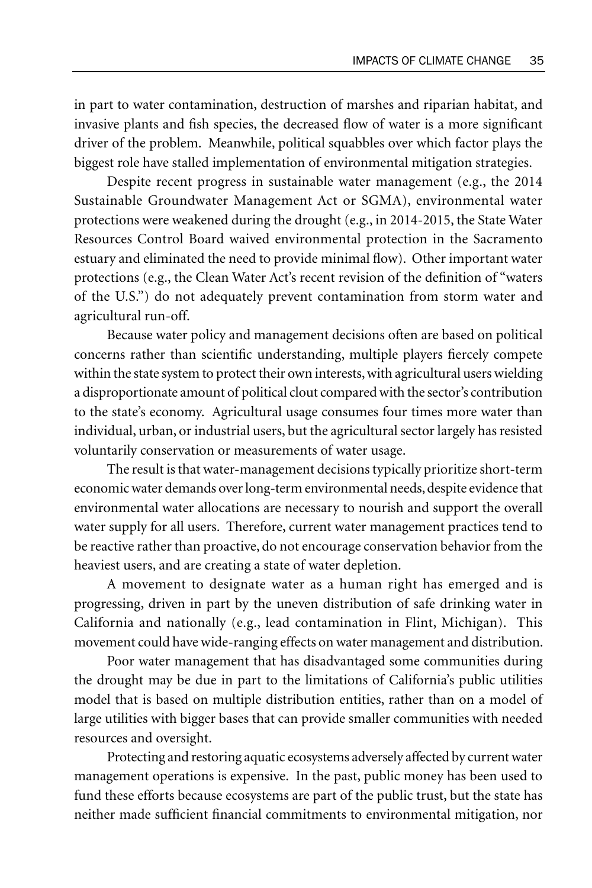in part to water contamination, destruction of marshes and riparian habitat, and invasive plants and fish species, the decreased flow of water is a more significant driver of the problem. Meanwhile, political squabbles over which factor plays the biggest role have stalled implementation of environmental mitigation strategies.

Despite recent progress in sustainable water management (e.g., the 2014 Sustainable Groundwater Management Act or SGMA), environmental water protections were weakened during the drought (e.g., in 2014-2015, the State Water Resources Control Board waived environmental protection in the Sacramento estuary and eliminated the need to provide minimal flow). Other important water protections (e.g., the Clean Water Act's recent revision of the definition of "waters of the U.S.") do not adequately prevent contamination from storm water and agricultural run-off.

Because water policy and management decisions often are based on political concerns rather than scientific understanding, multiple players fiercely compete within the state system to protect their own interests, with agricultural users wielding a disproportionate amount of political clout compared with the sector's contribution to the state's economy. Agricultural usage consumes four times more water than individual, urban, or industrial users, but the agricultural sector largely has resisted voluntarily conservation or measurements of water usage.

The result is that water-management decisions typically prioritize short-term economic water demands over long-term environmental needs, despite evidence that environmental water allocations are necessary to nourish and support the overall water supply for all users. Therefore, current water management practices tend to be reactive rather than proactive, do not encourage conservation behavior from the heaviest users, and are creating a state of water depletion.

A movement to designate water as a human right has emerged and is progressing, driven in part by the uneven distribution of safe drinking water in California and nationally (e.g., lead contamination in Flint, Michigan). This movement could have wide-ranging effects on water management and distribution.

Poor water management that has disadvantaged some communities during the drought may be due in part to the limitations of California's public utilities model that is based on multiple distribution entities, rather than on a model of large utilities with bigger bases that can provide smaller communities with needed resources and oversight.

Protecting and restoring aquatic ecosystems adversely affected by current water management operations is expensive. In the past, public money has been used to fund these efforts because ecosystems are part of the public trust, but the state has neither made sufficient financial commitments to environmental mitigation, nor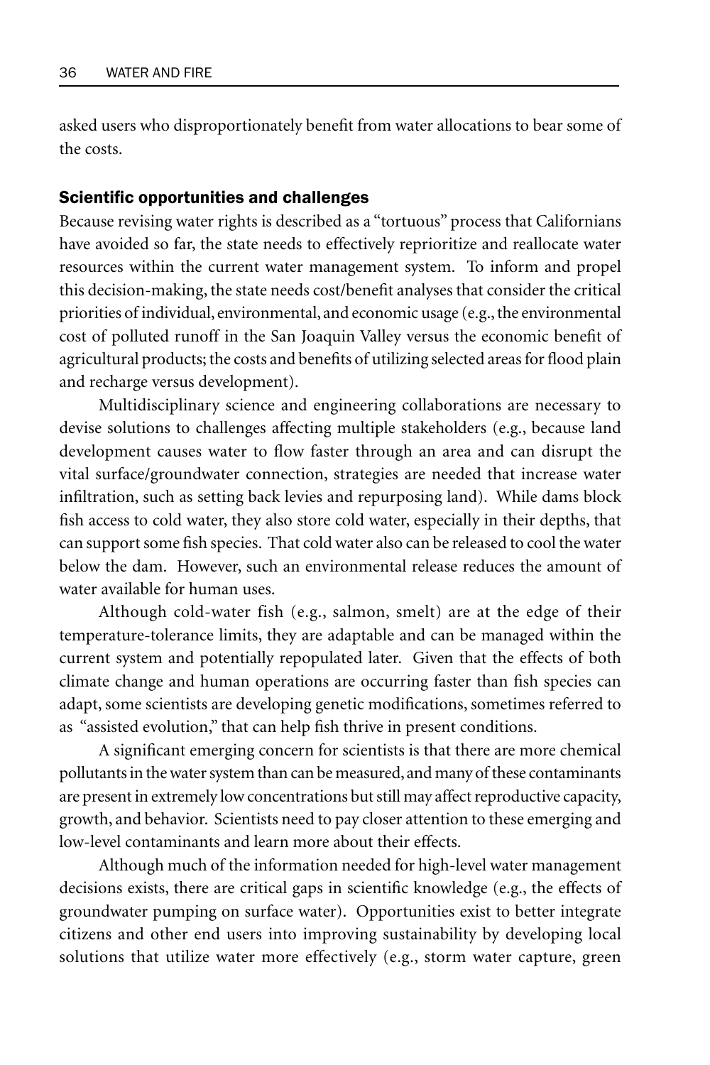asked users who disproportionately benefit from water allocations to bear some of the costs.

## Scientific opportunities and challenges

Because revising water rights is described as a "tortuous" process that Californians have avoided so far, the state needs to effectively reprioritize and reallocate water resources within the current water management system. To inform and propel this decision-making, the state needs cost/benefit analyses that consider the critical priorities of individual, environmental, and economic usage (e.g., the environmental cost of polluted runoff in the San Joaquin Valley versus the economic benefit of agricultural products; the costs and benefits of utilizing selected areas for flood plain and recharge versus development).

Multidisciplinary science and engineering collaborations are necessary to devise solutions to challenges affecting multiple stakeholders (e.g., because land development causes water to flow faster through an area and can disrupt the vital surface/groundwater connection, strategies are needed that increase water infiltration, such as setting back levies and repurposing land). While dams block fish access to cold water, they also store cold water, especially in their depths, that can support some fish species. That cold water also can be released to cool the water below the dam. However, such an environmental release reduces the amount of water available for human uses.

Although cold-water fish (e.g., salmon, smelt) are at the edge of their temperature-tolerance limits, they are adaptable and can be managed within the current system and potentially repopulated later. Given that the effects of both climate change and human operations are occurring faster than fish species can adapt, some scientists are developing genetic modifications, sometimes referred to as "assisted evolution," that can help fish thrive in present conditions.

A significant emerging concern for scientists is that there are more chemical pollutants in the water system than can be measured, and many of these contaminants are present in extremely low concentrations but still may affect reproductive capacity, growth, and behavior. Scientists need to pay closer attention to these emerging and low-level contaminants and learn more about their effects.

Although much of the information needed for high-level water management decisions exists, there are critical gaps in scientific knowledge (e.g., the effects of groundwater pumping on surface water). Opportunities exist to better integrate citizens and other end users into improving sustainability by developing local solutions that utilize water more effectively (e.g., storm water capture, green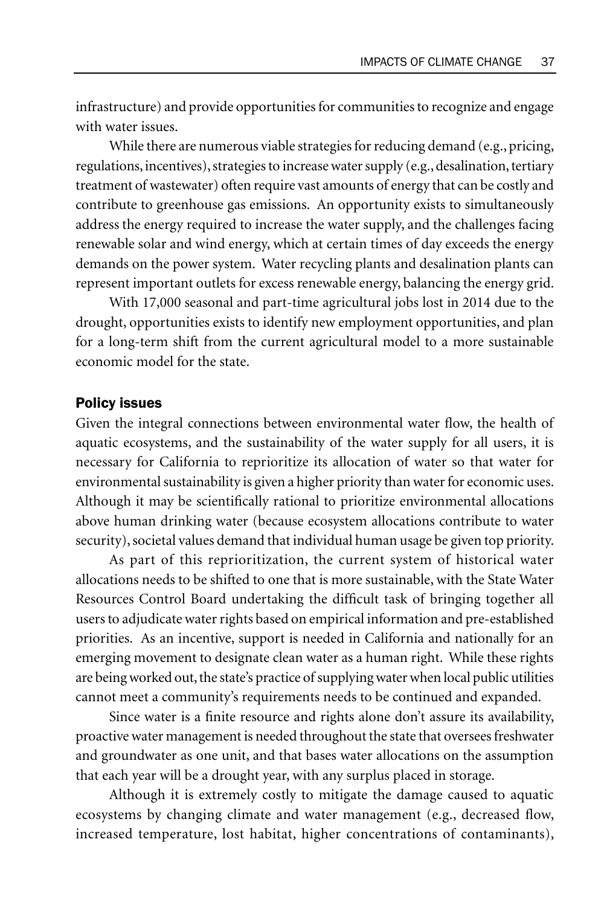infrastructure) and provide opportunities for communities to recognize and engage with water issues.

While there are numerous viable strategies for reducing demand (e.g., pricing, regulations, incentives), strategies to increase water supply (e.g., desalination, tertiary treatment of wastewater) often require vast amounts of energy that can be costly and contribute to greenhouse gas emissions. An opportunity exists to simultaneously address the energy required to increase the water supply, and the challenges facing renewable solar and wind energy, which at certain times of day exceeds the energy demands on the power system. Water recycling plants and desalination plants can represent important outlets for excess renewable energy, balancing the energy grid.

With 17,000 seasonal and part-time agricultural jobs lost in 2014 due to the drought, opportunities exists to identify new employment opportunities, and plan for a long-term shift from the current agricultural model to a more sustainable economic model for the state.

## Policy issues

Given the integral connections between environmental water flow, the health of aquatic ecosystems, and the sustainability of the water supply for all users, it is necessary for California to reprioritize its allocation of water so that water for environmental sustainability is given a higher priority than water for economic uses. Although it may be scientifically rational to prioritize environmental allocations above human drinking water (because ecosystem allocations contribute to water security), societal values demand that individual human usage be given top priority.

As part of this reprioritization, the current system of historical water allocations needs to be shifted to one that is more sustainable, with the State Water Resources Control Board undertaking the difficult task of bringing together all users to adjudicate water rights based on empirical information and pre-established priorities. As an incentive, support is needed in California and nationally for an emerging movement to designate clean water as a human right. While these rights are being worked out, the state's practice of supplying water when local public utilities cannot meet a community's requirements needs to be continued and expanded.

Since water is a finite resource and rights alone don't assure its availability, proactive water management is needed throughout the state that oversees freshwater and groundwater as one unit, and that bases water allocations on the assumption that each year will be a drought year, with any surplus placed in storage.

Although it is extremely costly to mitigate the damage caused to aquatic ecosystems by changing climate and water management (e.g., decreased flow, increased temperature, lost habitat, higher concentrations of contaminants),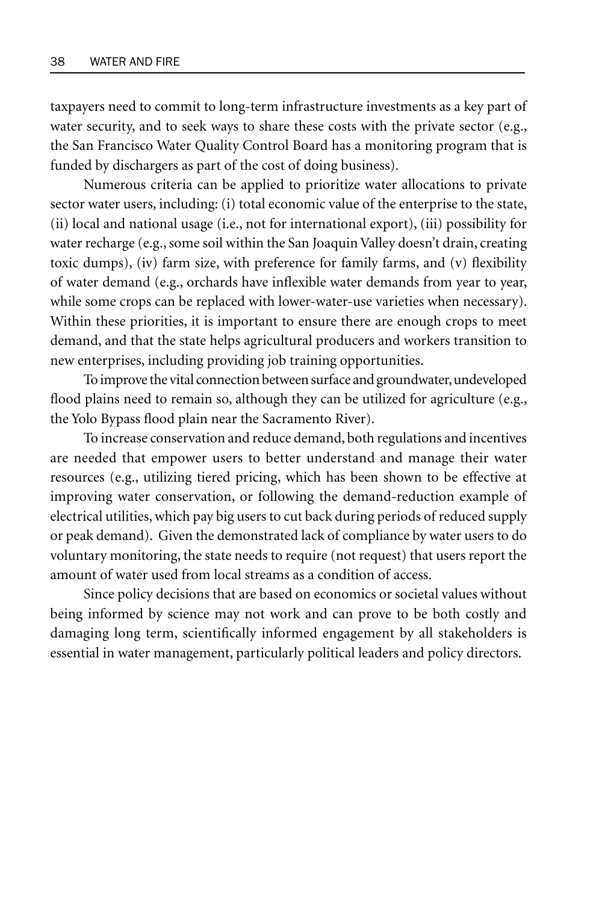taxpayers need to commit to long-term infrastructure investments as a key part of water security, and to seek ways to share these costs with the private sector (e.g., the San Francisco Water Quality Control Board has a monitoring program that is funded by dischargers as part of the cost of doing business).

Numerous criteria can be applied to prioritize water allocations to private sector water users, including: (i) total economic value of the enterprise to the state, (ii) local and national usage (i.e., not for international export), (iii) possibility for water recharge (e.g., some soil within the San Joaquin Valley doesn't drain, creating toxic dumps), (iv) farm size, with preference for family farms, and (v) flexibility of water demand (e.g., orchards have inflexible water demands from year to year, while some crops can be replaced with lower-water-use varieties when necessary). Within these priorities, it is important to ensure there are enough crops to meet demand, and that the state helps agricultural producers and workers transition to new enterprises, including providing job training opportunities.

To improve the vital connection between surface and groundwater, undeveloped flood plains need to remain so, although they can be utilized for agriculture (e.g., the Yolo Bypass flood plain near the Sacramento River).

To increase conservation and reduce demand, both regulations and incentives are needed that empower users to better understand and manage their water resources (e.g., utilizing tiered pricing, which has been shown to be effective at improving water conservation, or following the demand-reduction example of electrical utilities, which pay big users to cut back during periods of reduced supply or peak demand). Given the demonstrated lack of compliance by water users to do voluntary monitoring, the state needs to require (not request) that users report the amount of water used from local streams as a condition of access.

Since policy decisions that are based on economics or societal values without being informed by science may not work and can prove to be both costly and damaging long term, scientifically informed engagement by all stakeholders is essential in water management, particularly political leaders and policy directors.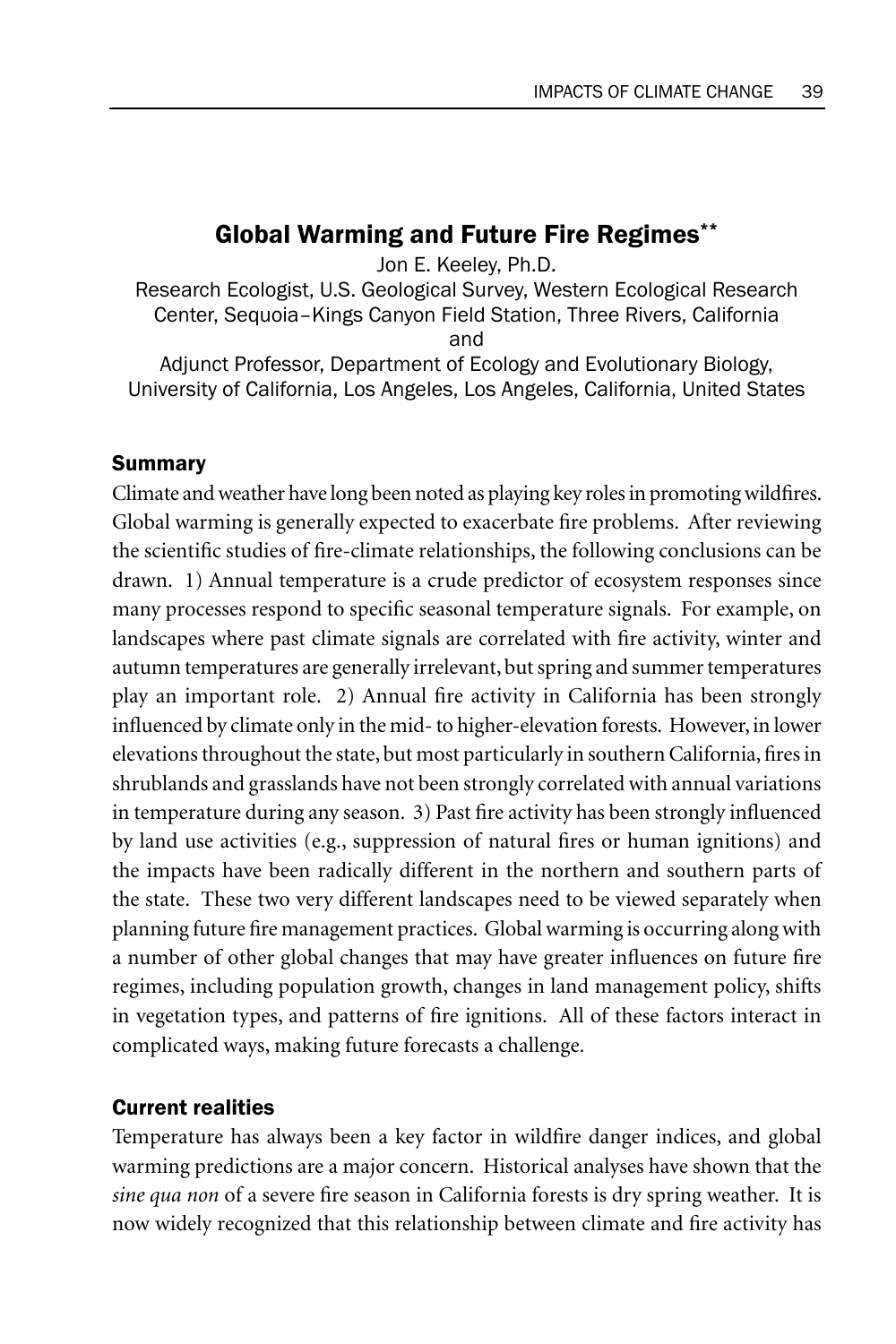## Global Warming and Future Fire Regimes**

Jon E. Keeley, Ph.D.

Research Ecologist, U.S. Geological Survey, Western Ecological Research Center, Sequoia–Kings Canyon Field Station, Three Rivers, California

and

Adjunct Professor, Department of Ecology and Evolutionary Biology, University of California, Los Angeles, Los Angeles, California, United States

### Summary

Climate and weather have long been noted as playing key roles in promoting wildfires. Global warming is generally expected to exacerbate fire problems. After reviewing the scientific studies of fire-climate relationships, the following conclusions can be drawn. 1) Annual temperature is a crude predictor of ecosystem responses since many processes respond to specific seasonal temperature signals. For example, on landscapes where past climate signals are correlated with fire activity, winter and autumn temperatures are generally irrelevant, but spring and summer temperatures play an important role. 2) Annual fire activity in California has been strongly influenced by climate only in the mid- to higher-elevation forests. However, in lower elevations throughout the state, but most particularly in southern California, fires in shrublands and grasslands have not been strongly correlated with annual variations in temperature during any season. 3) Past fire activity has been strongly influenced by land use activities (e.g., suppression of natural fires or human ignitions) and the impacts have been radically different in the northern and southern parts of the state. These two very different landscapes need to be viewed separately when planning future fire management practices. Global warming is occurring along with a number of other global changes that may have greater influences on future fire regimes, including population growth, changes in land management policy, shifts in vegetation types, and patterns of fire ignitions. All of these factors interact in complicated ways, making future forecasts a challenge.

### Current realities

Temperature has always been a key factor in wildfire danger indices, and global warming predictions are a major concern. Historical analyses have shown that the *sine qua non* of a severe fire season in California forests is dry spring weather. It is now widely recognized that this relationship between climate and fire activity has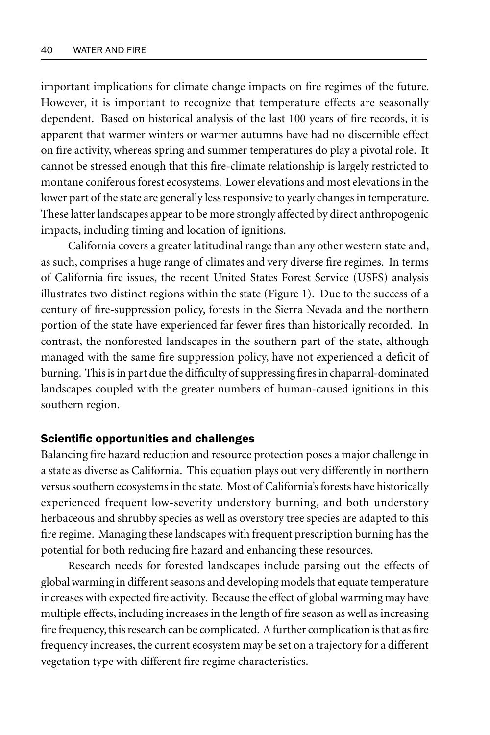important implications for climate change impacts on fire regimes of the future. However, it is important to recognize that temperature effects are seasonally dependent. Based on historical analysis of the last 100 years of fire records, it is apparent that warmer winters or warmer autumns have had no discernible effect on fire activity, whereas spring and summer temperatures do play a pivotal role. It cannot be stressed enough that this fire-climate relationship is largely restricted to montane coniferous forest ecosystems. Lower elevations and most elevations in the lower part of the state are generally less responsive to yearly changes in temperature. These latter landscapes appear to be more strongly affected by direct anthropogenic impacts, including timing and location of ignitions.

California covers a greater latitudinal range than any other western state and, as such, comprises a huge range of climates and very diverse fire regimes. In terms of California fire issues, the recent United States Forest Service (USFS) analysis illustrates two distinct regions within the state (Figure 1). Due to the success of a century of fire-suppression policy, forests in the Sierra Nevada and the northern portion of the state have experienced far fewer fires than historically recorded. In contrast, the nonforested landscapes in the southern part of the state, although managed with the same fire suppression policy, have not experienced a deficit of burning. This is in part due the difficulty of suppressing fires in chaparral-dominated landscapes coupled with the greater numbers of human-caused ignitions in this southern region.

## Scientific opportunities and challenges

Balancing fire hazard reduction and resource protection poses a major challenge in a state as diverse as California. This equation plays out very differently in northern versus southern ecosystems in the state. Most of California's forests have historically experienced frequent low-severity understory burning, and both understory herbaceous and shrubby species as well as overstory tree species are adapted to this fire regime. Managing these landscapes with frequent prescription burning has the potential for both reducing fire hazard and enhancing these resources.

Research needs for forested landscapes include parsing out the effects of global warming in different seasons and developing models that equate temperature increases with expected fire activity. Because the effect of global warming may have multiple effects, including increases in the length of fire season as well as increasing fire frequency, this research can be complicated. A further complication is that as fire frequency increases, the current ecosystem may be set on a trajectory for a different vegetation type with different fire regime characteristics.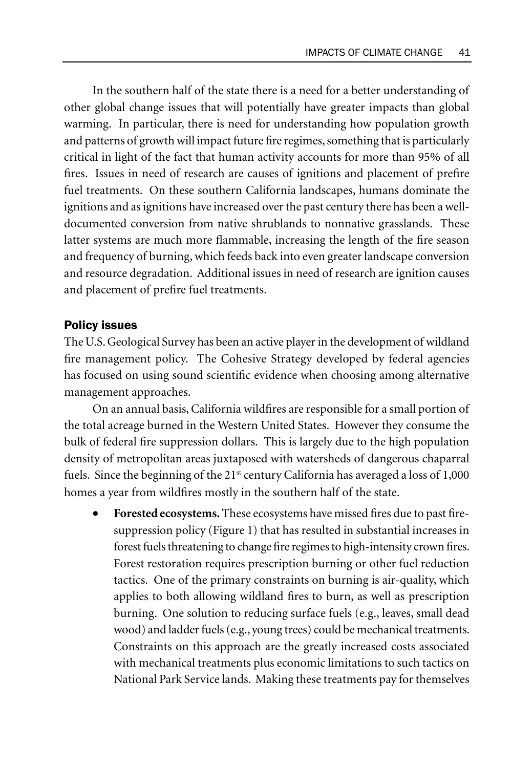In the southern half of the state there is a need for a better understanding of other global change issues that will potentially have greater impacts than global warming. In particular, there is need for understanding how population growth and patterns of growth will impact future fire regimes, something that is particularly critical in light of the fact that human activity accounts for more than 95% of all fires. Issues in need of research are causes of ignitions and placement of prefire fuel treatments. On these southern California landscapes, humans dominate the ignitions and as ignitions have increased over the past century there has been a well-documented conversion from native shrublands to nonnative grasslands. These latter systems are much more flammable, increasing the length of the fire season and frequency of burning, which feeds back into even greater landscape conversion and resource degradation. Additional issues in need of research are ignition causes and placement of prefire fuel treatments.

## Policy issues

The U.S. Geological Survey has been an active player in the development of wildland fire management policy. The Cohesive Strategy developed by federal agencies has focused on using sound scientific evidence when choosing among alternative management approaches.

On an annual basis, California wildfires are responsible for a small portion of the total acreage burned in the Western United States. However they consume the bulk of federal fire suppression dollars. This is largely due to the high population density of metropolitan areas juxtaposed with watersheds of dangerous chaparral fuels. Since the beginning of the 21st century California has averaged a loss of 1,000 homes a year from wildfires mostly in the southern half of the state.

- **Forested ecosystems.** These ecosystems have missed fires due to past fire-suppression policy (Figure 1) that has resulted in substantial increases in forest fuels threatening to change fire regimes to high-intensity crown fires. Forest restoration requires prescription burning or other fuel reduction tactics. One of the primary constraints on burning is air-quality, which applies to both allowing wildland fires to burn, as well as prescription burning. One solution to reducing surface fuels (e.g., leaves, small dead wood) and ladder fuels (e.g., young trees) could be mechanical treatments. Constraints on this approach are the greatly increased costs associated with mechanical treatments plus economic limitations to such tactics on National Park Service lands. Making these treatments pay for themselves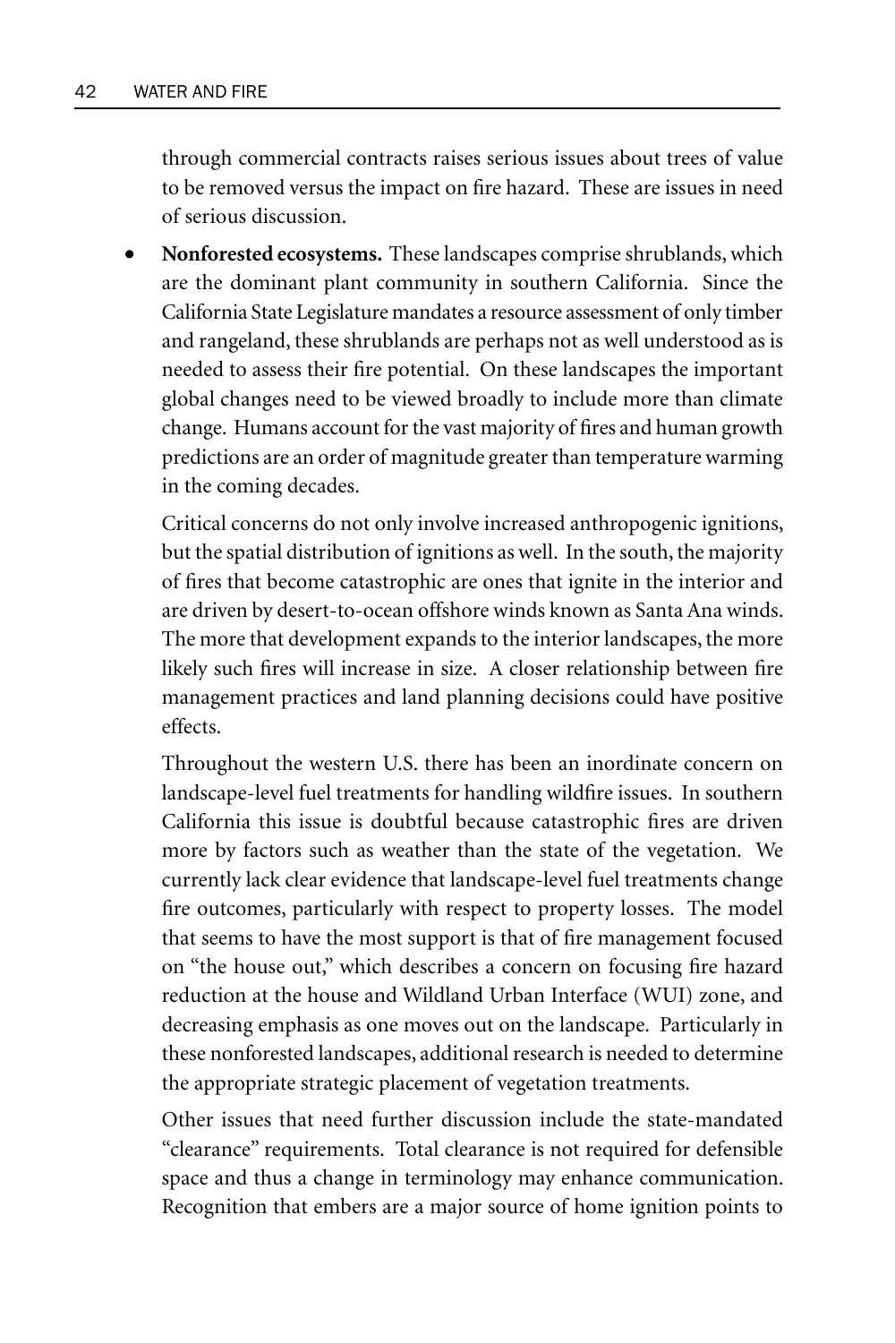through commercial contracts raises serious issues about trees of value to be removed versus the impact on fire hazard. These are issues in need of serious discussion.

- **Nonforested ecosystems.** These landscapes comprise shrublands, which are the dominant plant community in southern California. Since the California State Legislature mandates a resource assessment of only timber and rangeland, these shrublands are perhaps not as well understood as is needed to assess their fire potential. On these landscapes the important global changes need to be viewed broadly to include more than climate change. Humans account for the vast majority of fires and human growth predictions are an order of magnitude greater than temperature warming in the coming decades.

  Critical concerns do not only involve increased anthropogenic ignitions, but the spatial distribution of ignitions as well. In the south, the majority of fires that become catastrophic are ones that ignite in the interior and are driven by desert-to-ocean offshore winds known as Santa Ana winds. The more that development expands to the interior landscapes, the more likely such fires will increase in size. A closer relationship between fire management practices and land planning decisions could have positive effects.

  Throughout the western U.S. there has been an inordinate concern on landscape-level fuel treatments for handling wildfire issues. In southern California this issue is doubtful because catastrophic fires are driven more by factors such as weather than the state of the vegetation. We currently lack clear evidence that landscape-level fuel treatments change fire outcomes, particularly with respect to property losses. The model that seems to have the most support is that of fire management focused on "the house out," which describes a concern on focusing fire hazard reduction at the house and Wildland Urban Interface (WUI) zone, and decreasing emphasis as one moves out on the landscape. Particularly in these nonforested landscapes, additional research is needed to determine the appropriate strategic placement of vegetation treatments.

  Other issues that need further discussion include the state-mandated "clearance" requirements. Total clearance is not required for defensible space and thus a change in terminology may enhance communication. Recognition that embers are a major source of home ignition points to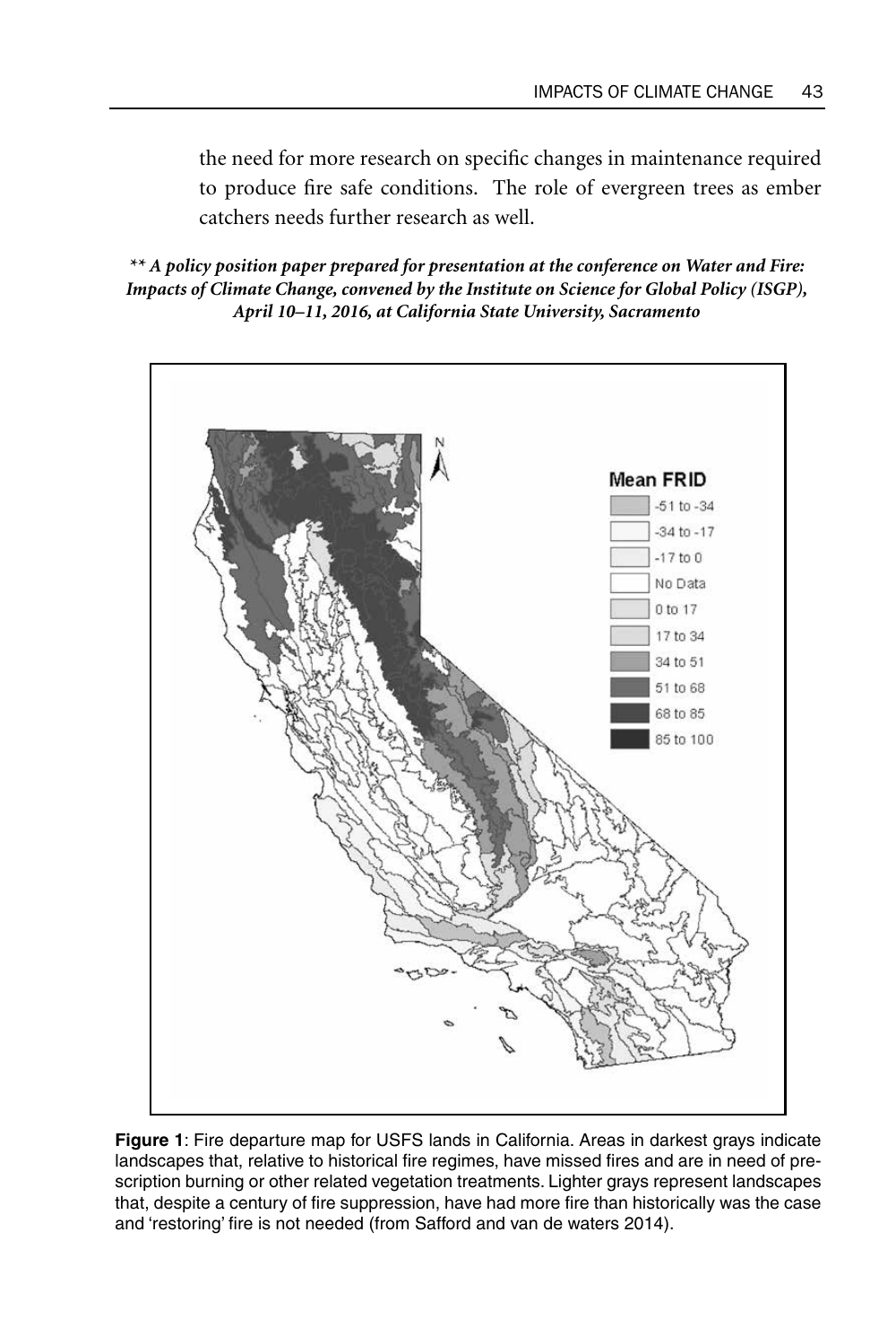the need for more research on specific changes in maintenance required to produce fire safe conditions. The role of evergreen trees as ember catchers needs further research as well.

***\*\* A policy position paper prepared for presentation at the conference on Water and Fire: Impacts of Climate Change, convened by the Institute on Science for Global Policy (ISGP), April 10–11, 2016, at California State University, Sacramento***

**Figure 1**: Fire departure map for USFS lands in California. Areas in darkest grays indicate landscapes that, relative to historical fire regimes, have missed fires and are in need of prescription burning or other related vegetation treatments. Lighter grays represent landscapes that, despite a century of fire suppression, have had more fire than historically was the case and 'restoring' fire is not needed (from Safford and van de waters 2014).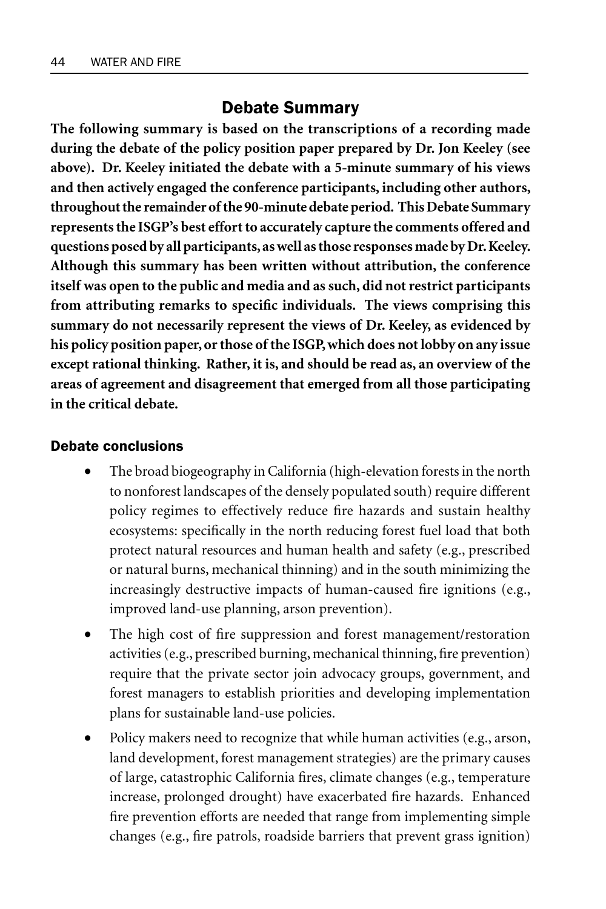## Debate Summary

**The following summary is based on the transcriptions of a recording made during the debate of the policy position paper prepared by Dr. Jon Keeley (see above). Dr. Keeley initiated the debate with a 5-minute summary of his views and then actively engaged the conference participants, including other authors, throughout the remainder of the 90-minute debate period. This Debate Summary represents the ISGP's best effort to accurately capture the comments offered and questions posed by all participants, as well as those responses made by Dr. Keeley. Although this summary has been written without attribution, the conference itself was open to the public and media and as such, did not restrict participants from attributing remarks to specific individuals. The views comprising this summary do not necessarily represent the views of Dr. Keeley, as evidenced by his policy position paper, or those of the ISGP, which does not lobby on any issue except rational thinking. Rather, it is, and should be read as, an overview of the areas of agreement and disagreement that emerged from all those participating in the critical debate.**

### Debate conclusions

- The broad biogeography in California (high-elevation forests in the north to nonforest landscapes of the densely populated south) require different policy regimes to effectively reduce fire hazards and sustain healthy ecosystems: specifically in the north reducing forest fuel load that both protect natural resources and human health and safety (e.g., prescribed or natural burns, mechanical thinning) and in the south minimizing the increasingly destructive impacts of human-caused fire ignitions (e.g., improved land-use planning, arson prevention).
- The high cost of fire suppression and forest management/restoration activities (e.g., prescribed burning, mechanical thinning, fire prevention) require that the private sector join advocacy groups, government, and forest managers to establish priorities and developing implementation plans for sustainable land-use policies.
- Policy makers need to recognize that while human activities (e.g., arson, land development, forest management strategies) are the primary causes of large, catastrophic California fires, climate changes (e.g., temperature increase, prolonged drought) have exacerbated fire hazards. Enhanced fire prevention efforts are needed that range from implementing simple changes (e.g., fire patrols, roadside barriers that prevent grass ignition)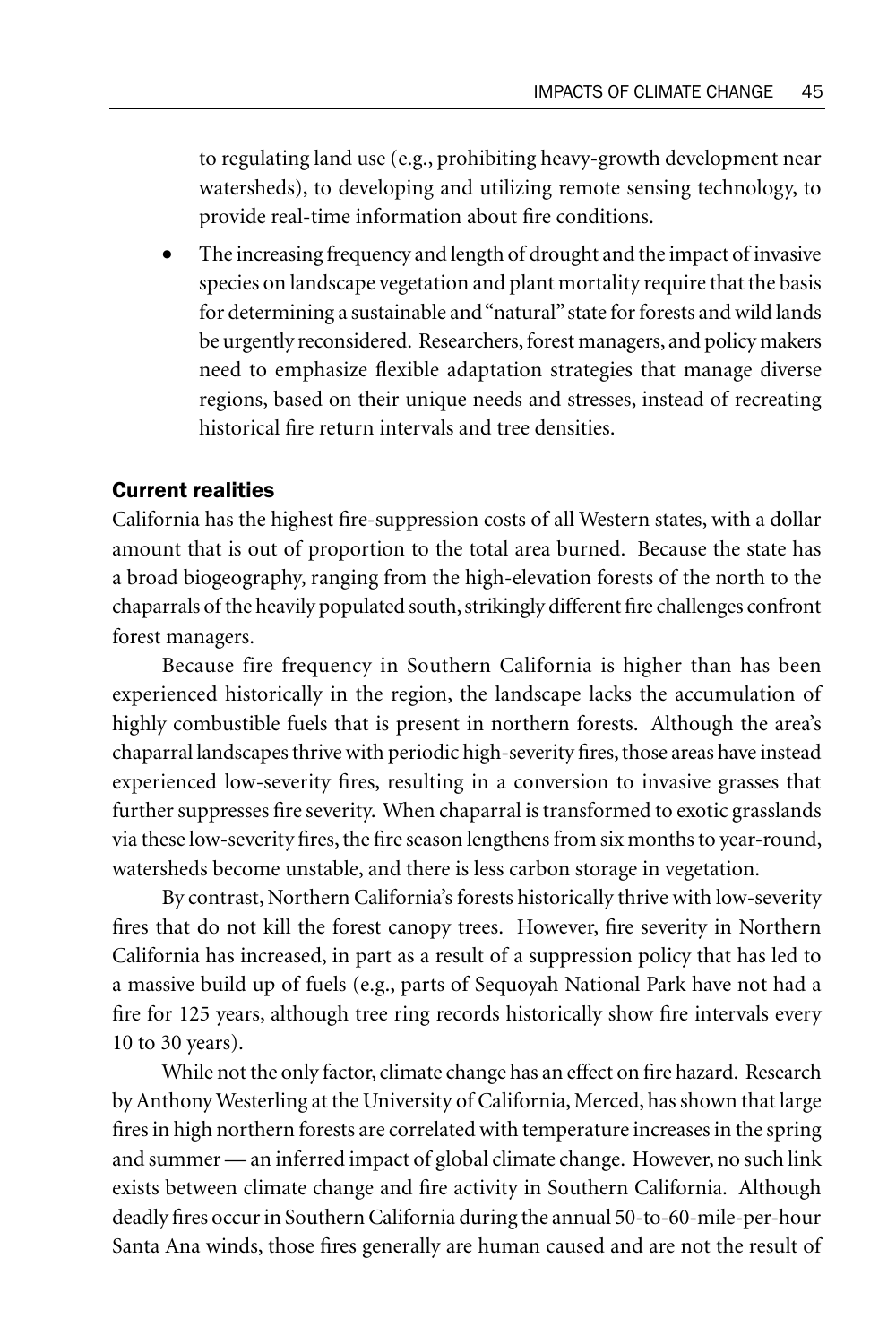to regulating land use (e.g., prohibiting heavy-growth development near watersheds), to developing and utilizing remote sensing technology, to provide real-time information about fire conditions.

- The increasing frequency and length of drought and the impact of invasive species on landscape vegetation and plant mortality require that the basis for determining a sustainable and "natural" state for forests and wild lands be urgently reconsidered. Researchers, forest managers, and policy makers need to emphasize flexible adaptation strategies that manage diverse regions, based on their unique needs and stresses, instead of recreating historical fire return intervals and tree densities.

### Current realities

California has the highest fire-suppression costs of all Western states, with a dollar amount that is out of proportion to the total area burned. Because the state has a broad biogeography, ranging from the high-elevation forests of the north to the chaparrals of the heavily populated south, strikingly different fire challenges confront forest managers.

Because fire frequency in Southern California is higher than has been experienced historically in the region, the landscape lacks the accumulation of highly combustible fuels that is present in northern forests. Although the area's chaparral landscapes thrive with periodic high-severity fires, those areas have instead experienced low-severity fires, resulting in a conversion to invasive grasses that further suppresses fire severity. When chaparral is transformed to exotic grasslands via these low-severity fires, the fire season lengthens from six months to year-round, watersheds become unstable, and there is less carbon storage in vegetation.

By contrast, Northern California's forests historically thrive with low-severity fires that do not kill the forest canopy trees. However, fire severity in Northern California has increased, in part as a result of a suppression policy that has led to a massive build up of fuels (e.g., parts of Sequoyah National Park have not had a fire for 125 years, although tree ring records historically show fire intervals every 10 to 30 years).

While not the only factor, climate change has an effect on fire hazard. Research by Anthony Westerling at the University of California, Merced, has shown that large fires in high northern forests are correlated with temperature increases in the spring and summer — an inferred impact of global climate change. However, no such link exists between climate change and fire activity in Southern California. Although deadly fires occur in Southern California during the annual 50-to-60-mile-per-hour Santa Ana winds, those fires generally are human caused and are not the result of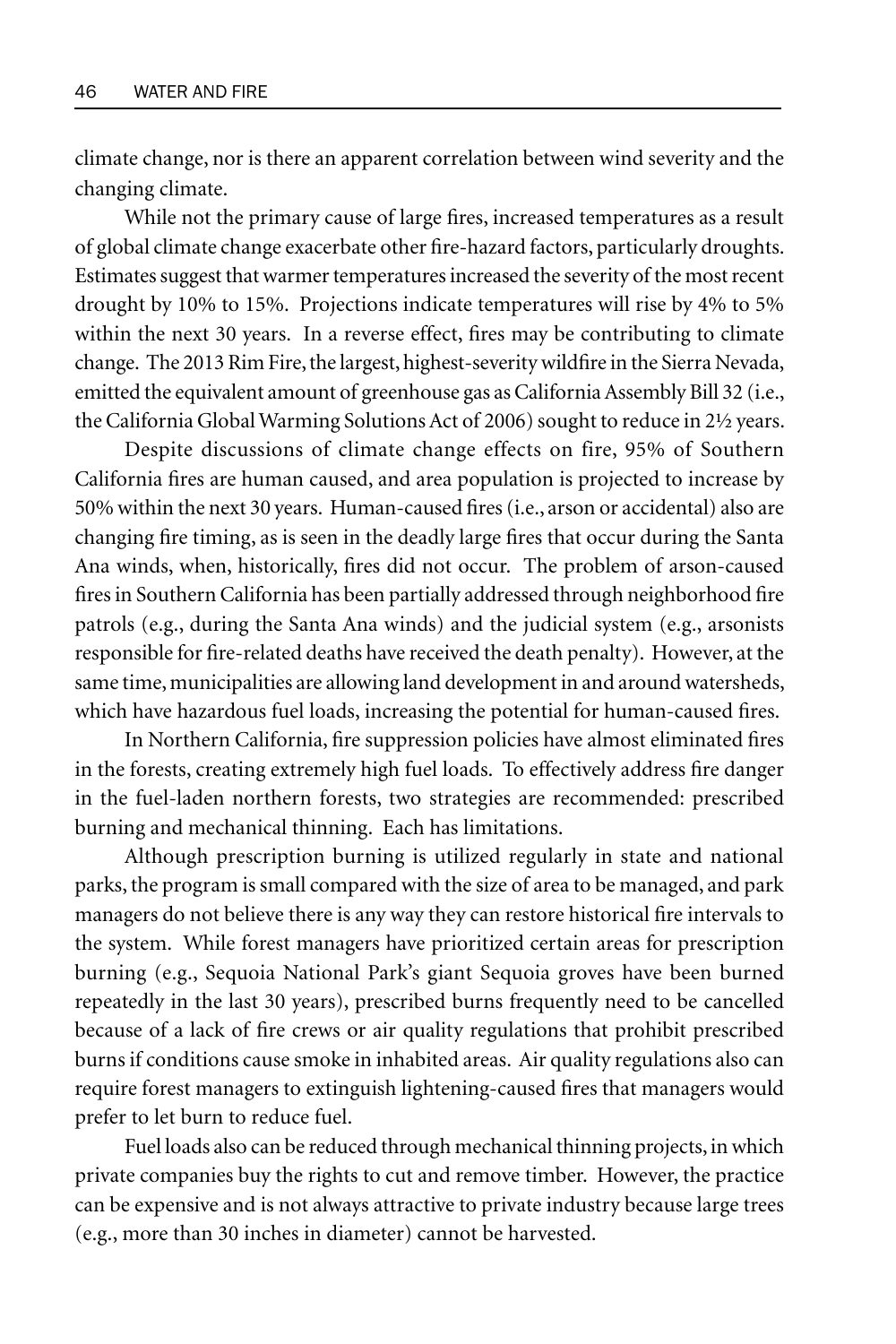climate change, nor is there an apparent correlation between wind severity and the changing climate.

While not the primary cause of large fires, increased temperatures as a result of global climate change exacerbate other fire-hazard factors, particularly droughts. Estimates suggest that warmer temperatures increased the severity of the most recent drought by 10% to 15%. Projections indicate temperatures will rise by 4% to 5% within the next 30 years. In a reverse effect, fires may be contributing to climate change. The 2013 Rim Fire, the largest, highest-severity wildfire in the Sierra Nevada, emitted the equivalent amount of greenhouse gas as California Assembly Bill 32 (i.e., the California Global Warming Solutions Act of 2006) sought to reduce in 2½ years.

Despite discussions of climate change effects on fire, 95% of Southern California fires are human caused, and area population is projected to increase by 50% within the next 30 years. Human-caused fires (i.e., arson or accidental) also are changing fire timing, as is seen in the deadly large fires that occur during the Santa Ana winds, when, historically, fires did not occur. The problem of arson-caused fires in Southern California has been partially addressed through neighborhood fire patrols (e.g., during the Santa Ana winds) and the judicial system (e.g., arsonists responsible for fire-related deaths have received the death penalty). However, at the same time, municipalities are allowing land development in and around watersheds, which have hazardous fuel loads, increasing the potential for human-caused fires.

In Northern California, fire suppression policies have almost eliminated fires in the forests, creating extremely high fuel loads. To effectively address fire danger in the fuel-laden northern forests, two strategies are recommended: prescribed burning and mechanical thinning. Each has limitations.

Although prescription burning is utilized regularly in state and national parks, the program is small compared with the size of area to be managed, and park managers do not believe there is any way they can restore historical fire intervals to the system. While forest managers have prioritized certain areas for prescription burning (e.g., Sequoia National Park's giant Sequoia groves have been burned repeatedly in the last 30 years), prescribed burns frequently need to be cancelled because of a lack of fire crews or air quality regulations that prohibit prescribed burns if conditions cause smoke in inhabited areas. Air quality regulations also can require forest managers to extinguish lightening-caused fires that managers would prefer to let burn to reduce fuel.

Fuel loads also can be reduced through mechanical thinning projects, in which private companies buy the rights to cut and remove timber. However, the practice can be expensive and is not always attractive to private industry because large trees (e.g., more than 30 inches in diameter) cannot be harvested.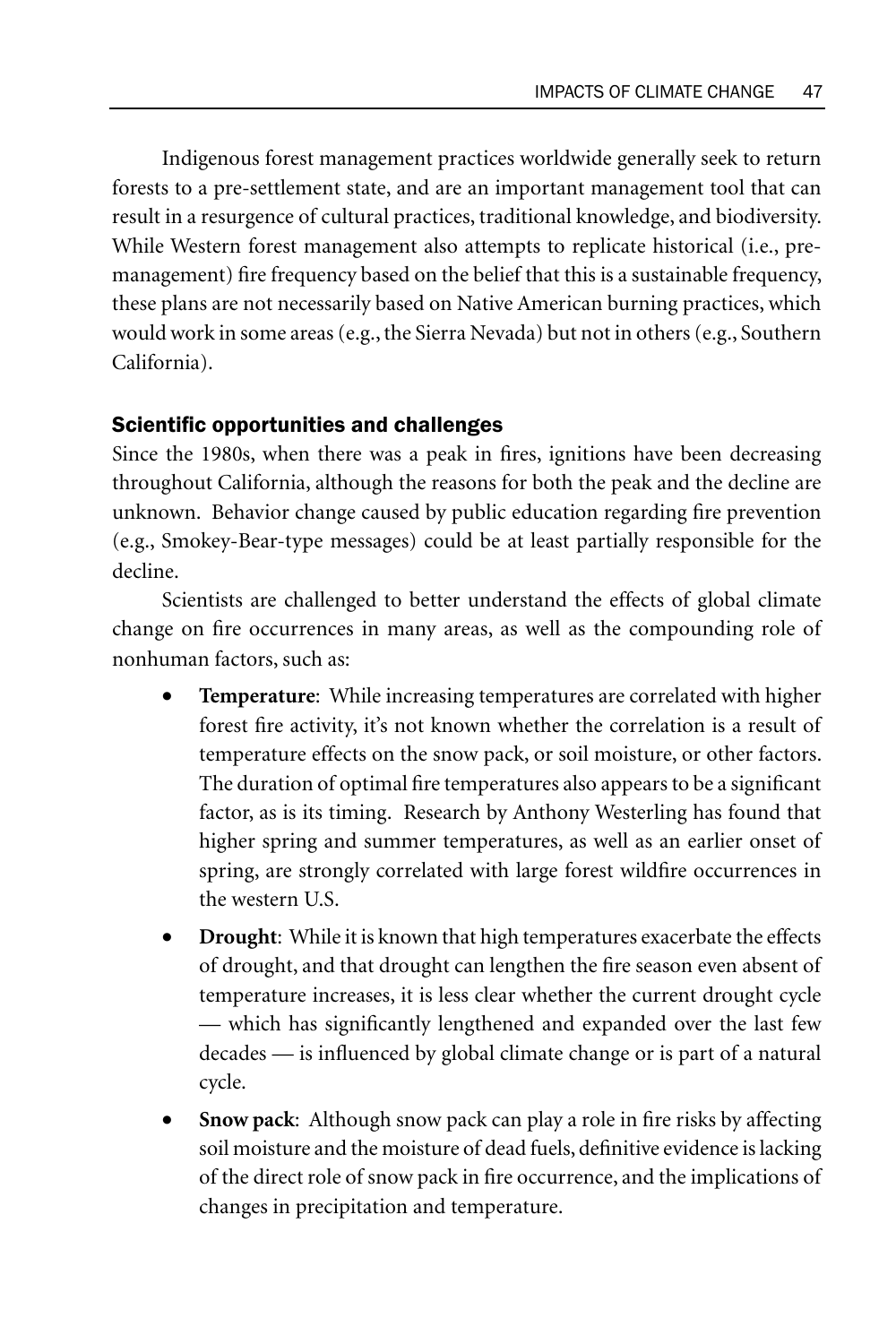Indigenous forest management practices worldwide generally seek to return forests to a pre-settlement state, and are an important management tool that can result in a resurgence of cultural practices, traditional knowledge, and biodiversity. While Western forest management also attempts to replicate historical (i.e., pre-management) fire frequency based on the belief that this is a sustainable frequency, these plans are not necessarily based on Native American burning practices, which would work in some areas (e.g., the Sierra Nevada) but not in others (e.g., Southern California).

### Scientific opportunities and challenges

Since the 1980s, when there was a peak in fires, ignitions have been decreasing throughout California, although the reasons for both the peak and the decline are unknown. Behavior change caused by public education regarding fire prevention (e.g., Smokey-Bear-type messages) could be at least partially responsible for the decline.

Scientists are challenged to better understand the effects of global climate change on fire occurrences in many areas, as well as the compounding role of nonhuman factors, such as:

- **Temperature**: While increasing temperatures are correlated with higher forest fire activity, it's not known whether the correlation is a result of temperature effects on the snow pack, or soil moisture, or other factors. The duration of optimal fire temperatures also appears to be a significant factor, as is its timing. Research by Anthony Westerling has found that higher spring and summer temperatures, as well as an earlier onset of spring, are strongly correlated with large forest wildfire occurrences in the western U.S.
- **Drought**: While it is known that high temperatures exacerbate the effects of drought, and that drought can lengthen the fire season even absent of temperature increases, it is less clear whether the current drought cycle — which has significantly lengthened and expanded over the last few decades — is influenced by global climate change or is part of a natural cycle.
- **Snow pack**: Although snow pack can play a role in fire risks by affecting soil moisture and the moisture of dead fuels, definitive evidence is lacking of the direct role of snow pack in fire occurrence, and the implications of changes in precipitation and temperature.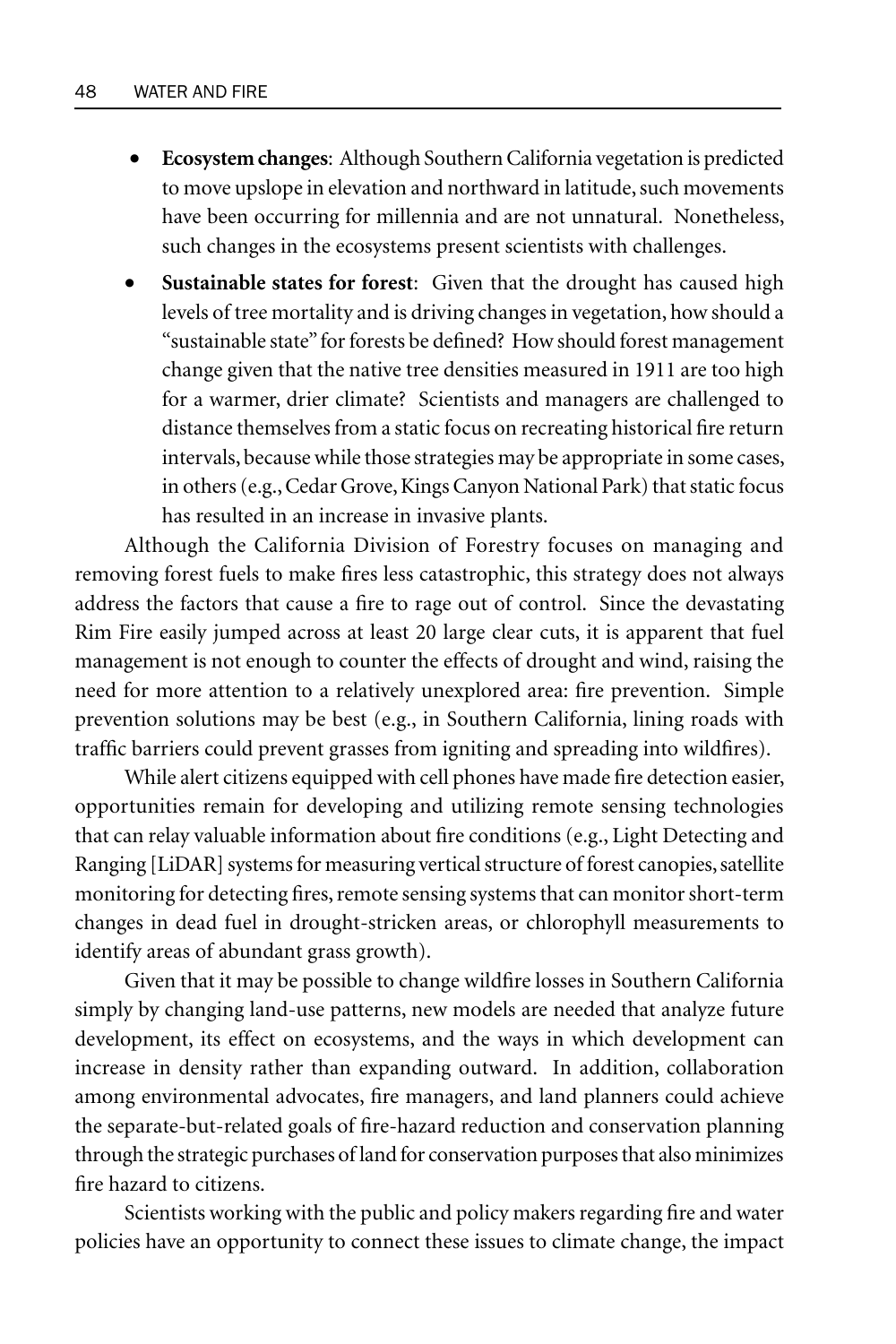- **Ecosystem changes**: Although Southern California vegetation is predicted to move upslope in elevation and northward in latitude, such movements have been occurring for millennia and are not unnatural. Nonetheless, such changes in the ecosystems present scientists with challenges.
- **Sustainable states for forest**: Given that the drought has caused high levels of tree mortality and is driving changes in vegetation, how should a "sustainable state" for forests be defined? How should forest management change given that the native tree densities measured in 1911 are too high for a warmer, drier climate? Scientists and managers are challenged to distance themselves from a static focus on recreating historical fire return intervals, because while those strategies may be appropriate in some cases, in others (e.g., Cedar Grove, Kings Canyon National Park) that static focus has resulted in an increase in invasive plants.

Although the California Division of Forestry focuses on managing and removing forest fuels to make fires less catastrophic, this strategy does not always address the factors that cause a fire to rage out of control. Since the devastating Rim Fire easily jumped across at least 20 large clear cuts, it is apparent that fuel management is not enough to counter the effects of drought and wind, raising the need for more attention to a relatively unexplored area: fire prevention. Simple prevention solutions may be best (e.g., in Southern California, lining roads with traffic barriers could prevent grasses from igniting and spreading into wildfires).

While alert citizens equipped with cell phones have made fire detection easier, opportunities remain for developing and utilizing remote sensing technologies that can relay valuable information about fire conditions (e.g., Light Detecting and Ranging [LiDAR] systems for measuring vertical structure of forest canopies, satellite monitoring for detecting fires, remote sensing systems that can monitor short-term changes in dead fuel in drought-stricken areas, or chlorophyll measurements to identify areas of abundant grass growth).

Given that it may be possible to change wildfire losses in Southern California simply by changing land-use patterns, new models are needed that analyze future development, its effect on ecosystems, and the ways in which development can increase in density rather than expanding outward. In addition, collaboration among environmental advocates, fire managers, and land planners could achieve the separate-but-related goals of fire-hazard reduction and conservation planning through the strategic purchases of land for conservation purposes that also minimizes fire hazard to citizens.

Scientists working with the public and policy makers regarding fire and water policies have an opportunity to connect these issues to climate change, the impact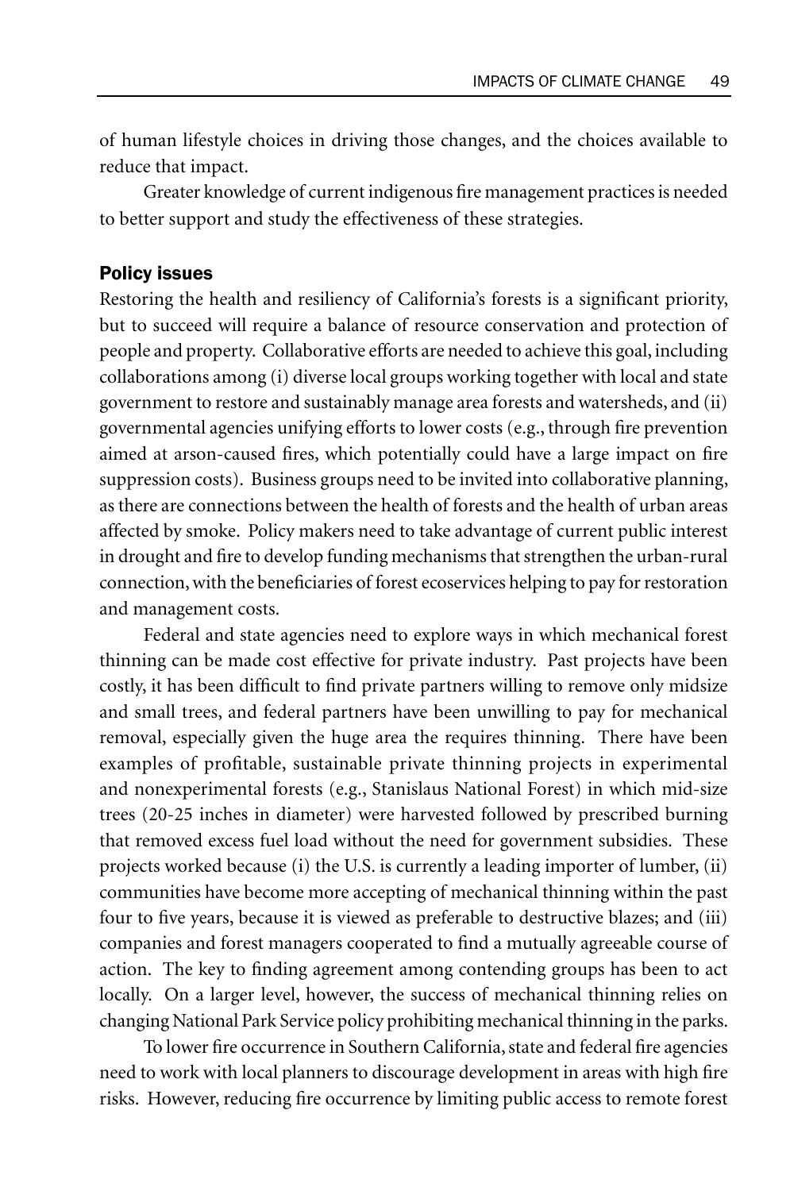of human lifestyle choices in driving those changes, and the choices available to reduce that impact.

Greater knowledge of current indigenous fire management practices is needed to better support and study the effectiveness of these strategies.

### Policy issues

Restoring the health and resiliency of California's forests is a significant priority, but to succeed will require a balance of resource conservation and protection of people and property. Collaborative efforts are needed to achieve this goal, including collaborations among (i) diverse local groups working together with local and state government to restore and sustainably manage area forests and watersheds, and (ii) governmental agencies unifying efforts to lower costs (e.g., through fire prevention aimed at arson-caused fires, which potentially could have a large impact on fire suppression costs). Business groups need to be invited into collaborative planning, as there are connections between the health of forests and the health of urban areas affected by smoke. Policy makers need to take advantage of current public interest in drought and fire to develop funding mechanisms that strengthen the urban-rural connection, with the beneficiaries of forest ecoservices helping to pay for restoration and management costs.

Federal and state agencies need to explore ways in which mechanical forest thinning can be made cost effective for private industry. Past projects have been costly, it has been difficult to find private partners willing to remove only midsize and small trees, and federal partners have been unwilling to pay for mechanical removal, especially given the huge area the requires thinning. There have been examples of profitable, sustainable private thinning projects in experimental and nonexperimental forests (e.g., Stanislaus National Forest) in which mid-size trees (20-25 inches in diameter) were harvested followed by prescribed burning that removed excess fuel load without the need for government subsidies. These projects worked because (i) the U.S. is currently a leading importer of lumber, (ii) communities have become more accepting of mechanical thinning within the past four to five years, because it is viewed as preferable to destructive blazes; and (iii) companies and forest managers cooperated to find a mutually agreeable course of action. The key to finding agreement among contending groups has been to act locally. On a larger level, however, the success of mechanical thinning relies on changing National Park Service policy prohibiting mechanical thinning in the parks.

To lower fire occurrence in Southern California, state and federal fire agencies need to work with local planners to discourage development in areas with high fire risks. However, reducing fire occurrence by limiting public access to remote forest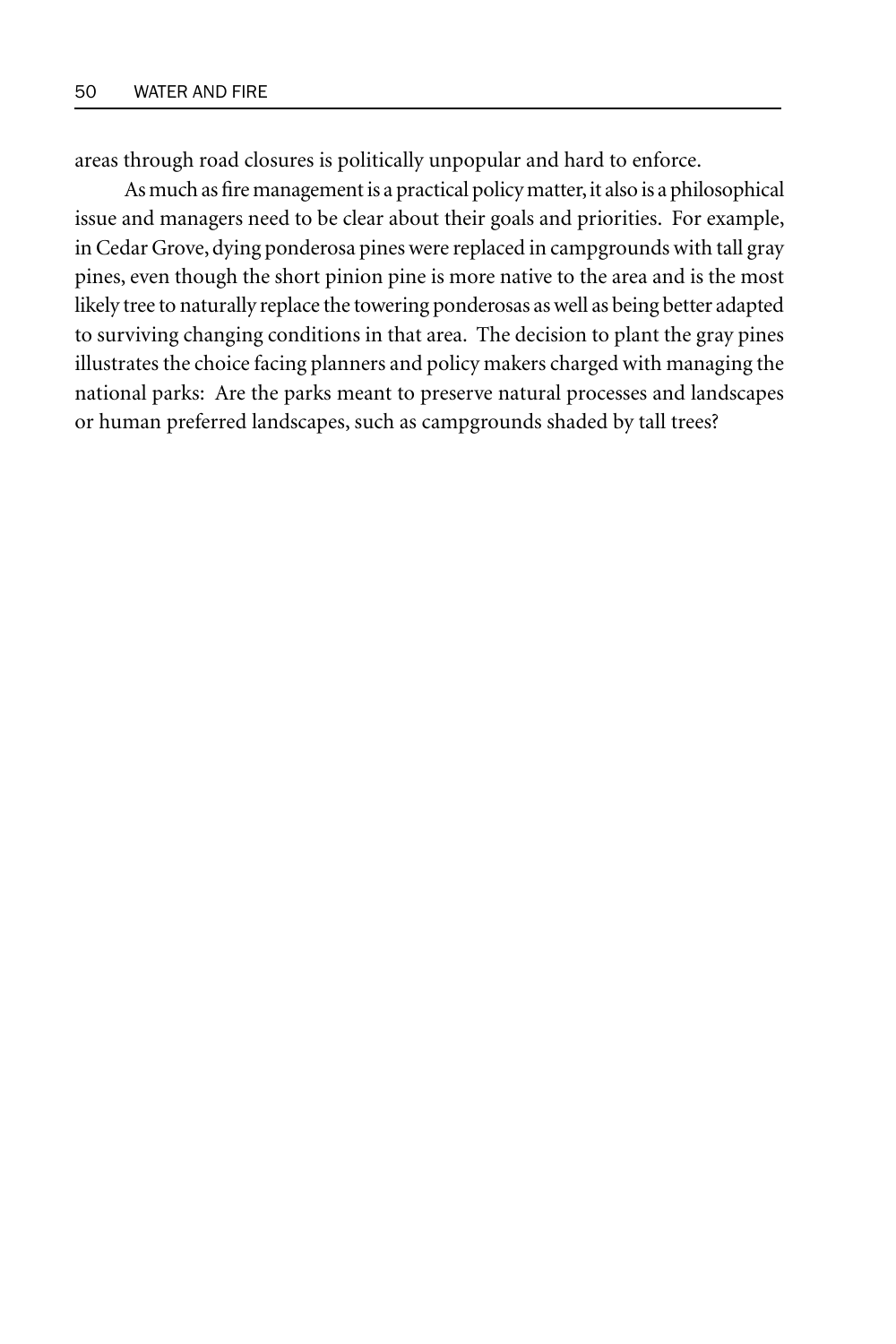areas through road closures is politically unpopular and hard to enforce.

As much as fire management is a practical policy matter, it also is a philosophical issue and managers need to be clear about their goals and priorities. For example, in Cedar Grove, dying ponderosa pines were replaced in campgrounds with tall gray pines, even though the short pinion pine is more native to the area and is the most likely tree to naturally replace the towering ponderosas as well as being better adapted to surviving changing conditions in that area. The decision to plant the gray pines illustrates the choice facing planners and policy makers charged with managing the national parks: Are the parks meant to preserve natural processes and landscapes or human preferred landscapes, such as campgrounds shaded by tall trees?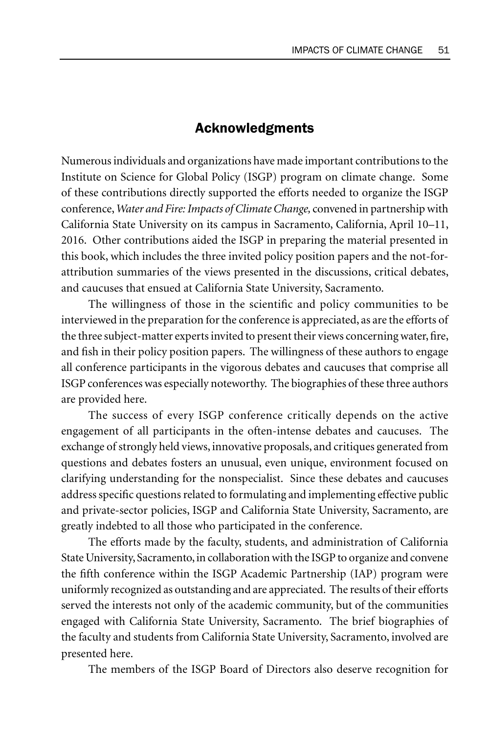## Acknowledgments

Numerous individuals and organizations have made important contributions to the Institute on Science for Global Policy (ISGP) program on climate change. Some of these contributions directly supported the efforts needed to organize the ISGP conference, *Water and Fire: Impacts of Climate Change,* convened in partnership with California State University on its campus in Sacramento, California, April 10–11, 2016. Other contributions aided the ISGP in preparing the material presented in this book, which includes the three invited policy position papers and the not-for-attribution summaries of the views presented in the discussions, critical debates, and caucuses that ensued at California State University, Sacramento.

The willingness of those in the scientific and policy communities to be interviewed in the preparation for the conference is appreciated, as are the efforts of the three subject-matter experts invited to present their views concerning water, fire, and fish in their policy position papers. The willingness of these authors to engage all conference participants in the vigorous debates and caucuses that comprise all ISGP conferences was especially noteworthy. The biographies of these three authors are provided here.

The success of every ISGP conference critically depends on the active engagement of all participants in the often-intense debates and caucuses. The exchange of strongly held views, innovative proposals, and critiques generated from questions and debates fosters an unusual, even unique, environment focused on clarifying understanding for the nonspecialist. Since these debates and caucuses address specific questions related to formulating and implementing effective public and private-sector policies, ISGP and California State University, Sacramento, are greatly indebted to all those who participated in the conference.

The efforts made by the faculty, students, and administration of California State University, Sacramento, in collaboration with the ISGP to organize and convene the fifth conference within the ISGP Academic Partnership (IAP) program were uniformly recognized as outstanding and are appreciated. The results of their efforts served the interests not only of the academic community, but of the communities engaged with California State University, Sacramento. The brief biographies of the faculty and students from California State University, Sacramento, involved are presented here.

The members of the ISGP Board of Directors also deserve recognition for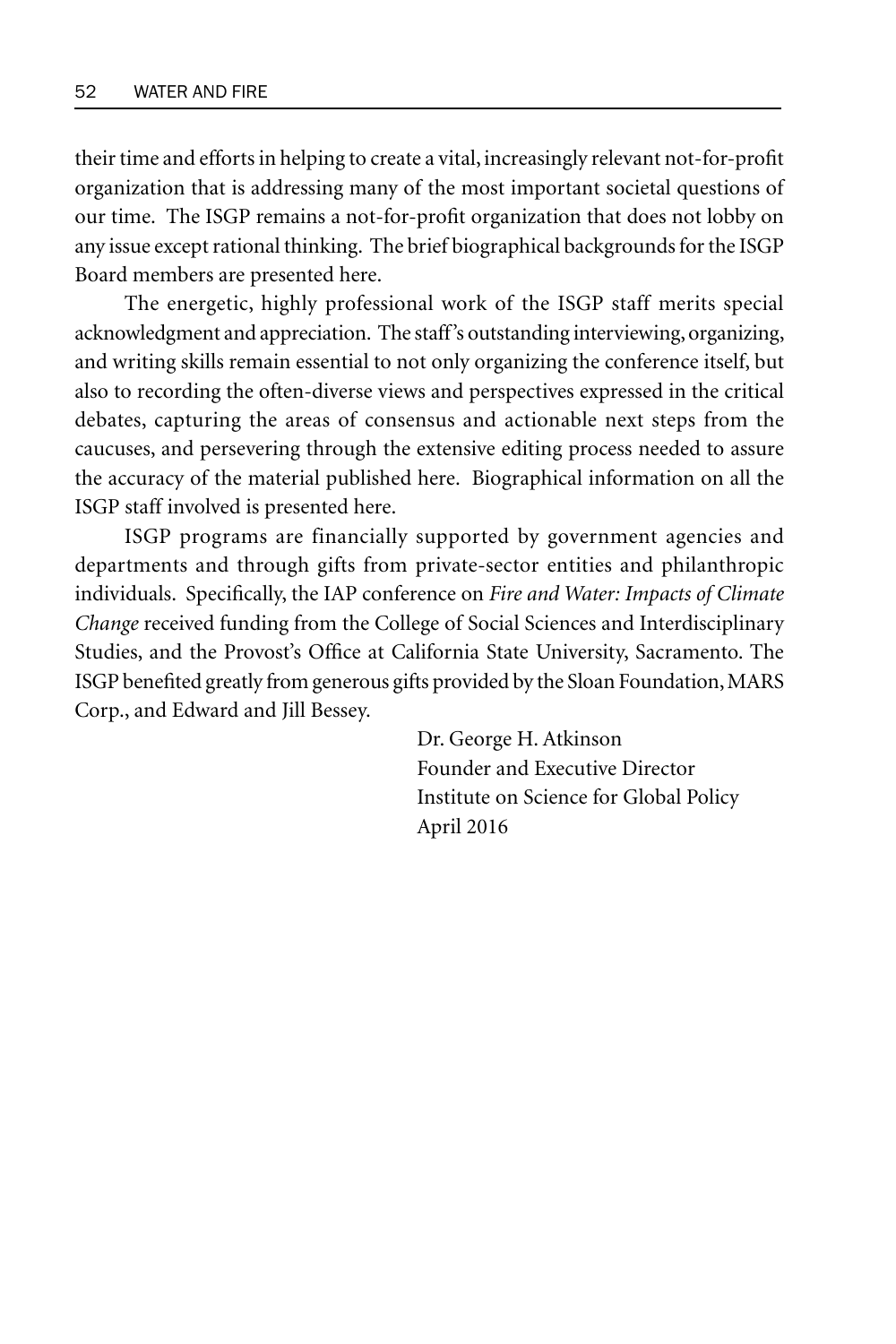their time and efforts in helping to create a vital, increasingly relevant not-for-profit organization that is addressing many of the most important societal questions of our time. The ISGP remains a not-for-profit organization that does not lobby on any issue except rational thinking. The brief biographical backgrounds for the ISGP Board members are presented here.

The energetic, highly professional work of the ISGP staff merits special acknowledgment and appreciation. The staff's outstanding interviewing, organizing, and writing skills remain essential to not only organizing the conference itself, but also to recording the often-diverse views and perspectives expressed in the critical debates, capturing the areas of consensus and actionable next steps from the caucuses, and persevering through the extensive editing process needed to assure the accuracy of the material published here. Biographical information on all the ISGP staff involved is presented here.

ISGP programs are financially supported by government agencies and departments and through gifts from private-sector entities and philanthropic individuals. Specifically, the IAP conference on *Fire and Water: Impacts of Climate Change* received funding from the College of Social Sciences and Interdisciplinary Studies, and the Provost's Office at California State University, Sacramento. The ISGP benefited greatly from generous gifts provided by the Sloan Foundation, MARS Corp., and Edward and Jill Bessey.

Dr. George H. Atkinson
Founder and Executive Director
Institute on Science for Global Policy
April 2016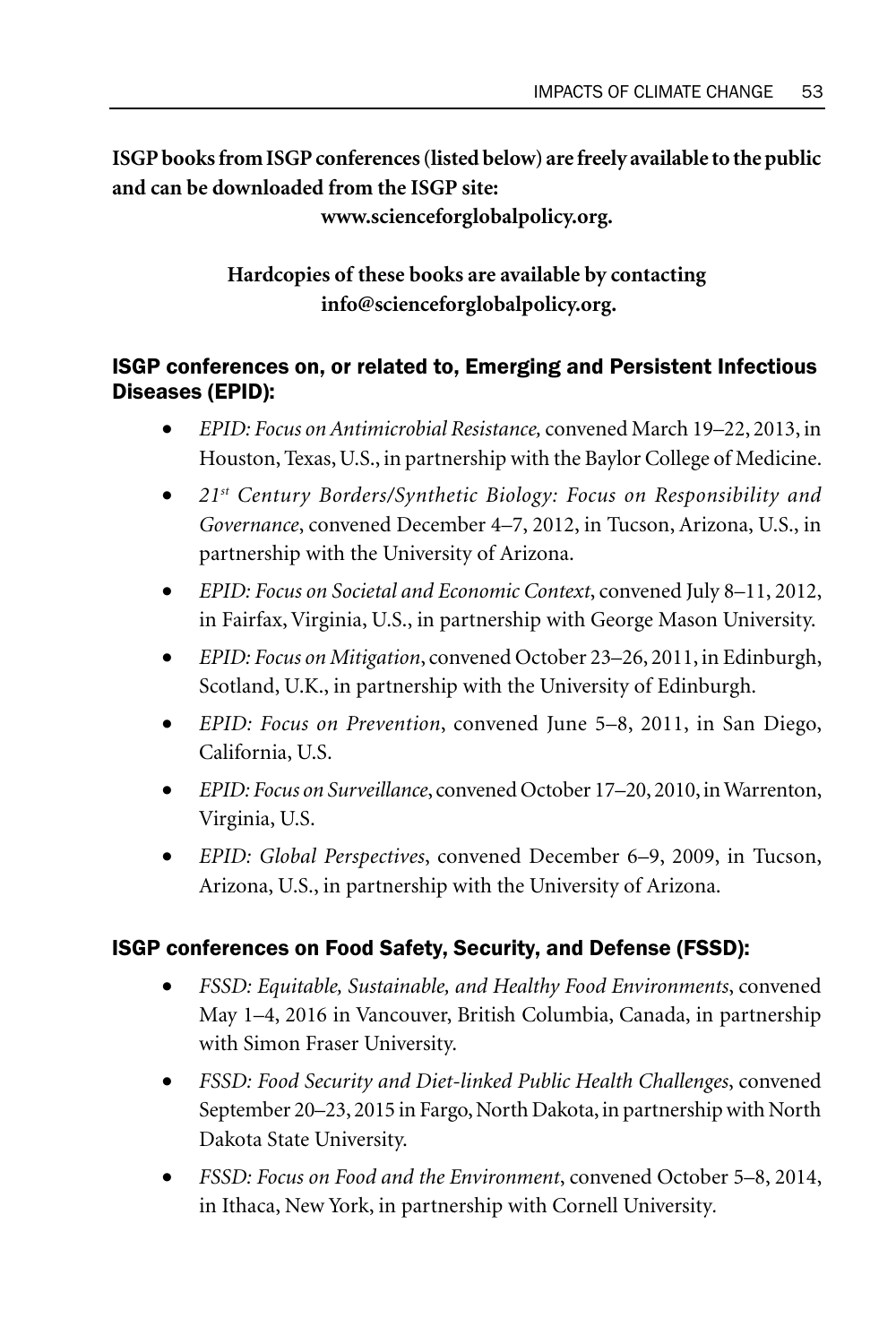**ISGP books from ISGP conferences (listed below) are freely available to the public and can be downloaded from the ISGP site:**
**www.scienceforglobalpolicy.org.**

**Hardcopies of these books are available by contacting info@scienceforglobalpolicy.org.**

## ISGP conferences on, or related to, Emerging and Persistent Infectious Diseases (EPID):

- *EPID: Focus on Antimicrobial Resistance,* convened March 19–22, 2013, in Houston, Texas, U.S., in partnership with the Baylor College of Medicine.
- *21st Century Borders/Synthetic Biology: Focus on Responsibility and Governance*, convened December 4–7, 2012, in Tucson, Arizona, U.S., in partnership with the University of Arizona.
- *EPID: Focus on Societal and Economic Context*, convened July 8–11, 2012, in Fairfax, Virginia, U.S., in partnership with George Mason University.
- *EPID: Focus on Mitigation*, convened October 23–26, 2011, in Edinburgh, Scotland, U.K., in partnership with the University of Edinburgh.
- *EPID: Focus on Prevention*, convened June 5–8, 2011, in San Diego, California, U.S.
- *EPID: Focus on Surveillance*, convened October 17–20, 2010, in Warrenton, Virginia, U.S.
- *EPID: Global Perspectives*, convened December 6–9, 2009, in Tucson, Arizona, U.S., in partnership with the University of Arizona.

## ISGP conferences on Food Safety, Security, and Defense (FSSD):

- *FSSD: Equitable, Sustainable, and Healthy Food Environments*, convened May 1–4, 2016 in Vancouver, British Columbia, Canada, in partnership with Simon Fraser University.
- *FSSD: Food Security and Diet-linked Public Health Challenges*, convened September 20–23, 2015 in Fargo, North Dakota, in partnership with North Dakota State University.
- *FSSD: Focus on Food and the Environment*, convened October 5–8, 2014, in Ithaca, New York, in partnership with Cornell University.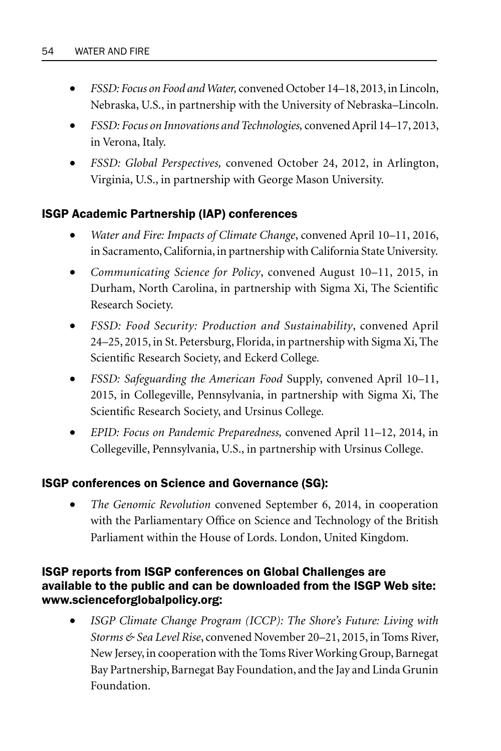- *FSSD: Focus on Food and Water,* convened October 14–18, 2013, in Lincoln, Nebraska, U.S., in partnership with the University of Nebraska–Lincoln.
- *FSSD: Focus on Innovations and Technologies,* convened April 14–17, 2013, in Verona, Italy.
- *FSSD: Global Perspectives,* convened October 24, 2012, in Arlington, Virginia, U.S., in partnership with George Mason University.

### ISGP Academic Partnership (IAP) conferences

- *Water and Fire: Impacts of Climate Change*, convened April 10–11, 2016, in Sacramento, California, in partnership with California State University.
- *Communicating Science for Policy*, convened August 10–11, 2015, in Durham, North Carolina, in partnership with Sigma Xi, The Scientific Research Society.
- *FSSD: Food Security: Production and Sustainability*, convened April 24–25, 2015, in St. Petersburg, Florida, in partnership with Sigma Xi, The Scientific Research Society, and Eckerd College.
- *FSSD: Safeguarding the American Food* Supply, convened April 10–11, 2015, in Collegeville, Pennsylvania, in partnership with Sigma Xi, The Scientific Research Society, and Ursinus College.
- *EPID: Focus on Pandemic Preparedness,* convened April 11–12, 2014, in Collegeville, Pennsylvania, U.S., in partnership with Ursinus College.

### ISGP conferences on Science and Governance (SG):

- *The Genomic Revolution* convened September 6, 2014, in cooperation with the Parliamentary Office on Science and Technology of the British Parliament within the House of Lords. London, United Kingdom.

### ISGP reports from ISGP conferences on Global Challenges are available to the public and can be downloaded from the ISGP Web site: www.scienceforglobalpolicy.org:

- *ISGP Climate Change Program (ICCP): The Shore's Future: Living with Storms & Sea Level Rise*, convened November 20–21, 2015, in Toms River, New Jersey, in cooperation with the Toms River Working Group, Barnegat Bay Partnership, Barnegat Bay Foundation, and the Jay and Linda Grunin Foundation.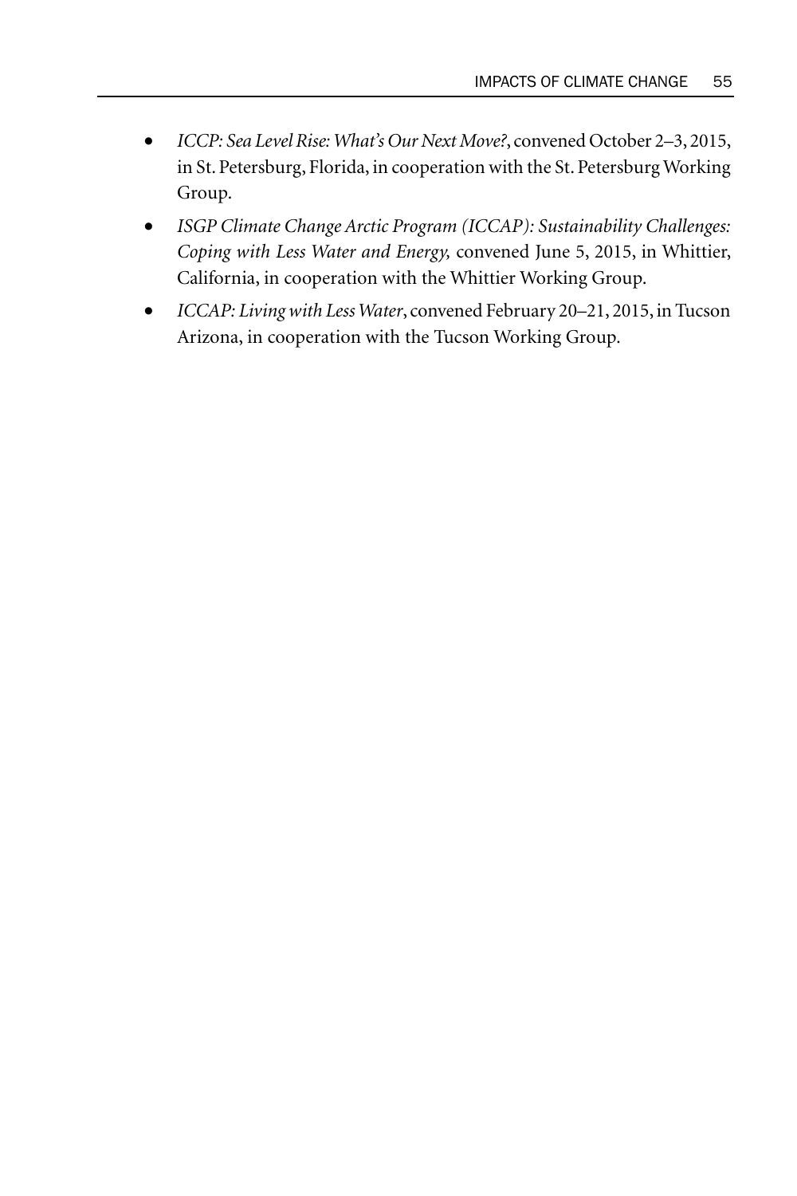- *ICCP: Sea Level Rise: What's Our Next Move?*, convened October 2–3, 2015, in St. Petersburg, Florida, in cooperation with the St. Petersburg Working Group.
- *ISGP Climate Change Arctic Program (ICCAP): Sustainability Challenges: Coping with Less Water and Energy,* convened June 5, 2015, in Whittier, California, in cooperation with the Whittier Working Group.
- *ICCAP: Living with Less Water*, convened February 20–21, 2015, in Tucson Arizona, in cooperation with the Tucson Working Group.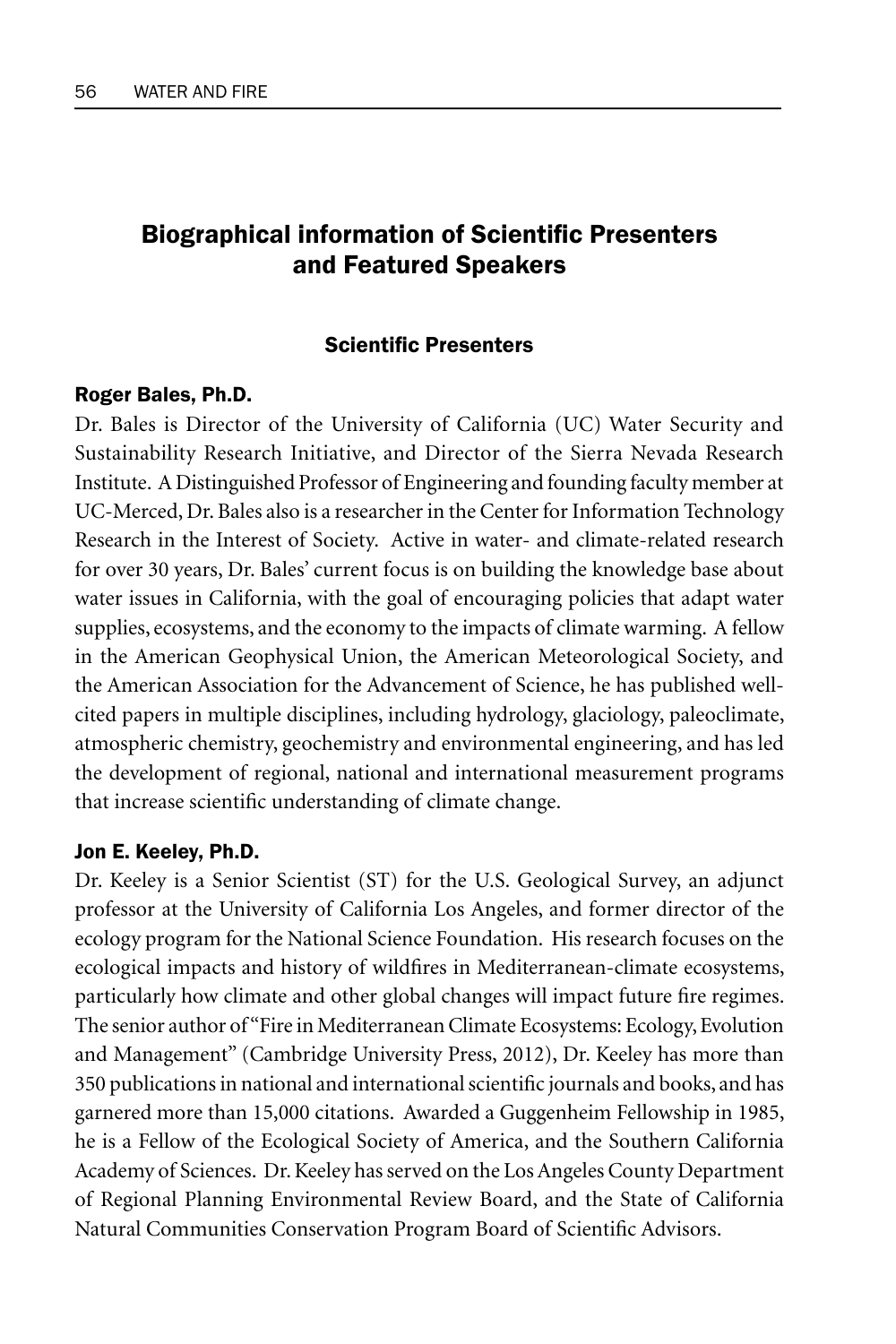## Biographical information of Scientific Presenters and Featured Speakers

### Scientific Presenters

#### Roger Bales, Ph.D.

Dr. Bales is Director of the University of California (UC) Water Security and Sustainability Research Initiative, and Director of the Sierra Nevada Research Institute. A Distinguished Professor of Engineering and founding faculty member at UC-Merced, Dr. Bales also is a researcher in the Center for Information Technology Research in the Interest of Society. Active in water- and climate-related research for over 30 years, Dr. Bales' current focus is on building the knowledge base about water issues in California, with the goal of encouraging policies that adapt water supplies, ecosystems, and the economy to the impacts of climate warming. A fellow in the American Geophysical Union, the American Meteorological Society, and the American Association for the Advancement of Science, he has published well-cited papers in multiple disciplines, including hydrology, glaciology, paleoclimate, atmospheric chemistry, geochemistry and environmental engineering, and has led the development of regional, national and international measurement programs that increase scientific understanding of climate change.

#### Jon E. Keeley, Ph.D.

Dr. Keeley is a Senior Scientist (ST) for the U.S. Geological Survey, an adjunct professor at the University of California Los Angeles, and former director of the ecology program for the National Science Foundation. His research focuses on the ecological impacts and history of wildfires in Mediterranean-climate ecosystems, particularly how climate and other global changes will impact future fire regimes. The senior author of "Fire in Mediterranean Climate Ecosystems: Ecology, Evolution and Management" (Cambridge University Press, 2012), Dr. Keeley has more than 350 publications in national and international scientific journals and books, and has garnered more than 15,000 citations. Awarded a Guggenheim Fellowship in 1985, he is a Fellow of the Ecological Society of America, and the Southern California Academy of Sciences. Dr. Keeley has served on the Los Angeles County Department of Regional Planning Environmental Review Board, and the State of California Natural Communities Conservation Program Board of Scientific Advisors.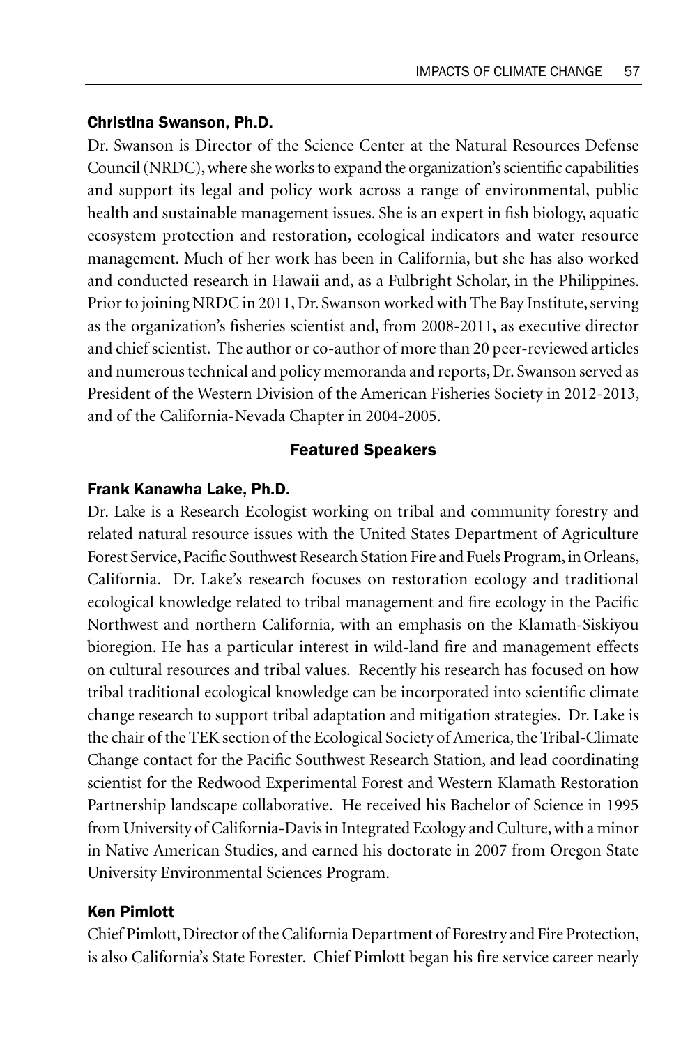### Christina Swanson, Ph.D.

Dr. Swanson is Director of the Science Center at the Natural Resources Defense Council (NRDC), where she works to expand the organization's scientific capabilities and support its legal and policy work across a range of environmental, public health and sustainable management issues. She is an expert in fish biology, aquatic ecosystem protection and restoration, ecological indicators and water resource management. Much of her work has been in California, but she has also worked and conducted research in Hawaii and, as a Fulbright Scholar, in the Philippines. Prior to joining NRDC in 2011, Dr. Swanson worked with The Bay Institute, serving as the organization's fisheries scientist and, from 2008-2011, as executive director and chief scientist. The author or co-author of more than 20 peer-reviewed articles and numerous technical and policy memoranda and reports, Dr. Swanson served as President of the Western Division of the American Fisheries Society in 2012-2013, and of the California-Nevada Chapter in 2004-2005.

## Featured Speakers

### Frank Kanawha Lake, Ph.D.

Dr. Lake is a Research Ecologist working on tribal and community forestry and related natural resource issues with the United States Department of Agriculture Forest Service, Pacific Southwest Research Station Fire and Fuels Program, in Orleans, California. Dr. Lake's research focuses on restoration ecology and traditional ecological knowledge related to tribal management and fire ecology in the Pacific Northwest and northern California, with an emphasis on the Klamath-Siskiyou bioregion. He has a particular interest in wild-land fire and management effects on cultural resources and tribal values. Recently his research has focused on how tribal traditional ecological knowledge can be incorporated into scientific climate change research to support tribal adaptation and mitigation strategies. Dr. Lake is the chair of the TEK section of the Ecological Society of America, the Tribal-Climate Change contact for the Pacific Southwest Research Station, and lead coordinating scientist for the Redwood Experimental Forest and Western Klamath Restoration Partnership landscape collaborative. He received his Bachelor of Science in 1995 from University of California-Davis in Integrated Ecology and Culture, with a minor in Native American Studies, and earned his doctorate in 2007 from Oregon State University Environmental Sciences Program.

### Ken Pimlott

Chief Pimlott, Director of the California Department of Forestry and Fire Protection, is also California's State Forester. Chief Pimlott began his fire service career nearly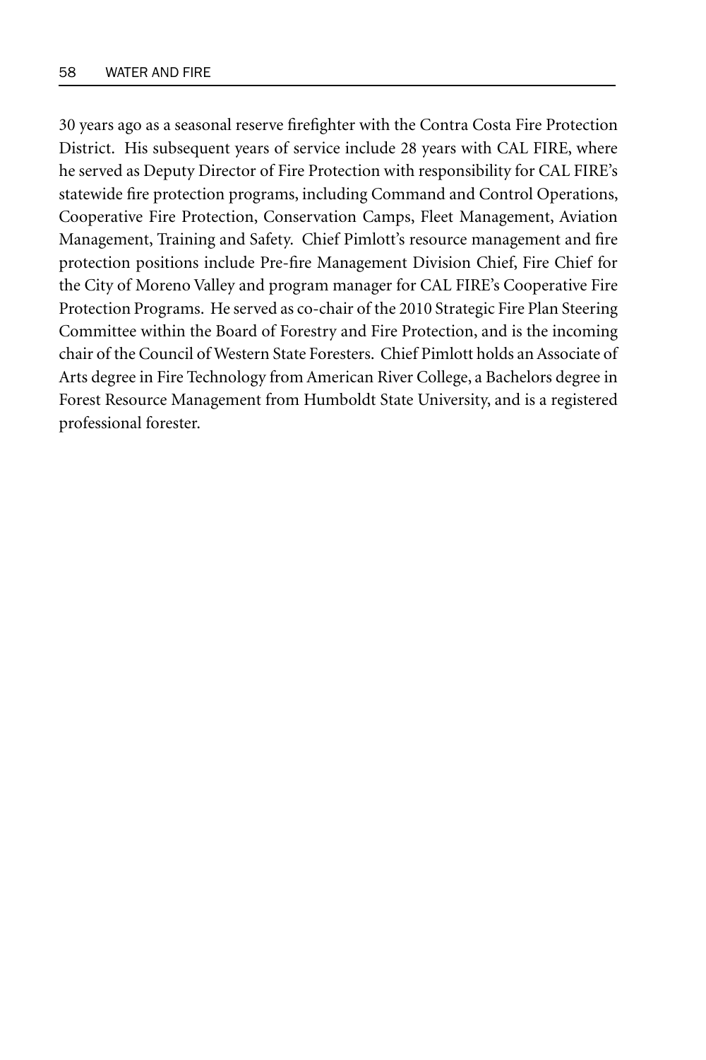30 years ago as a seasonal reserve firefighter with the Contra Costa Fire Protection District. His subsequent years of service include 28 years with CAL FIRE, where he served as Deputy Director of Fire Protection with responsibility for CAL FIRE's statewide fire protection programs, including Command and Control Operations, Cooperative Fire Protection, Conservation Camps, Fleet Management, Aviation Management, Training and Safety. Chief Pimlott's resource management and fire protection positions include Pre-fire Management Division Chief, Fire Chief for the City of Moreno Valley and program manager for CAL FIRE's Cooperative Fire Protection Programs. He served as co-chair of the 2010 Strategic Fire Plan Steering Committee within the Board of Forestry and Fire Protection, and is the incoming chair of the Council of Western State Foresters. Chief Pimlott holds an Associate of Arts degree in Fire Technology from American River College, a Bachelors degree in Forest Resource Management from Humboldt State University, and is a registered professional forester.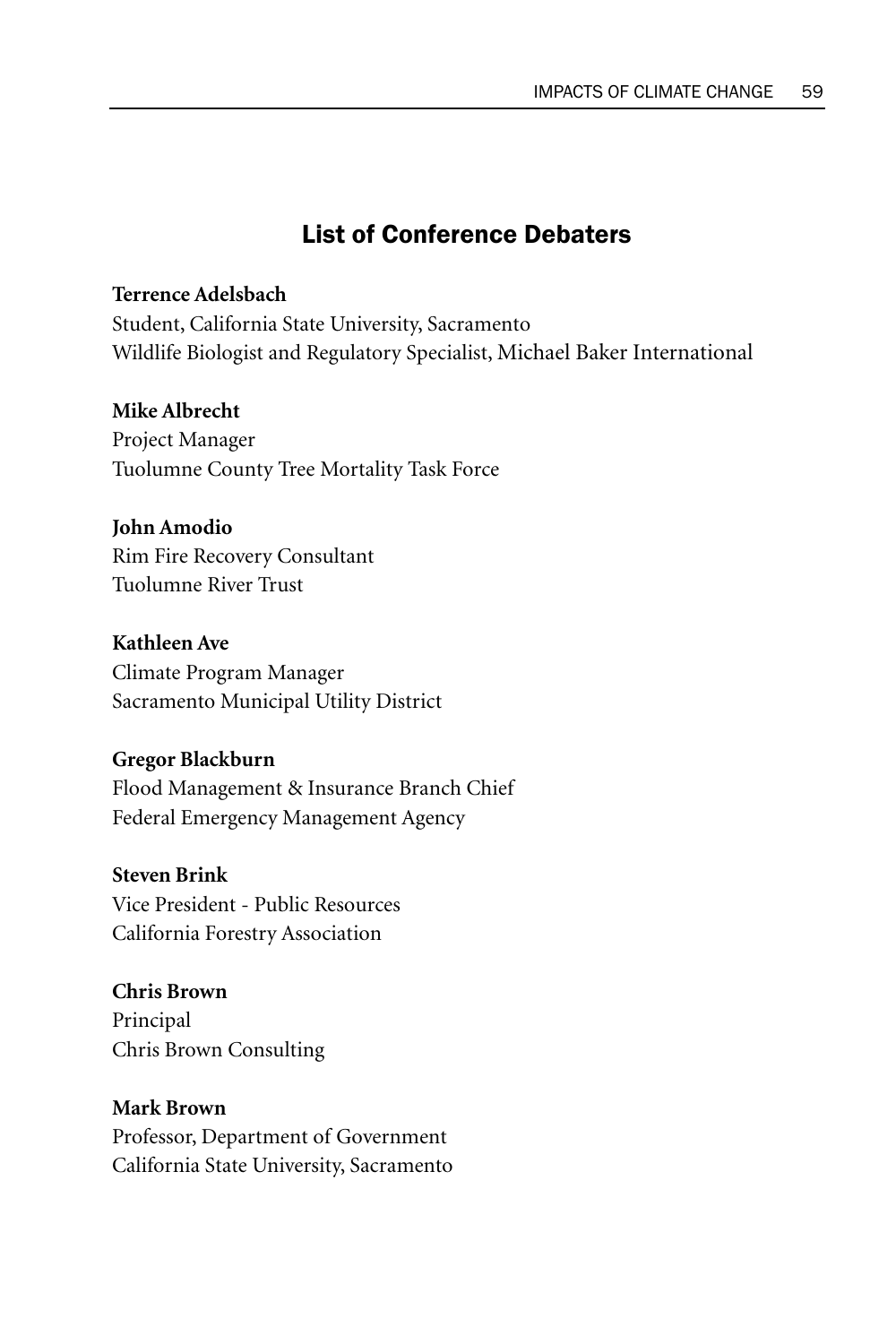## List of Conference Debaters

**Terrence Adelsbach**
Student, California State University, Sacramento
Wildlife Biologist and Regulatory Specialist, Michael Baker International

**Mike Albrecht**
Project Manager
Tuolumne County Tree Mortality Task Force

**John Amodio**
Rim Fire Recovery Consultant
Tuolumne River Trust

**Kathleen Ave**
Climate Program Manager
Sacramento Municipal Utility District

**Gregor Blackburn**
Flood Management & Insurance Branch Chief
Federal Emergency Management Agency

**Steven Brink**
Vice President - Public Resources
California Forestry Association

**Chris Brown**
Principal
Chris Brown Consulting

**Mark Brown**
Professor, Department of Government
California State University, Sacramento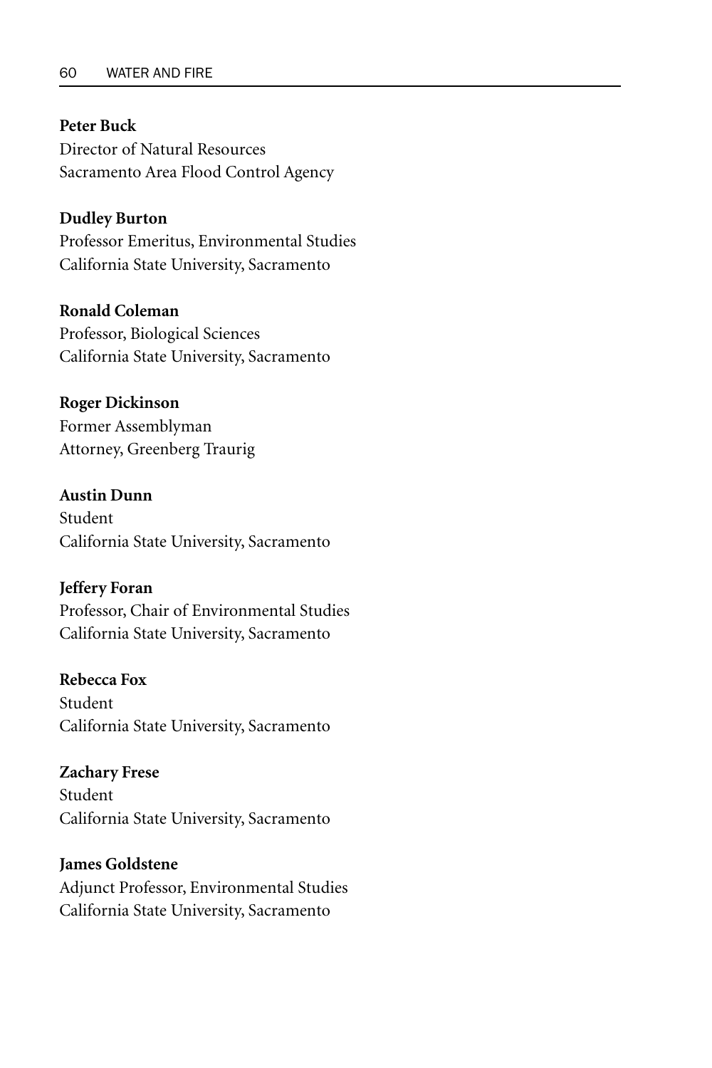**Peter Buck**
Director of Natural Resources
Sacramento Area Flood Control Agency

**Dudley Burton**
Professor Emeritus, Environmental Studies
California State University, Sacramento

**Ronald Coleman**
Professor, Biological Sciences
California State University, Sacramento

**Roger Dickinson**
Former Assemblyman
Attorney, Greenberg Traurig

**Austin Dunn**
Student
California State University, Sacramento

**Jeffery Foran**
Professor, Chair of Environmental Studies
California State University, Sacramento

**Rebecca Fox**
Student
California State University, Sacramento

**Zachary Frese**
Student
California State University, Sacramento

**James Goldstene**
Adjunct Professor, Environmental Studies
California State University, Sacramento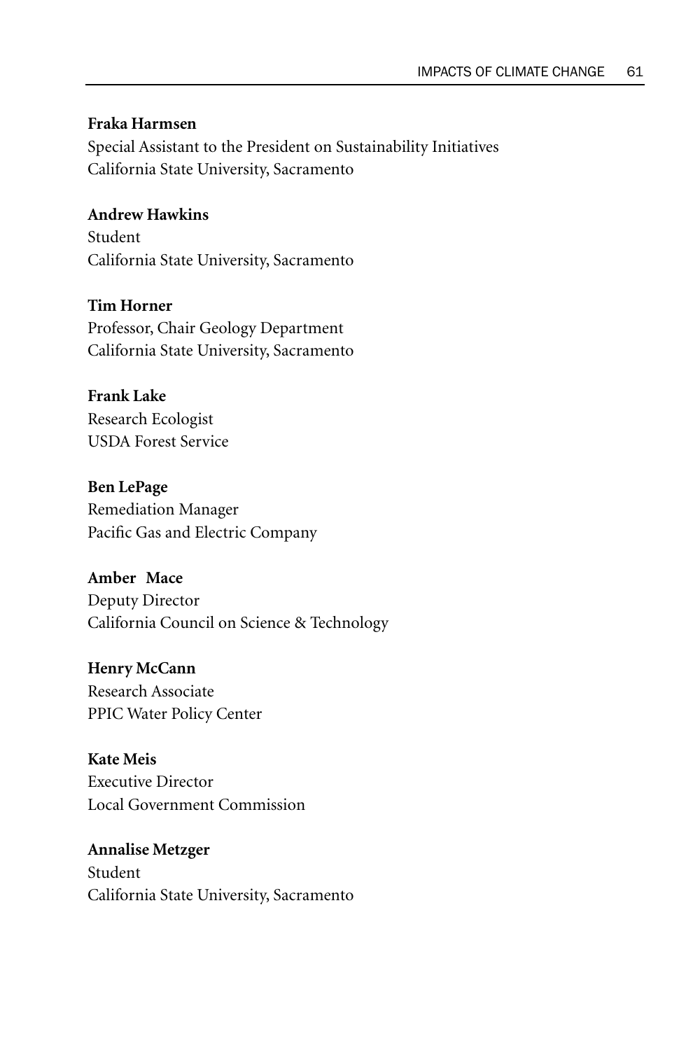**Fraka Harmsen**
Special Assistant to the President on Sustainability Initiatives
California State University, Sacramento

**Andrew Hawkins**
Student
California State University, Sacramento

**Tim Horner**
Professor, Chair Geology Department
California State University, Sacramento

**Frank Lake**
Research Ecologist
USDA Forest Service

**Ben LePage**
Remediation Manager
Pacific Gas and Electric Company

**Amber Mace**
Deputy Director
California Council on Science & Technology

**Henry McCann**
Research Associate
PPIC Water Policy Center

**Kate Meis**
Executive Director
Local Government Commission

**Annalise Metzger**
Student
California State University, Sacramento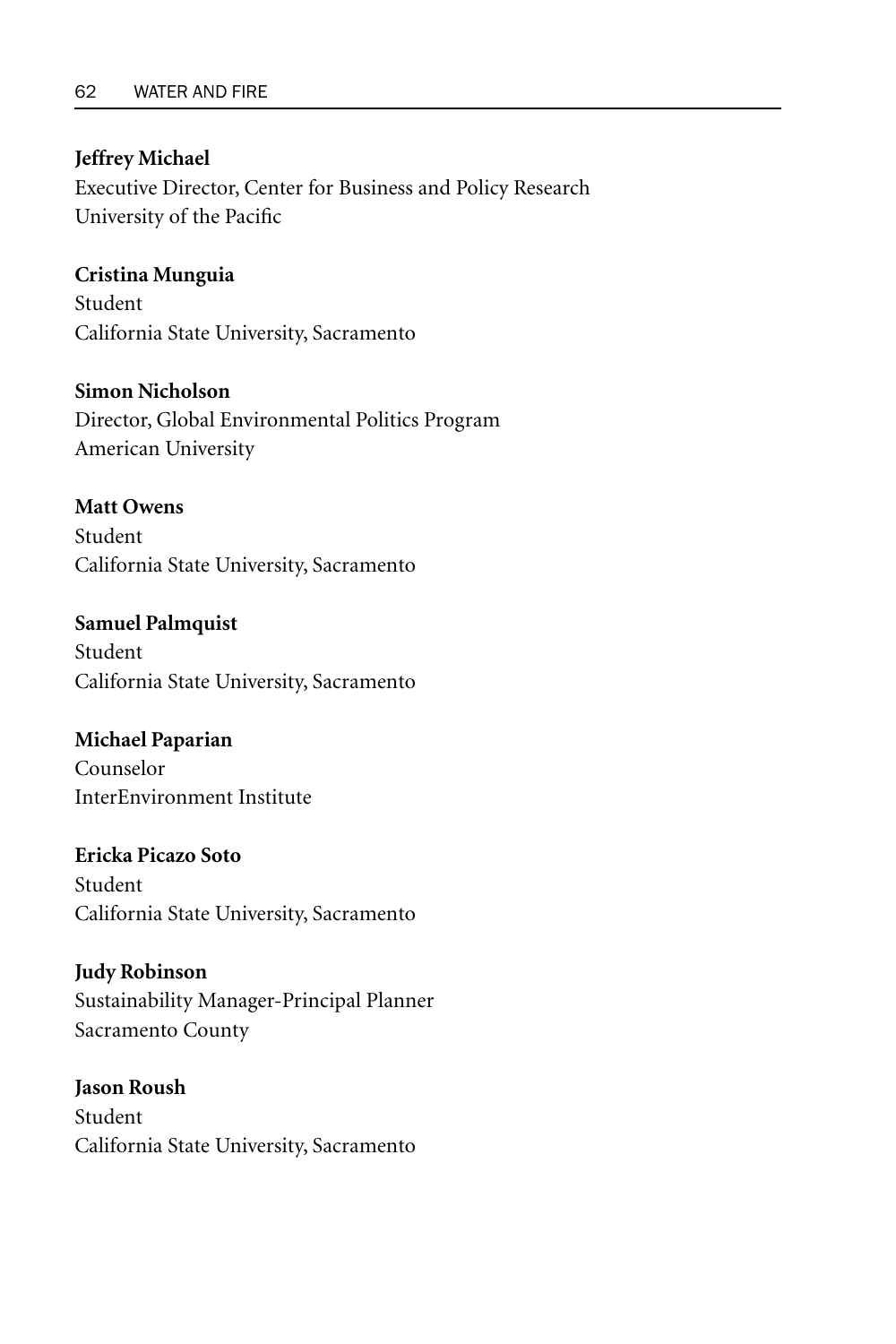**Jeffrey Michael**
Executive Director, Center for Business and Policy Research
University of the Pacific

**Cristina Munguia**
Student
California State University, Sacramento

**Simon Nicholson**
Director, Global Environmental Politics Program
American University

**Matt Owens**
Student
California State University, Sacramento

**Samuel Palmquist**
Student
California State University, Sacramento

**Michael Paparian**
Counselor
InterEnvironment Institute

**Ericka Picazo Soto**
Student
California State University, Sacramento

**Judy Robinson**
Sustainability Manager-Principal Planner
Sacramento County

**Jason Roush**
Student
California State University, Sacramento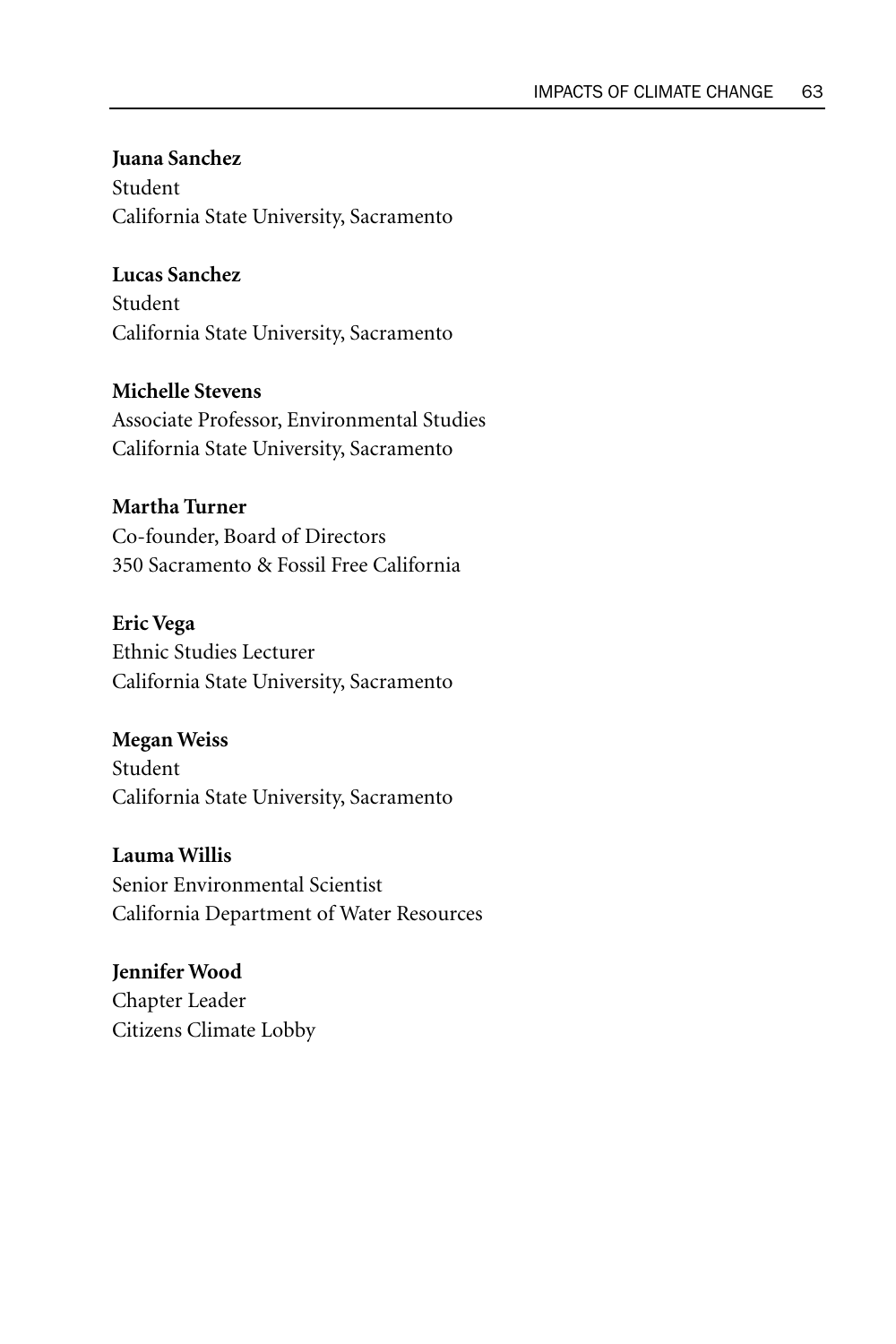**Juana Sanchez**
Student
California State University, Sacramento

**Lucas Sanchez**
Student
California State University, Sacramento

**Michelle Stevens**
Associate Professor, Environmental Studies
California State University, Sacramento

**Martha Turner**
Co-founder, Board of Directors
350 Sacramento & Fossil Free California

**Eric Vega**
Ethnic Studies Lecturer
California State University, Sacramento

**Megan Weiss**
Student
California State University, Sacramento

**Lauma Willis**
Senior Environmental Scientist
California Department of Water Resources

**Jennifer Wood**
Chapter Leader
Citizens Climate Lobby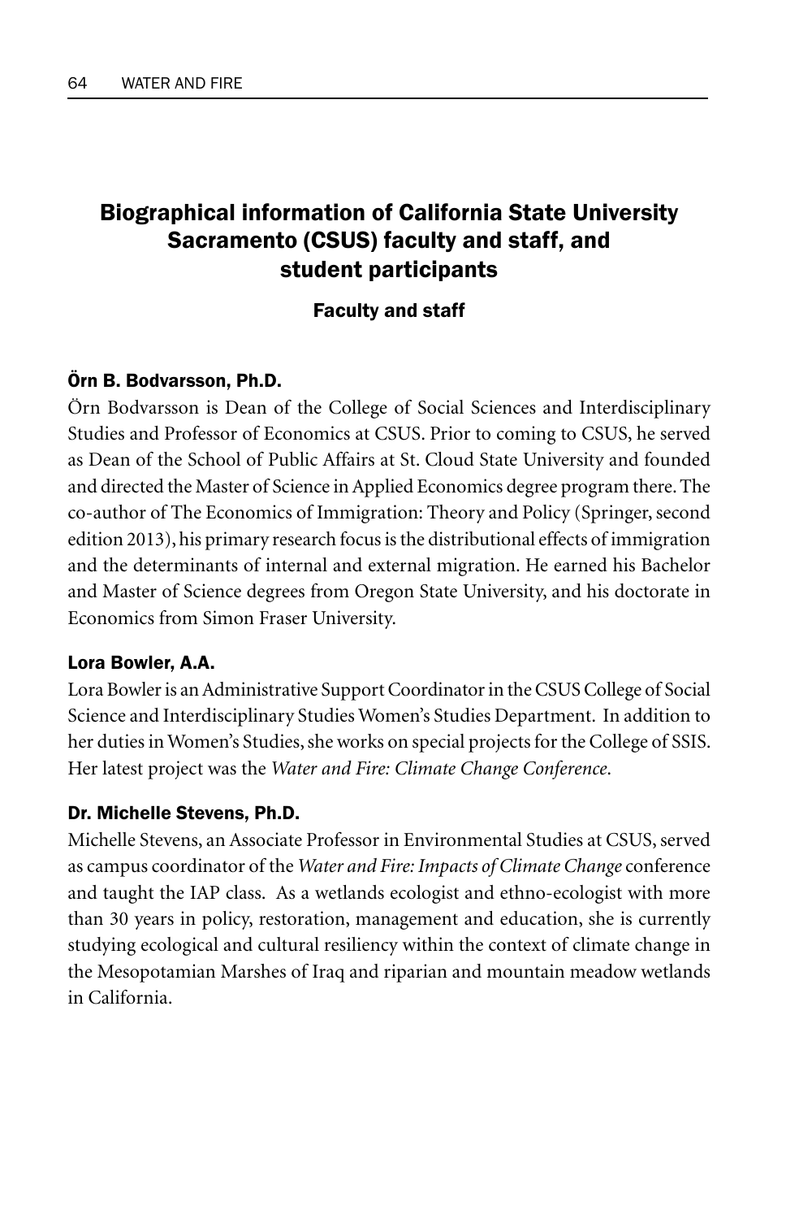## Biographical information of California State University Sacramento (CSUS) faculty and staff, and student participants

### Faculty and staff

#### Örn B. Bodvarsson, Ph.D.

Örn Bodvarsson is Dean of the College of Social Sciences and Interdisciplinary Studies and Professor of Economics at CSUS. Prior to coming to CSUS, he served as Dean of the School of Public Affairs at St. Cloud State University and founded and directed the Master of Science in Applied Economics degree program there. The co-author of The Economics of Immigration: Theory and Policy (Springer, second edition 2013), his primary research focus is the distributional effects of immigration and the determinants of internal and external migration. He earned his Bachelor and Master of Science degrees from Oregon State University, and his doctorate in Economics from Simon Fraser University.

#### Lora Bowler, A.A.

Lora Bowler is an Administrative Support Coordinator in the CSUS College of Social Science and Interdisciplinary Studies Women's Studies Department. In addition to her duties in Women's Studies, she works on special projects for the College of SSIS. Her latest project was the *Water and Fire: Climate Change Conference*.

#### Dr. Michelle Stevens, Ph.D.

Michelle Stevens, an Associate Professor in Environmental Studies at CSUS, served as campus coordinator of the *Water and Fire: Impacts of Climate Change* conference and taught the IAP class. As a wetlands ecologist and ethno-ecologist with more than 30 years in policy, restoration, management and education, she is currently studying ecological and cultural resiliency within the context of climate change in the Mesopotamian Marshes of Iraq and riparian and mountain meadow wetlands in California.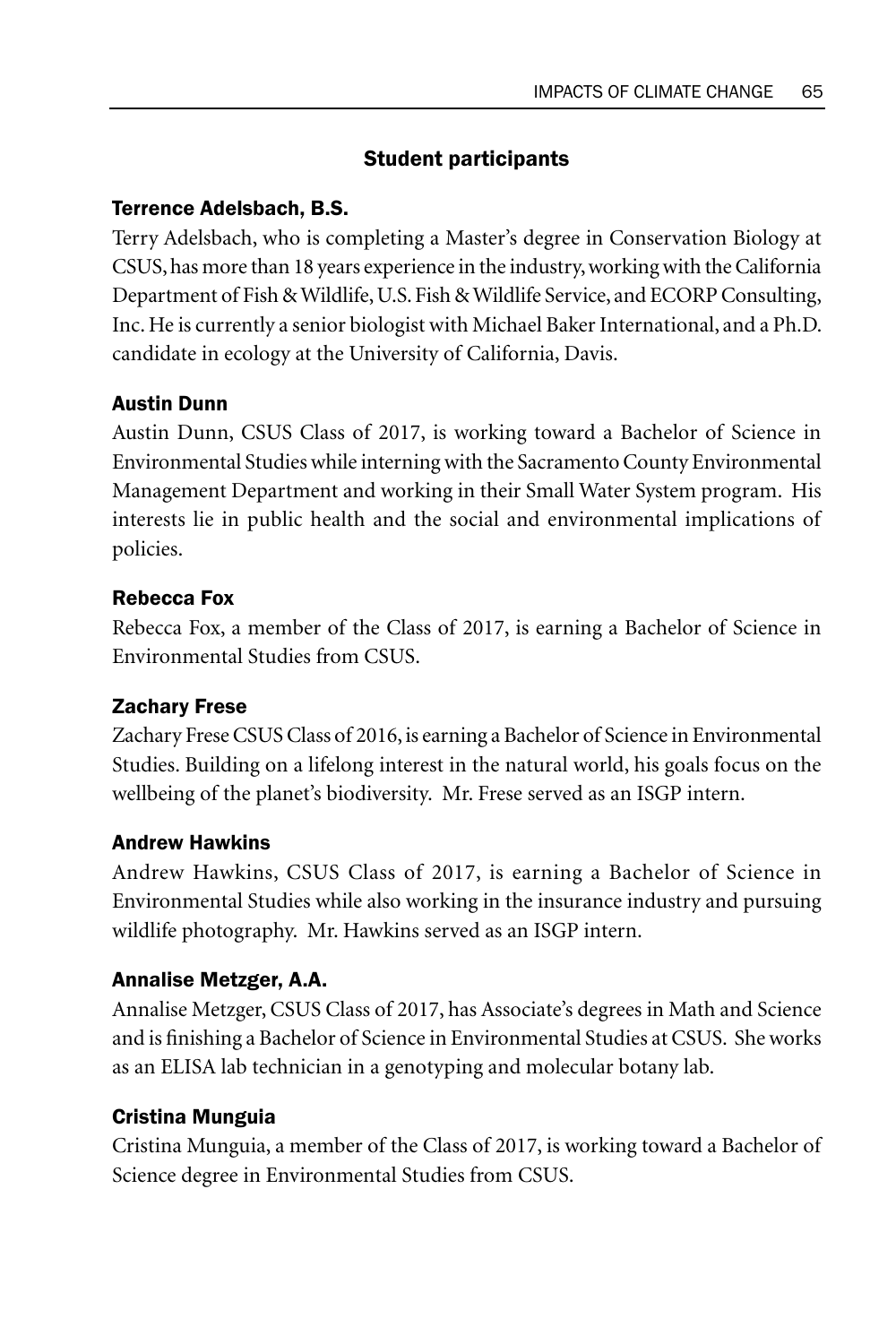## Student participants

### Terrence Adelsbach, B.S.

Terry Adelsbach, who is completing a Master's degree in Conservation Biology at CSUS, has more than 18 years experience in the industry, working with the California Department of Fish & Wildlife, U.S. Fish & Wildlife Service, and ECORP Consulting, Inc. He is currently a senior biologist with Michael Baker International, and a Ph.D. candidate in ecology at the University of California, Davis.

### Austin Dunn

Austin Dunn, CSUS Class of 2017, is working toward a Bachelor of Science in Environmental Studies while interning with the Sacramento County Environmental Management Department and working in their Small Water System program. His interests lie in public health and the social and environmental implications of policies.

### Rebecca Fox

Rebecca Fox, a member of the Class of 2017, is earning a Bachelor of Science in Environmental Studies from CSUS.

### Zachary Frese

Zachary Frese CSUS Class of 2016, is earning a Bachelor of Science in Environmental Studies. Building on a lifelong interest in the natural world, his goals focus on the wellbeing of the planet's biodiversity. Mr. Frese served as an ISGP intern.

### Andrew Hawkins

Andrew Hawkins, CSUS Class of 2017, is earning a Bachelor of Science in Environmental Studies while also working in the insurance industry and pursuing wildlife photography. Mr. Hawkins served as an ISGP intern.

### Annalise Metzger, A.A.

Annalise Metzger, CSUS Class of 2017, has Associate's degrees in Math and Science and is finishing a Bachelor of Science in Environmental Studies at CSUS. She works as an ELISA lab technician in a genotyping and molecular botany lab.

### Cristina Munguia

Cristina Munguia, a member of the Class of 2017, is working toward a Bachelor of Science degree in Environmental Studies from CSUS.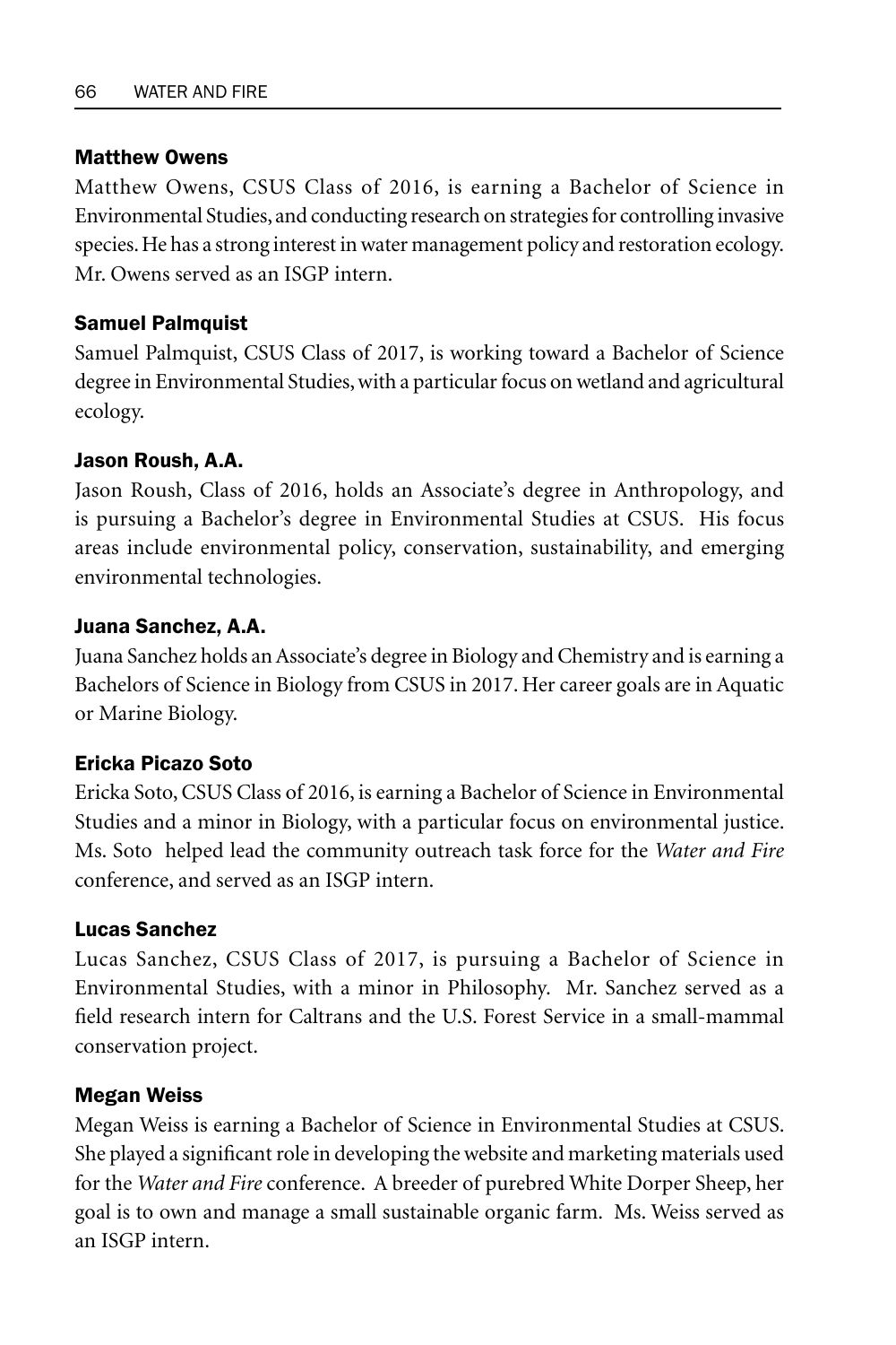### Matthew Owens

Matthew Owens, CSUS Class of 2016, is earning a Bachelor of Science in Environmental Studies, and conducting research on strategies for controlling invasive species. He has a strong interest in water management policy and restoration ecology. Mr. Owens served as an ISGP intern.

### Samuel Palmquist

Samuel Palmquist, CSUS Class of 2017, is working toward a Bachelor of Science degree in Environmental Studies, with a particular focus on wetland and agricultural ecology.

### Jason Roush, A.A.

Jason Roush, Class of 2016, holds an Associate's degree in Anthropology, and is pursuing a Bachelor's degree in Environmental Studies at CSUS. His focus areas include environmental policy, conservation, sustainability, and emerging environmental technologies.

### Juana Sanchez, A.A.

Juana Sanchez holds an Associate's degree in Biology and Chemistry and is earning a Bachelors of Science in Biology from CSUS in 2017. Her career goals are in Aquatic or Marine Biology.

### Ericka Picazo Soto

Ericka Soto, CSUS Class of 2016, is earning a Bachelor of Science in Environmental Studies and a minor in Biology, with a particular focus on environmental justice. Ms. Soto helped lead the community outreach task force for the *Water and Fire* conference, and served as an ISGP intern.

### Lucas Sanchez

Lucas Sanchez, CSUS Class of 2017, is pursuing a Bachelor of Science in Environmental Studies, with a minor in Philosophy. Mr. Sanchez served as a field research intern for Caltrans and the U.S. Forest Service in a small-mammal conservation project.

### Megan Weiss

Megan Weiss is earning a Bachelor of Science in Environmental Studies at CSUS. She played a significant role in developing the website and marketing materials used for the *Water and Fire* conference. A breeder of purebred White Dorper Sheep, her goal is to own and manage a small sustainable organic farm. Ms. Weiss served as an ISGP intern.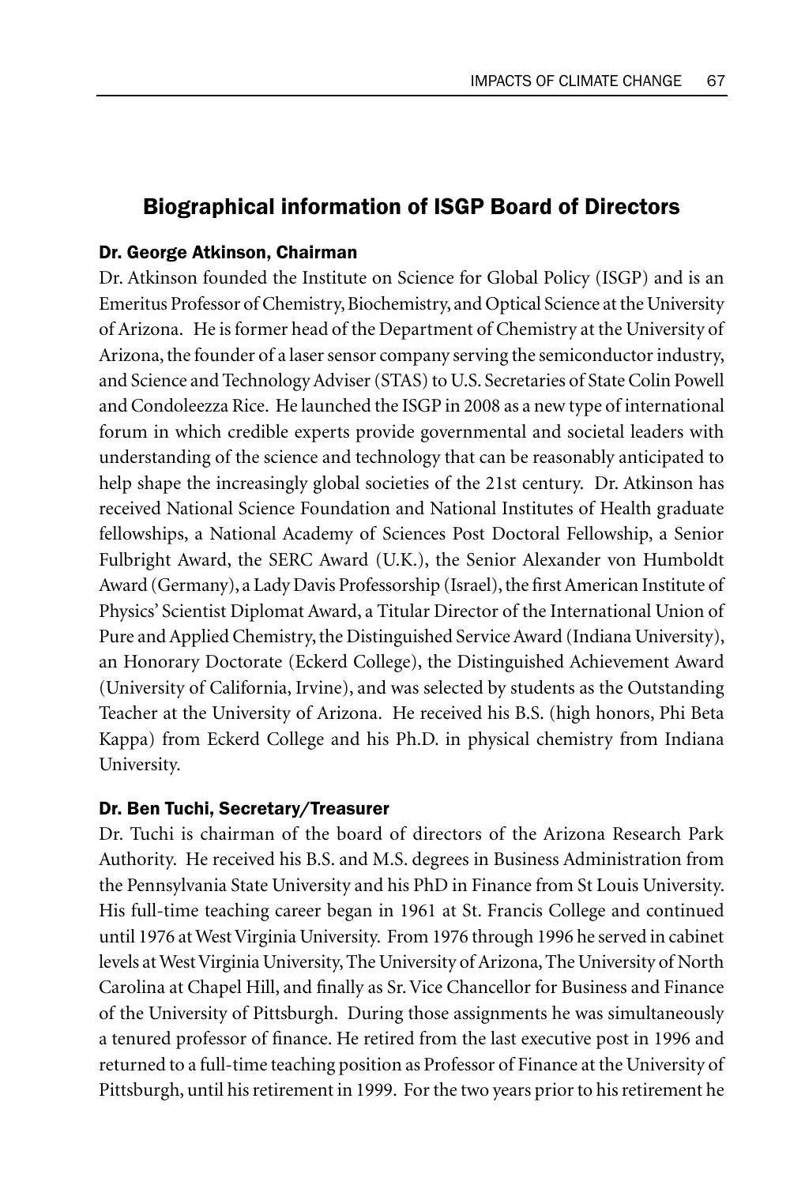## Biographical information of ISGP Board of Directors

### Dr. George Atkinson, Chairman

Dr. Atkinson founded the Institute on Science for Global Policy (ISGP) and is an Emeritus Professor of Chemistry, Biochemistry, and Optical Science at the University of Arizona. He is former head of the Department of Chemistry at the University of Arizona, the founder of a laser sensor company serving the semiconductor industry, and Science and Technology Adviser (STAS) to U.S. Secretaries of State Colin Powell and Condoleezza Rice. He launched the ISGP in 2008 as a new type of international forum in which credible experts provide governmental and societal leaders with understanding of the science and technology that can be reasonably anticipated to help shape the increasingly global societies of the 21st century. Dr. Atkinson has received National Science Foundation and National Institutes of Health graduate fellowships, a National Academy of Sciences Post Doctoral Fellowship, a Senior Fulbright Award, the SERC Award (U.K.), the Senior Alexander von Humboldt Award (Germany), a Lady Davis Professorship (Israel), the first American Institute of Physics' Scientist Diplomat Award, a Titular Director of the International Union of Pure and Applied Chemistry, the Distinguished Service Award (Indiana University), an Honorary Doctorate (Eckerd College), the Distinguished Achievement Award (University of California, Irvine), and was selected by students as the Outstanding Teacher at the University of Arizona. He received his B.S. (high honors, Phi Beta Kappa) from Eckerd College and his Ph.D. in physical chemistry from Indiana University.

### Dr. Ben Tuchi, Secretary/Treasurer

Dr. Tuchi is chairman of the board of directors of the Arizona Research Park Authority. He received his B.S. and M.S. degrees in Business Administration from the Pennsylvania State University and his PhD in Finance from St Louis University. His full-time teaching career began in 1961 at St. Francis College and continued until 1976 at West Virginia University. From 1976 through 1996 he served in cabinet levels at West Virginia University, The University of Arizona, The University of North Carolina at Chapel Hill, and finally as Sr. Vice Chancellor for Business and Finance of the University of Pittsburgh. During those assignments he was simultaneously a tenured professor of finance. He retired from the last executive post in 1996 and returned to a full-time teaching position as Professor of Finance at the University of Pittsburgh, until his retirement in 1999. For the two years prior to his retirement he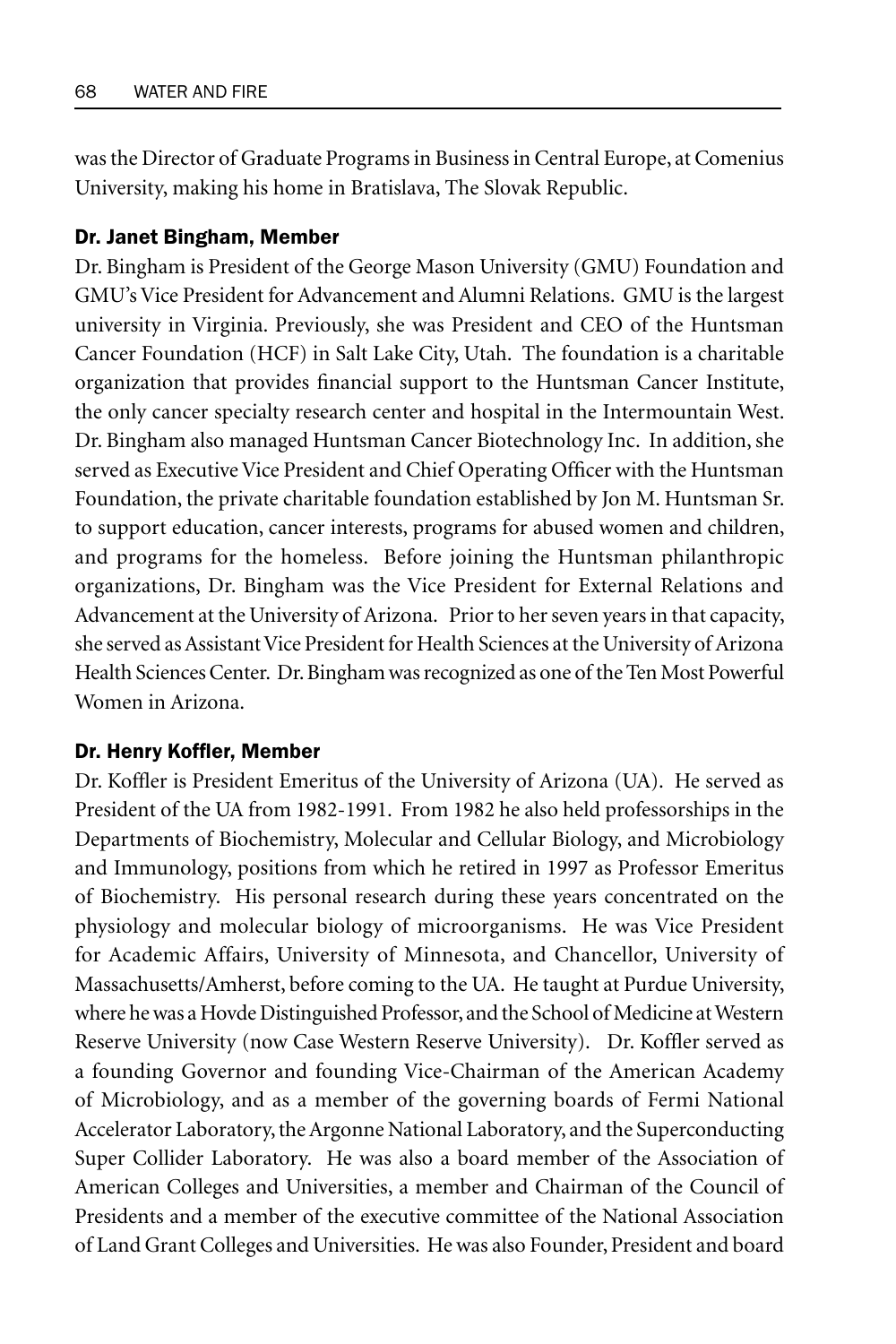was the Director of Graduate Programs in Business in Central Europe, at Comenius University, making his home in Bratislava, The Slovak Republic.

### Dr. Janet Bingham, Member

Dr. Bingham is President of the George Mason University (GMU) Foundation and GMU's Vice President for Advancement and Alumni Relations. GMU is the largest university in Virginia. Previously, she was President and CEO of the Huntsman Cancer Foundation (HCF) in Salt Lake City, Utah. The foundation is a charitable organization that provides financial support to the Huntsman Cancer Institute, the only cancer specialty research center and hospital in the Intermountain West. Dr. Bingham also managed Huntsman Cancer Biotechnology Inc. In addition, she served as Executive Vice President and Chief Operating Officer with the Huntsman Foundation, the private charitable foundation established by Jon M. Huntsman Sr. to support education, cancer interests, programs for abused women and children, and programs for the homeless. Before joining the Huntsman philanthropic organizations, Dr. Bingham was the Vice President for External Relations and Advancement at the University of Arizona. Prior to her seven years in that capacity, she served as Assistant Vice President for Health Sciences at the University of Arizona Health Sciences Center. Dr. Bingham was recognized as one of the Ten Most Powerful Women in Arizona.

### Dr. Henry Koffler, Member

Dr. Koffler is President Emeritus of the University of Arizona (UA). He served as President of the UA from 1982-1991. From 1982 he also held professorships in the Departments of Biochemistry, Molecular and Cellular Biology, and Microbiology and Immunology, positions from which he retired in 1997 as Professor Emeritus of Biochemistry. His personal research during these years concentrated on the physiology and molecular biology of microorganisms. He was Vice President for Academic Affairs, University of Minnesota, and Chancellor, University of Massachusetts/Amherst, before coming to the UA. He taught at Purdue University, where he was a Hovde Distinguished Professor, and the School of Medicine at Western Reserve University (now Case Western Reserve University). Dr. Koffler served as a founding Governor and founding Vice-Chairman of the American Academy of Microbiology, and as a member of the governing boards of Fermi National Accelerator Laboratory, the Argonne National Laboratory, and the Superconducting Super Collider Laboratory. He was also a board member of the Association of American Colleges and Universities, a member and Chairman of the Council of Presidents and a member of the executive committee of the National Association of Land Grant Colleges and Universities. He was also Founder, President and board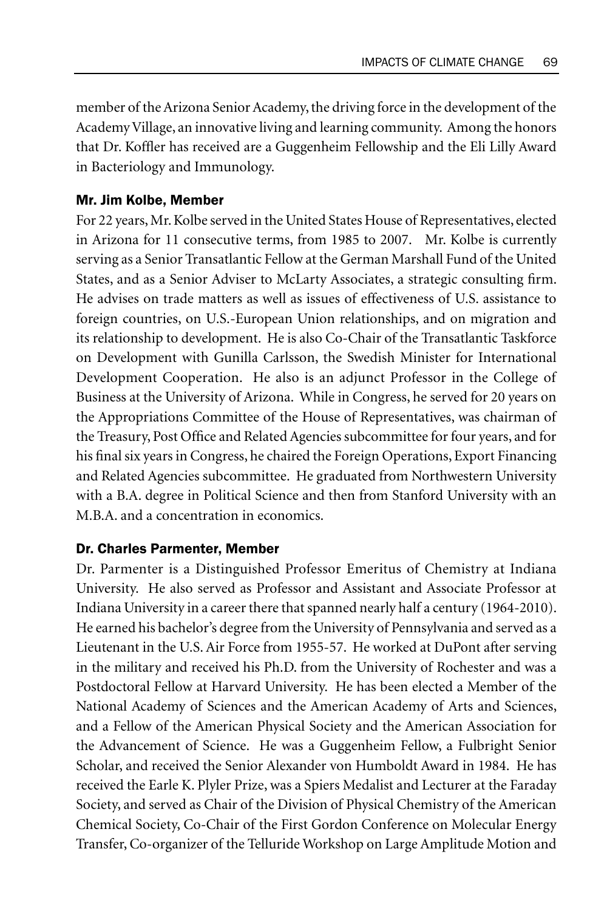member of the Arizona Senior Academy, the driving force in the development of the Academy Village, an innovative living and learning community. Among the honors that Dr. Koffler has received are a Guggenheim Fellowship and the Eli Lilly Award in Bacteriology and Immunology.

### Mr. Jim Kolbe, Member

For 22 years, Mr. Kolbe served in the United States House of Representatives, elected in Arizona for 11 consecutive terms, from 1985 to 2007. Mr. Kolbe is currently serving as a Senior Transatlantic Fellow at the German Marshall Fund of the United States, and as a Senior Adviser to McLarty Associates, a strategic consulting firm. He advises on trade matters as well as issues of effectiveness of U.S. assistance to foreign countries, on U.S.-European Union relationships, and on migration and its relationship to development. He is also Co-Chair of the Transatlantic Taskforce on Development with Gunilla Carlsson, the Swedish Minister for International Development Cooperation. He also is an adjunct Professor in the College of Business at the University of Arizona. While in Congress, he served for 20 years on the Appropriations Committee of the House of Representatives, was chairman of the Treasury, Post Office and Related Agencies subcommittee for four years, and for his final six years in Congress, he chaired the Foreign Operations, Export Financing and Related Agencies subcommittee. He graduated from Northwestern University with a B.A. degree in Political Science and then from Stanford University with an M.B.A. and a concentration in economics.

### Dr. Charles Parmenter, Member

Dr. Parmenter is a Distinguished Professor Emeritus of Chemistry at Indiana University. He also served as Professor and Assistant and Associate Professor at Indiana University in a career there that spanned nearly half a century (1964-2010). He earned his bachelor's degree from the University of Pennsylvania and served as a Lieutenant in the U.S. Air Force from 1955-57. He worked at DuPont after serving in the military and received his Ph.D. from the University of Rochester and was a Postdoctoral Fellow at Harvard University. He has been elected a Member of the National Academy of Sciences and the American Academy of Arts and Sciences, and a Fellow of the American Physical Society and the American Association for the Advancement of Science. He was a Guggenheim Fellow, a Fulbright Senior Scholar, and received the Senior Alexander von Humboldt Award in 1984. He has received the Earle K. Plyler Prize, was a Spiers Medalist and Lecturer at the Faraday Society, and served as Chair of the Division of Physical Chemistry of the American Chemical Society, Co-Chair of the First Gordon Conference on Molecular Energy Transfer, Co-organizer of the Telluride Workshop on Large Amplitude Motion and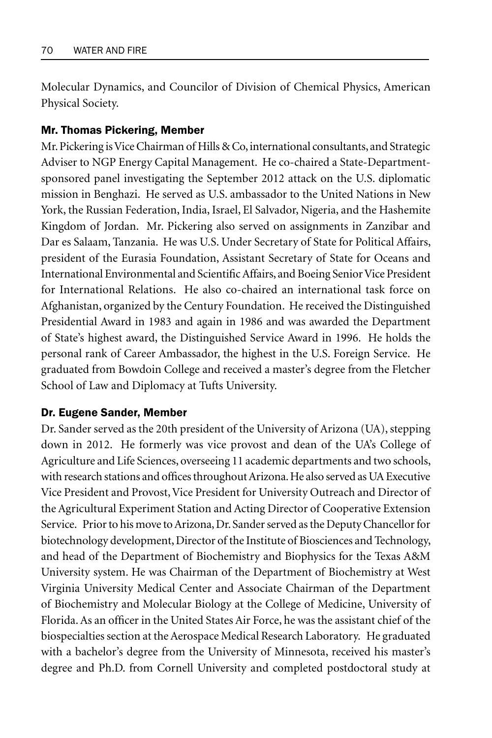Molecular Dynamics, and Councilor of Division of Chemical Physics, American Physical Society.

### Mr. Thomas Pickering, Member

Mr. Pickering is Vice Chairman of Hills & Co, international consultants, and Strategic Adviser to NGP Energy Capital Management. He co-chaired a State-Department-sponsored panel investigating the September 2012 attack on the U.S. diplomatic mission in Benghazi. He served as U.S. ambassador to the United Nations in New York, the Russian Federation, India, Israel, El Salvador, Nigeria, and the Hashemite Kingdom of Jordan. Mr. Pickering also served on assignments in Zanzibar and Dar es Salaam, Tanzania. He was U.S. Under Secretary of State for Political Affairs, president of the Eurasia Foundation, Assistant Secretary of State for Oceans and International Environmental and Scientific Affairs, and Boeing Senior Vice President for International Relations. He also co-chaired an international task force on Afghanistan, organized by the Century Foundation. He received the Distinguished Presidential Award in 1983 and again in 1986 and was awarded the Department of State's highest award, the Distinguished Service Award in 1996. He holds the personal rank of Career Ambassador, the highest in the U.S. Foreign Service. He graduated from Bowdoin College and received a master's degree from the Fletcher School of Law and Diplomacy at Tufts University.

### Dr. Eugene Sander, Member

Dr. Sander served as the 20th president of the University of Arizona (UA), stepping down in 2012. He formerly was vice provost and dean of the UA's College of Agriculture and Life Sciences, overseeing 11 academic departments and two schools, with research stations and offices throughout Arizona. He also served as UA Executive Vice President and Provost, Vice President for University Outreach and Director of the Agricultural Experiment Station and Acting Director of Cooperative Extension Service. Prior to his move to Arizona, Dr. Sander served as the Deputy Chancellor for biotechnology development, Director of the Institute of Biosciences and Technology, and head of the Department of Biochemistry and Biophysics for the Texas A&M University system. He was Chairman of the Department of Biochemistry at West Virginia University Medical Center and Associate Chairman of the Department of Biochemistry and Molecular Biology at the College of Medicine, University of Florida. As an officer in the United States Air Force, he was the assistant chief of the biospecialties section at the Aerospace Medical Research Laboratory. He graduated with a bachelor's degree from the University of Minnesota, received his master's degree and Ph.D. from Cornell University and completed postdoctoral study at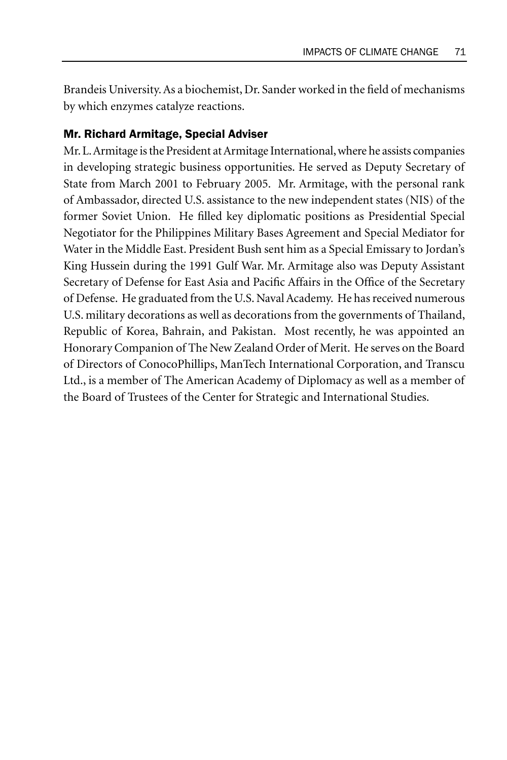Brandeis University. As a biochemist, Dr. Sander worked in the field of mechanisms by which enzymes catalyze reactions.

#### Mr. Richard Armitage, Special Adviser

Mr. L. Armitage is the President at Armitage International, where he assists companies in developing strategic business opportunities. He served as Deputy Secretary of State from March 2001 to February 2005. Mr. Armitage, with the personal rank of Ambassador, directed U.S. assistance to the new independent states (NIS) of the former Soviet Union. He filled key diplomatic positions as Presidential Special Negotiator for the Philippines Military Bases Agreement and Special Mediator for Water in the Middle East. President Bush sent him as a Special Emissary to Jordan's King Hussein during the 1991 Gulf War. Mr. Armitage also was Deputy Assistant Secretary of Defense for East Asia and Pacific Affairs in the Office of the Secretary of Defense. He graduated from the U.S. Naval Academy. He has received numerous U.S. military decorations as well as decorations from the governments of Thailand, Republic of Korea, Bahrain, and Pakistan. Most recently, he was appointed an Honorary Companion of The New Zealand Order of Merit. He serves on the Board of Directors of ConocoPhillips, ManTech International Corporation, and Transcu Ltd., is a member of The American Academy of Diplomacy as well as a member of the Board of Trustees of the Center for Strategic and International Studies.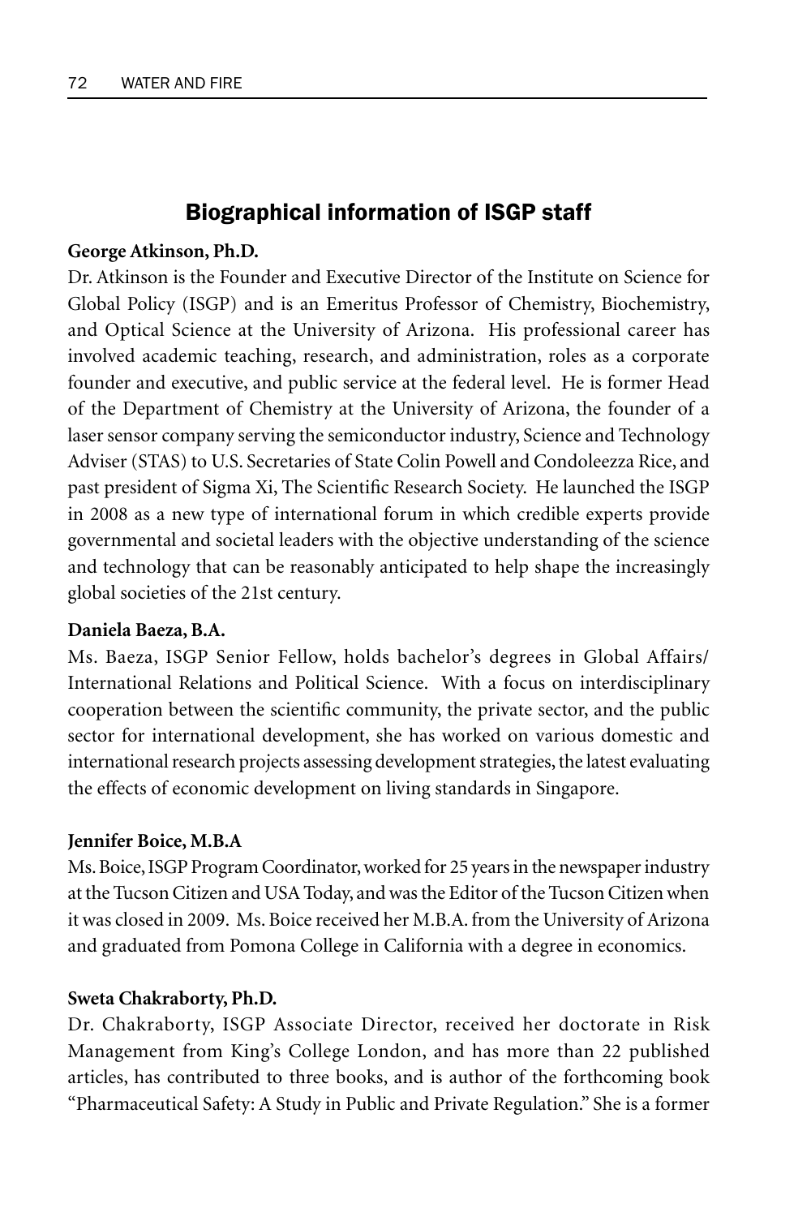## Biographical information of ISGP staff

**George Atkinson, Ph.D.**

Dr. Atkinson is the Founder and Executive Director of the Institute on Science for Global Policy (ISGP) and is an Emeritus Professor of Chemistry, Biochemistry, and Optical Science at the University of Arizona. His professional career has involved academic teaching, research, and administration, roles as a corporate founder and executive, and public service at the federal level. He is former Head of the Department of Chemistry at the University of Arizona, the founder of a laser sensor company serving the semiconductor industry, Science and Technology Adviser (STAS) to U.S. Secretaries of State Colin Powell and Condoleezza Rice, and past president of Sigma Xi, The Scientific Research Society. He launched the ISGP in 2008 as a new type of international forum in which credible experts provide governmental and societal leaders with the objective understanding of the science and technology that can be reasonably anticipated to help shape the increasingly global societies of the 21st century.

**Daniela Baeza, B.A.**

Ms. Baeza, ISGP Senior Fellow, holds bachelor's degrees in Global Affairs/International Relations and Political Science. With a focus on interdisciplinary cooperation between the scientific community, the private sector, and the public sector for international development, she has worked on various domestic and international research projects assessing development strategies, the latest evaluating the effects of economic development on living standards in Singapore.

**Jennifer Boice, M.B.A**

Ms. Boice, ISGP Program Coordinator, worked for 25 years in the newspaper industry at the Tucson Citizen and USA Today, and was the Editor of the Tucson Citizen when it was closed in 2009. Ms. Boice received her M.B.A. from the University of Arizona and graduated from Pomona College in California with a degree in economics.

**Sweta Chakraborty, Ph.D.**

Dr. Chakraborty, ISGP Associate Director, received her doctorate in Risk Management from King's College London, and has more than 22 published articles, has contributed to three books, and is author of the forthcoming book "Pharmaceutical Safety: A Study in Public and Private Regulation." She is a former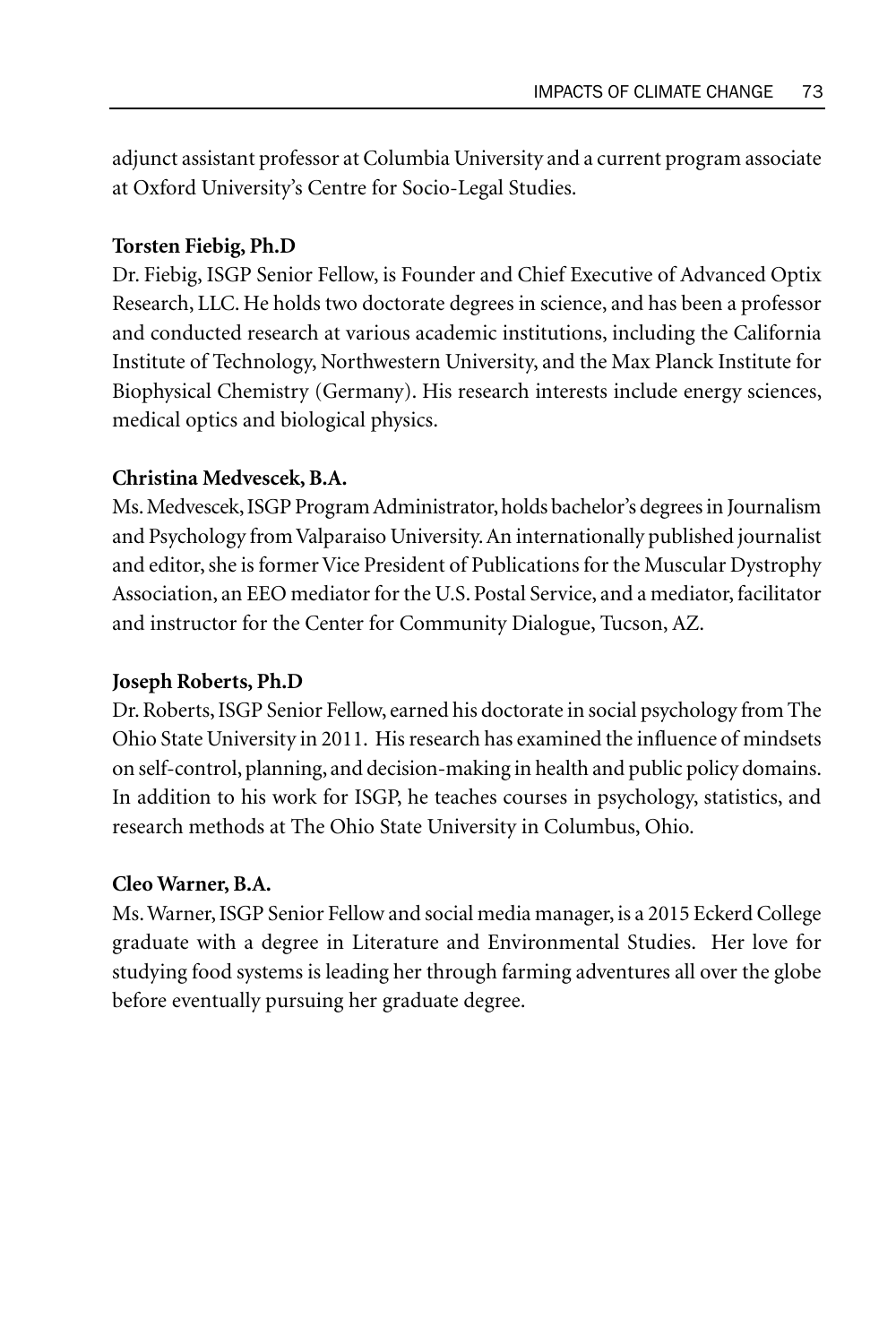adjunct assistant professor at Columbia University and a current program associate at Oxford University's Centre for Socio-Legal Studies.

**Torsten Fiebig, Ph.D**

Dr. Fiebig, ISGP Senior Fellow, is Founder and Chief Executive of Advanced Optix Research, LLC. He holds two doctorate degrees in science, and has been a professor and conducted research at various academic institutions, including the California Institute of Technology, Northwestern University, and the Max Planck Institute for Biophysical Chemistry (Germany). His research interests include energy sciences, medical optics and biological physics.

**Christina Medvescek, B.A.**

Ms. Medvescek, ISGP Program Administrator, holds bachelor's degrees in Journalism and Psychology from Valparaiso University. An internationally published journalist and editor, she is former Vice President of Publications for the Muscular Dystrophy Association, an EEO mediator for the U.S. Postal Service, and a mediator, facilitator and instructor for the Center for Community Dialogue, Tucson, AZ.

**Joseph Roberts, Ph.D**

Dr. Roberts, ISGP Senior Fellow, earned his doctorate in social psychology from The Ohio State University in 2011. His research has examined the influence of mindsets on self-control, planning, and decision-making in health and public policy domains. In addition to his work for ISGP, he teaches courses in psychology, statistics, and research methods at The Ohio State University in Columbus, Ohio.

**Cleo Warner, B.A.**

Ms. Warner, ISGP Senior Fellow and social media manager, is a 2015 Eckerd College graduate with a degree in Literature and Environmental Studies. Her love for studying food systems is leading her through farming adventures all over the globe before eventually pursuing her graduate degree.